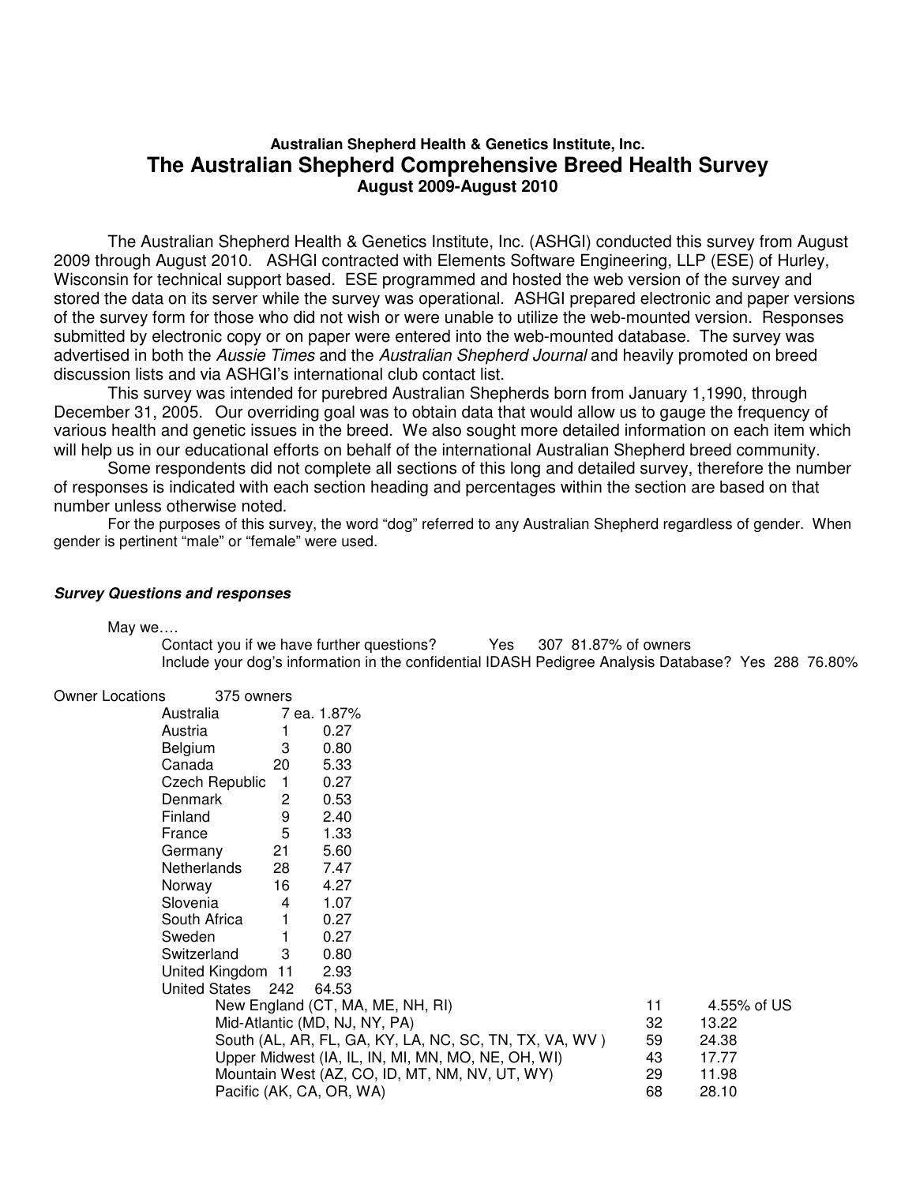**Australian Shepherd Health & Genetics Institute, Inc.**

# The Australian Shepherd Comprehensive Breed Health Survey

**August 2009-August 2010**

The Australian Shepherd Health & Genetics Institute, Inc. (ASHGI) conducted this survey from August 2009 through August 2010. ASHGI contracted with Elements Software Engineering, LLP (ESE) of Hurley, Wisconsin for technical support based. ESE programmed and hosted the web version of the survey and stored the data on its server while the survey was operational. ASHGI prepared electronic and paper versions of the survey form for those who did not wish or were unable to utilize the web-mounted version. Responses submitted by electronic copy or on paper were entered into the web-mounted database. The survey was advertised in both the *Aussie Times* and the *Australian Shepherd Journal* and heavily promoted on breed discussion lists and via ASHGI's international club contact list.

This survey was intended for purebred Australian Shepherds born from January 1,1990, through December 31, 2005. Our overriding goal was to obtain data that would allow us to gauge the frequency of various health and genetic issues in the breed. We also sought more detailed information on each item which will help us in our educational efforts on behalf of the international Australian Shepherd breed community.

Some respondents did not complete all sections of this long and detailed survey, therefore the number of responses is indicated with each section heading and percentages within the section are based on that number unless otherwise noted.

For the purposes of this survey, the word "dog" referred to any Australian Shepherd regardless of gender. When gender is pertinent "male" or "female" were used.

***Survey Questions and responses***

May we….

Contact you if we have further questions? Yes 307 81.87% of owners

Include your dog's information in the confidential IDASH Pedigree Analysis Database? Yes 288 76.80%

Owner Locations 375 owners

| | | |
|---|---|---|
| Australia | 7 ea. | 1.87% |
| Austria | 1 | 0.27 |
| Belgium | 3 | 0.80 |
| Canada | 20 | 5.33 |
| Czech Republic | 1 | 0.27 |
| Denmark | 2 | 0.53 |
| Finland | 9 | 2.40 |
| France | 5 | 1.33 |
| Germany | 21 | 5.60 |
| Netherlands | 28 | 7.47 |
| Norway | 16 | 4.27 |
| Slovenia | 4 | 1.07 |
| South Africa | 1 | 0.27 |
| Sweden | 1 | 0.27 |
| Switzerland | 3 | 0.80 |
| United Kingdom | 11 | 2.93 |
| United States | 242 | 64.53 |

| | | |
|---|---|---|
| New England (CT, MA, ME, NH, RI) | 11 | 4.55% of US |
| Mid-Atlantic (MD, NJ, NY, PA) | 32 | 13.22 |
| South (AL, AR, FL, GA, KY, LA, NC, SC, TN, TX, VA, WV ) | 59 | 24.38 |
| Upper Midwest (IA, IL, IN, MI, MN, MO, NE, OH, WI) | 43 | 17.77 |
| Mountain West (AZ, CO, ID, MT, NM, NV, UT, WY) | 29 | 11.98 |
| Pacific (AK, CA, OR, WA) | 68 | 28.10 |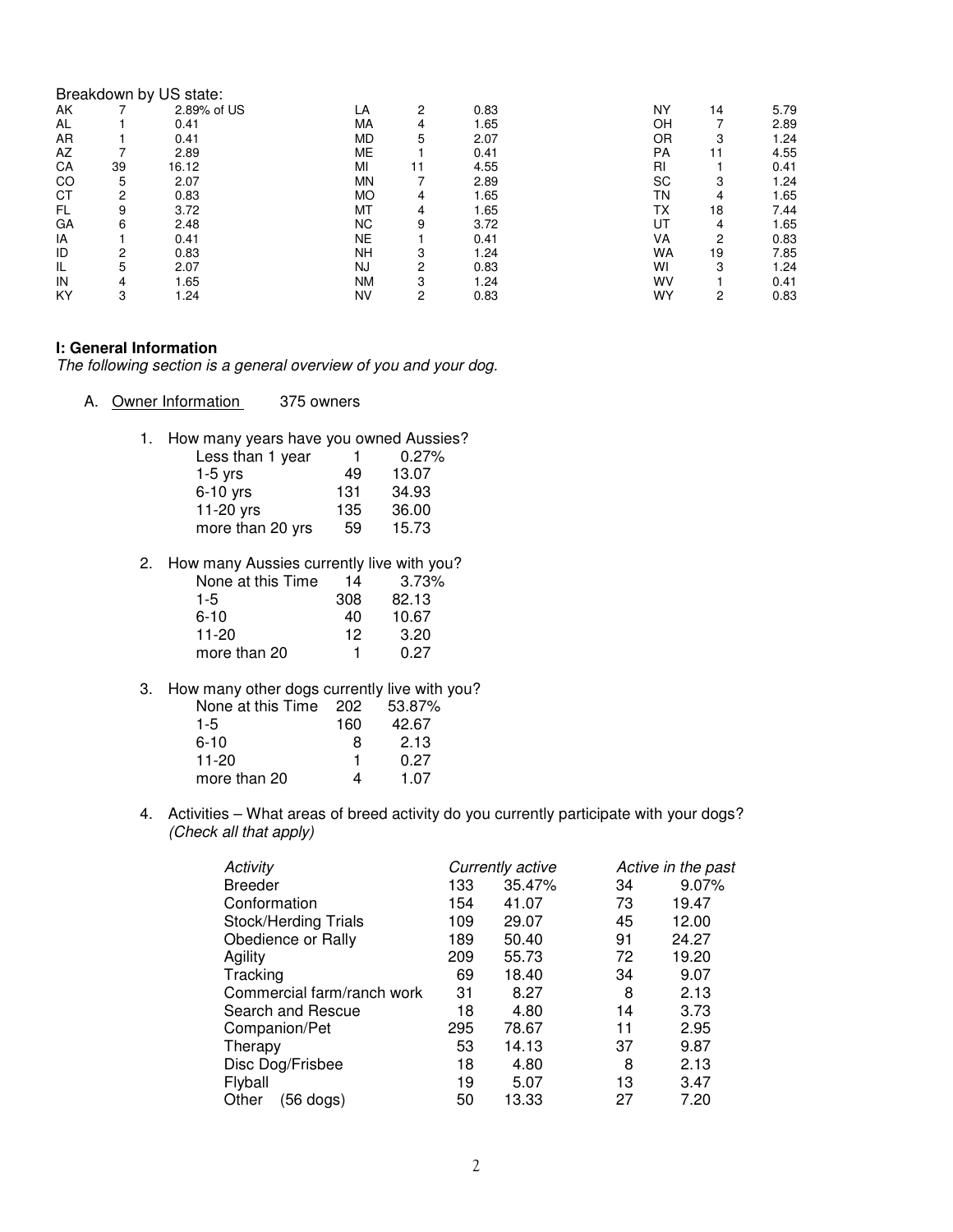Breakdown by US state:

| | | | | | | | | |
|---|---|---|---|---|---|---|---|---|
| AK | 7 | 2.89% of US | LA | 2 | 0.83 | NY | 14 | 5.79 |
| AL | 1 | 0.41 | MA | 4 | 1.65 | OH | 7 | 2.89 |
| AR | 1 | 0.41 | MD | 5 | 2.07 | OR | 3 | 1.24 |
| AZ | 7 | 2.89 | ME | 1 | 0.41 | PA | 11 | 4.55 |
| CA | 39 | 16.12 | MI | 11 | 4.55 | RI | 1 | 0.41 |
| CO | 5 | 2.07 | MN | 7 | 2.89 | SC | 3 | 1.24 |
| CT | 2 | 0.83 | MO | 4 | 1.65 | TN | 4 | 1.65 |
| FL | 9 | 3.72 | MT | 4 | 1.65 | TX | 18 | 7.44 |
| GA | 6 | 2.48 | NC | 9 | 3.72 | UT | 4 | 1.65 |
| IA | 1 | 0.41 | NE | 1 | 0.41 | VA | 2 | 0.83 |
| ID | 2 | 0.83 | NH | 3 | 1.24 | WA | 19 | 7.85 |
| IL | 5 | 2.07 | NJ | 2 | 0.83 | WI | 3 | 1.24 |
| IN | 4 | 1.65 | NM | 3 | 1.24 | WV | 1 | 0.41 |
| KY | 3 | 1.24 | NV | 2 | 0.83 | WY | 2 | 0.83 |

**I: General Information**

*The following section is a general overview of you and your dog.*

A. Owner Information 375 owners

1. How many years have you owned Aussies?

| | | |
|---|---|---|
| Less than 1 year | 1 | 0.27% |
| 1-5 yrs | 49 | 13.07 |
| 6-10 yrs | 131 | 34.93 |
| 11-20 yrs | 135 | 36.00 |
| more than 20 yrs | 59 | 15.73 |

2. How many Aussies currently live with you?

| | | |
|---|---|---|
| None at this Time | 14 | 3.73% |
| 1-5 | 308 | 82.13 |
| 6-10 | 40 | 10.67 |
| 11-20 | 12 | 3.20 |
| more than 20 | 1 | 0.27 |

3. How many other dogs currently live with you?

| | | |
|---|---|---|
| None at this Time | 202 | 53.87% |
| 1-5 | 160 | 42.67 |
| 6-10 | 8 | 2.13 |
| 11-20 | 1 | 0.27 |
| more than 20 | 4 | 1.07 |

4. Activities – What areas of breed activity do you currently participate with your dogs? *(Check all that apply)*

| *Activity* | *Currently active* | | *Active in the past* | |
|---|---|---|---|---|
| Breeder | 133 | 35.47% | 34 | 9.07% |
| Conformation | 154 | 41.07 | 73 | 19.47 |
| Stock/Herding Trials | 109 | 29.07 | 45 | 12.00 |
| Obedience or Rally | 189 | 50.40 | 91 | 24.27 |
| Agility | 209 | 55.73 | 72 | 19.20 |
| Tracking | 69 | 18.40 | 34 | 9.07 |
| Commercial farm/ranch work | 31 | 8.27 | 8 | 2.13 |
| Search and Rescue | 18 | 4.80 | 14 | 3.73 |
| Companion/Pet | 295 | 78.67 | 11 | 2.95 |
| Therapy | 53 | 14.13 | 37 | 9.87 |
| Disc Dog/Frisbee | 18 | 4.80 | 8 | 2.13 |
| Flyball | 19 | 5.07 | 13 | 3.47 |
| Other (56 dogs) | 50 | 13.33 | 27 | 7.20 |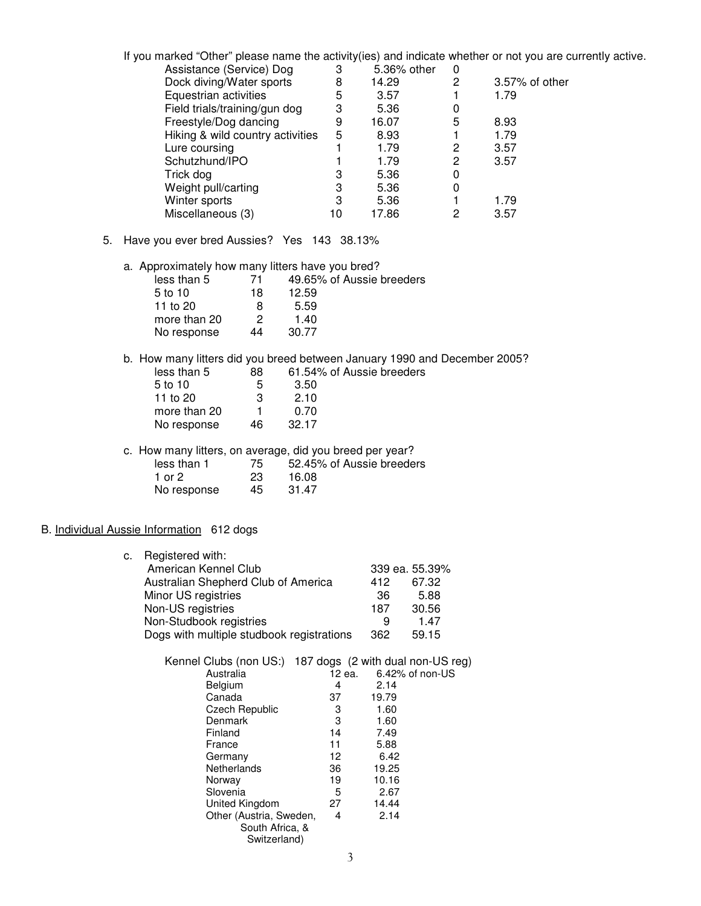If you marked "Other" please name the activity(ies) and indicate whether or not you are currently active.

| | | | | |
|---|---|---|---|---|
| Assistance (Service) Dog | 3 | 5.36% other | 0 | |
| Dock diving/Water sports | 8 | 14.29 | 2 | 3.57% of other |
| Equestrian activities | 5 | 3.57 | 1 | 1.79 |
| Field trials/training/gun dog | 3 | 5.36 | 0 | |
| Freestyle/Dog dancing | 9 | 16.07 | 5 | 8.93 |
| Hiking & wild country activities | 5 | 8.93 | 1 | 1.79 |
| Lure coursing | 1 | 1.79 | 2 | 3.57 |
| Schutzhund/IPO | 1 | 1.79 | 2 | 3.57 |
| Trick dog | 3 | 5.36 | 0 | |
| Weight pull/carting | 3 | 5.36 | 0 | |
| Winter sports | 3 | 5.36 | 1 | 1.79 |
| Miscellaneous (3) | 10 | 17.86 | 2 | 3.57 |

5. Have you ever bred Aussies? Yes 143 38.13%

   a. Approximately how many litters have you bred?

   | | | |
   |---|---|---|
   | less than 5 | 71 | 49.65% of Aussie breeders |
   | 5 to 10 | 18 | 12.59 |
   | 11 to 20 | 8 | 5.59 |
   | more than 20 | 2 | 1.40 |
   | No response | 44 | 30.77 |

   b. How many litters did you breed between January 1990 and December 2005?

   | | | |
   |---|---|---|
   | less than 5 | 88 | 61.54% of Aussie breeders |
   | 5 to 10 | 5 | 3.50 |
   | 11 to 20 | 3 | 2.10 |
   | more than 20 | 1 | 0.70 |
   | No response | 46 | 32.17 |

   c. How many litters, on average, did you breed per year?

   | | | |
   |---|---|---|
   | less than 1 | 75 | 52.45% of Aussie breeders |
   | 1 or 2 | 23 | 16.08 |
   | No response | 45 | 31.47 |

## B. Individual Aussie Information 612 dogs

c. Registered with:

| | | |
|---|---|---|
| American Kennel Club | 339 ea. | 55.39% |
| Australian Shepherd Club of America | 412 | 67.32 |
| Minor US registries | 36 | 5.88 |
| Non-US registries | 187 | 30.56 |
| Non-Studbook registries | 9 | 1.47 |
| Dogs with multiple studbook registrations | 362 | 59.15 |

Kennel Clubs (non US:) 187 dogs (2 with dual non-US reg)

| | | |
|---|---|---|
| Australia | 12 ea. | 6.42% of non-US |
| Belgium | 4 | 2.14 |
| Canada | 37 | 19.79 |
| Czech Republic | 3 | 1.60 |
| Denmark | 3 | 1.60 |
| Finland | 14 | 7.49 |
| France | 11 | 5.88 |
| Germany | 12 | 6.42 |
| Netherlands | 36 | 19.25 |
| Norway | 19 | 10.16 |
| Slovenia | 5 | 2.67 |
| United Kingdom | 27 | 14.44 |
| Other (Austria, Sweden, South Africa, & Switzerland) | 4 | 2.14 |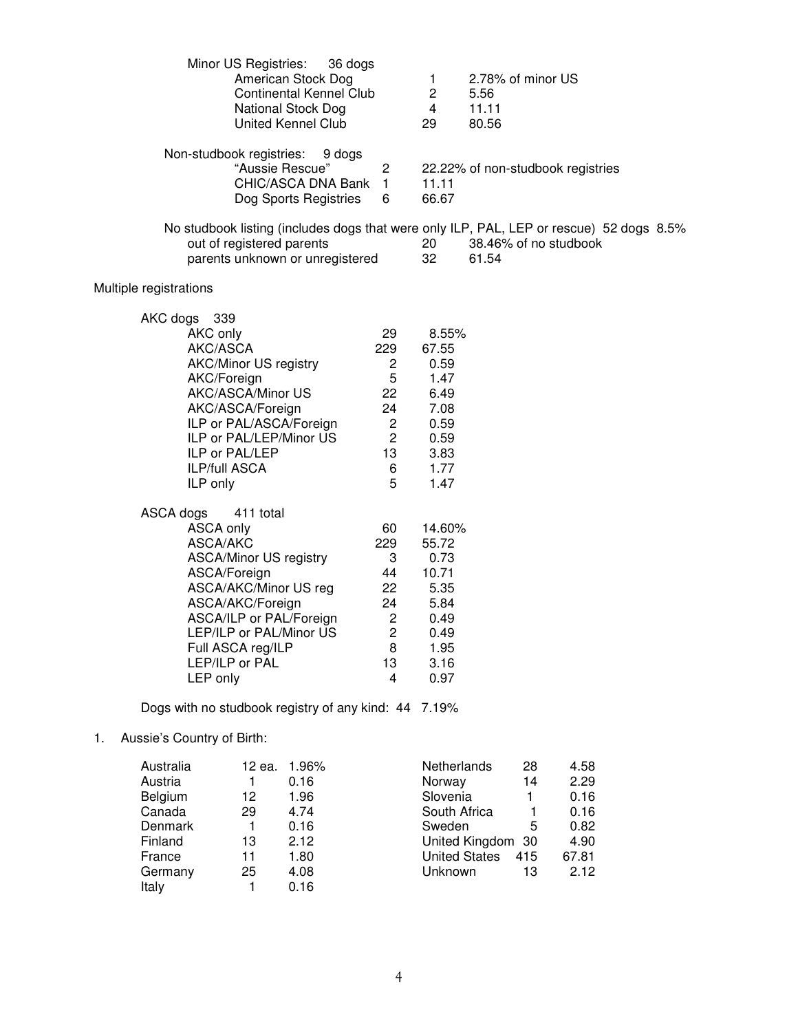Minor US Registries: 36 dogs

| | | |
|---|---|---|
| American Stock Dog | 1 | 2.78% of minor US |
| Continental Kennel Club | 2 | 5.56 |
| National Stock Dog | 4 | 11.11 |
| United Kennel Club | 29 | 80.56 |

Non-studbook registries: 9 dogs

| | | |
|---|---|---|
| "Aussie Rescue" | 2 | 22.22% of non-studbook registries |
| CHIC/ASCA DNA Bank | 1 | 11.11 |
| Dog Sports Registries | 6 | 66.67 |

No studbook listing (includes dogs that were only ILP, PAL, LEP or rescue) 52 dogs 8.5%

| | | |
|---|---|---|
| out of registered parents | 20 | 38.46% of no studbook |
| parents unknown or unregistered | 32 | 61.54 |

Multiple registrations

AKC dogs 339

| | | |
|---|---|---|
| AKC only | 29 | 8.55% |
| AKC/ASCA | 229 | 67.55 |
| AKC/Minor US registry | 2 | 0.59 |
| AKC/Foreign | 5 | 1.47 |
| AKC/ASCA/Minor US | 22 | 6.49 |
| AKC/ASCA/Foreign | 24 | 7.08 |
| ILP or PAL/ASCA/Foreign | 2 | 0.59 |
| ILP or PAL/LEP/Minor US | 2 | 0.59 |
| ILP or PAL/LEP | 13 | 3.83 |
| ILP/full ASCA | 6 | 1.77 |
| ILP only | 5 | 1.47 |

ASCA dogs 411 total

| | | |
|---|---|---|
| ASCA only | 60 | 14.60% |
| ASCA/AKC | 229 | 55.72 |
| ASCA/Minor US registry | 3 | 0.73 |
| ASCA/Foreign | 44 | 10.71 |
| ASCA/AKC/Minor US reg | 22 | 5.35 |
| ASCA/AKC/Foreign | 24 | 5.84 |
| ASCA/ILP or PAL/Foreign | 2 | 0.49 |
| LEP/ILP or PAL/Minor US | 2 | 0.49 |
| Full ASCA reg/ILP | 8 | 1.95 |
| LEP/ILP or PAL | 13 | 3.16 |
| LEP only | 4 | 0.97 |

Dogs with no studbook registry of any kind: 44 7.19%

1. Aussie's Country of Birth:

| | | |
|---|---|---|
| Australia | 12 ea. | 1.96% |
| Austria | 1 | 0.16 |
| Belgium | 12 | 1.96 |
| Canada | 29 | 4.74 |
| Denmark | 1 | 0.16 |
| Finland | 13 | 2.12 |
| France | 11 | 1.80 |
| Germany | 25 | 4.08 |
| Italy | 1 | 0.16 |
| Netherlands | 28 | 4.58 |
| Norway | 14 | 2.29 |
| Slovenia | 1 | 0.16 |
| South Africa | 1 | 0.16 |
| Sweden | 5 | 0.82 |
| United Kingdom | 30 | 4.90 |
| United States | 415 | 67.81 |
| Unknown | 13 | 2.12 |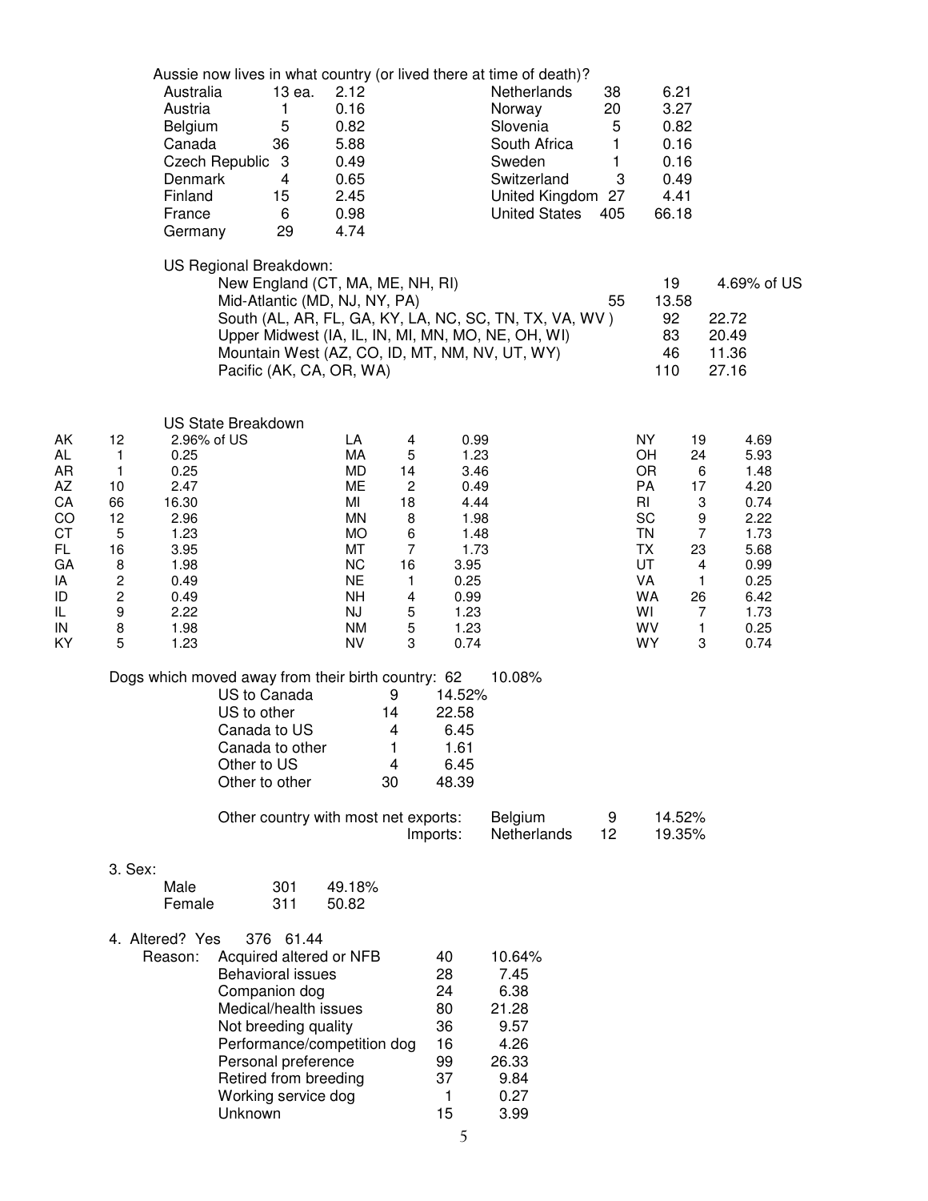Aussie now lives in what country (or lived there at time of death)?

| | | | | | |
|---|---|---|---|---|---|
| Australia | 13 ea. | 2.12 | Netherlands | 38 | 6.21 |
| Austria | 1 | 0.16 | Norway | 20 | 3.27 |
| Belgium | 5 | 0.82 | Slovenia | 5 | 0.82 |
| Canada | 36 | 5.88 | South Africa | 1 | 0.16 |
| Czech Republic | 3 | 0.49 | Sweden | 1 | 0.16 |
| Denmark | 4 | 0.65 | Switzerland | 3 | 0.49 |
| Finland | 15 | 2.45 | United Kingdom | 27 | 4.41 |
| France | 6 | 0.98 | United States | 405 | 66.18 |
| Germany | 29 | 4.74 | | | |

US Regional Breakdown:

| | | |
|---|---|---|
| New England (CT, MA, ME, NH, RI) | 19 | 4.69% of US |
| Mid-Atlantic (MD, NJ, NY, PA) | 55 | 13.58 |
| South (AL, AR, FL, GA, KY, LA, NC, SC, TN, TX, VA, WV ) | 92 | 22.72 |
| Upper Midwest (IA, IL, IN, MI, MN, MO, NE, OH, WI) | 83 | 20.49 |
| Mountain West (AZ, CO, ID, MT, NM, NV, UT, WY) | 46 | 11.36 |
| Pacific (AK, CA, OR, WA) | 110 | 27.16 |

US State Breakdown

| | | | | | | | | |
|---|---|---|---|---|---|---|---|---|
| AK | 12 | 2.96% of US | LA | 4 | 0.99 | NY | 19 | 4.69 |
| AL | 1 | 0.25 | MA | 5 | 1.23 | OH | 24 | 5.93 |
| AR | 1 | 0.25 | MD | 14 | 3.46 | OR | 6 | 1.48 |
| AZ | 10 | 2.47 | ME | 2 | 0.49 | PA | 17 | 4.20 |
| CA | 66 | 16.30 | MI | 18 | 4.44 | RI | 3 | 0.74 |
| CO | 12 | 2.96 | MN | 8 | 1.98 | SC | 9 | 2.22 |
| CT | 5 | 1.23 | MO | 6 | 1.48 | TN | 7 | 1.73 |
| FL | 16 | 3.95 | MT | 7 | 1.73 | TX | 23 | 5.68 |
| GA | 8 | 1.98 | NC | 16 | 3.95 | UT | 4 | 0.99 |
| IA | 2 | 0.49 | NE | 1 | 0.25 | VA | 1 | 0.25 |
| ID | 2 | 0.49 | NH | 4 | 0.99 | WA | 26 | 6.42 |
| IL | 9 | 2.22 | NJ | 5 | 1.23 | WI | 7 | 1.73 |
| IN | 8 | 1.98 | NM | 5 | 1.23 | WV | 1 | 0.25 |
| KY | 5 | 1.23 | NV | 3 | 0.74 | WY | 3 | 0.74 |

Dogs which moved away from their birth country: 62 10.08%

| | | |
|---|---|---|
| US to Canada | 9 | 14.52% |
| US to other | 14 | 22.58 |
| Canada to US | 4 | 6.45 |
| Canada to other | 1 | 1.61 |
| Other to US | 4 | 6.45 |
| Other to other | 30 | 48.39 |

| | | | |
|---|---|---|---|
| Other country with most net exports: | Belgium | 9 | 14.52% |
| Imports: | Netherlands | 12 | 19.35% |

3. Sex:

| | | |
|---|---|---|
| Male | 301 | 49.18% |
| Female | 311 | 50.82 |

4. Altered? Yes 376 61.44

Reason:

| | | |
|---|---|---|
| Acquired altered or NFB | 40 | 10.64% |
| Behavioral issues | 28 | 7.45 |
| Companion dog | 24 | 6.38 |
| Medical/health issues | 80 | 21.28 |
| Not breeding quality | 36 | 9.57 |
| Performance/competition dog | 16 | 4.26 |
| Personal preference | 99 | 26.33 |
| Retired from breeding | 37 | 9.84 |
| Working service dog | 1 | 0.27 |
| Unknown | 15 | 3.99 |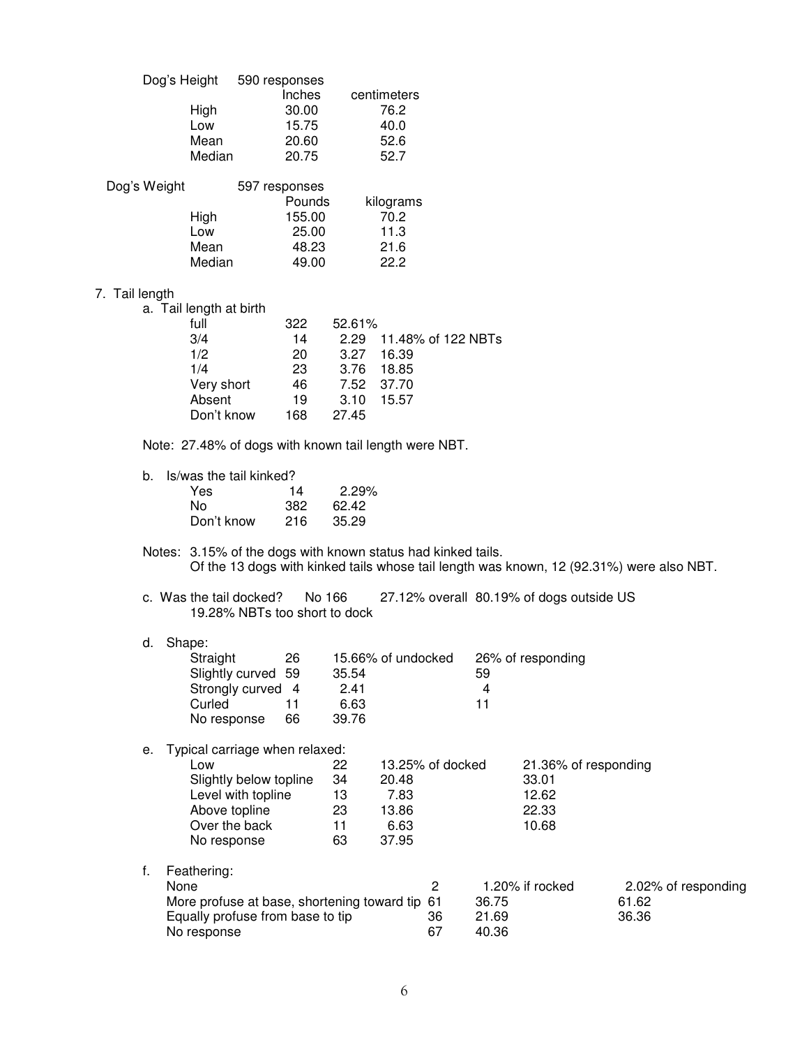Dog's Height 590 responses

| | Inches | centimeters |
|---|---|---|
| High | 30.00 | 76.2 |
| Low | 15.75 | 40.0 |
| Mean | 20.60 | 52.6 |
| Median | 20.75 | 52.7 |

Dog's Weight 597 responses

| | Pounds | kilograms |
|---|---|---|
| High | 155.00 | 70.2 |
| Low | 25.00 | 11.3 |
| Mean | 48.23 | 21.6 |
| Median | 49.00 | 22.2 |

7. Tail length

a. Tail length at birth

| | | | |
|---|---|---|---|
| full | 322 | 52.61% | |
| 3/4 | 14 | 2.29 | 11.48% of 122 NBTs |
| 1/2 | 20 | 3.27 | 16.39 |
| 1/4 | 23 | 3.76 | 18.85 |
| Very short | 46 | 7.52 | 37.70 |
| Absent | 19 | 3.10 | 15.57 |
| Don't know | 168 | 27.45 | |

Note: 27.48% of dogs with known tail length were NBT.

b. Is/was the tail kinked?

| | | |
|---|---|---|
| Yes | 14 | 2.29% |
| No | 382 | 62.42 |
| Don't know | 216 | 35.29 |

Notes: 3.15% of the dogs with known status had kinked tails.
Of the 13 dogs with kinked tails whose tail length was known, 12 (92.31%) were also NBT.

c. Was the tail docked? No 166 27.12% overall 80.19% of dogs outside US
19.28% NBTs too short to dock

d. Shape:

| | | | |
|---|---|---|---|
| Straight | 26 | 15.66% of undocked | 26% of responding |
| Slightly curved | 59 | 35.54 | 59 |
| Strongly curved | 4 | 2.41 | 4 |
| Curled | 11 | 6.63 | 11 |
| No response | 66 | 39.76 | |

e. Typical carriage when relaxed:

| | | | |
|---|---|---|---|
| Low | 22 | 13.25% of docked | 21.36% of responding |
| Slightly below topline | 34 | 20.48 | 33.01 |
| Level with topline | 13 | 7.83 | 12.62 |
| Above topline | 23 | 13.86 | 22.33 |
| Over the back | 11 | 6.63 | 10.68 |
| No response | 63 | 37.95 | |

f. Feathering:

| | | | |
|---|---|---|---|
| None | 2 | 1.20% if rocked | 2.02% of responding |
| More profuse at base, shortening toward tip | 61 | 36.75 | 61.62 |
| Equally profuse from base to tip | 36 | 21.69 | 36.36 |
| No response | 67 | 40.36 | |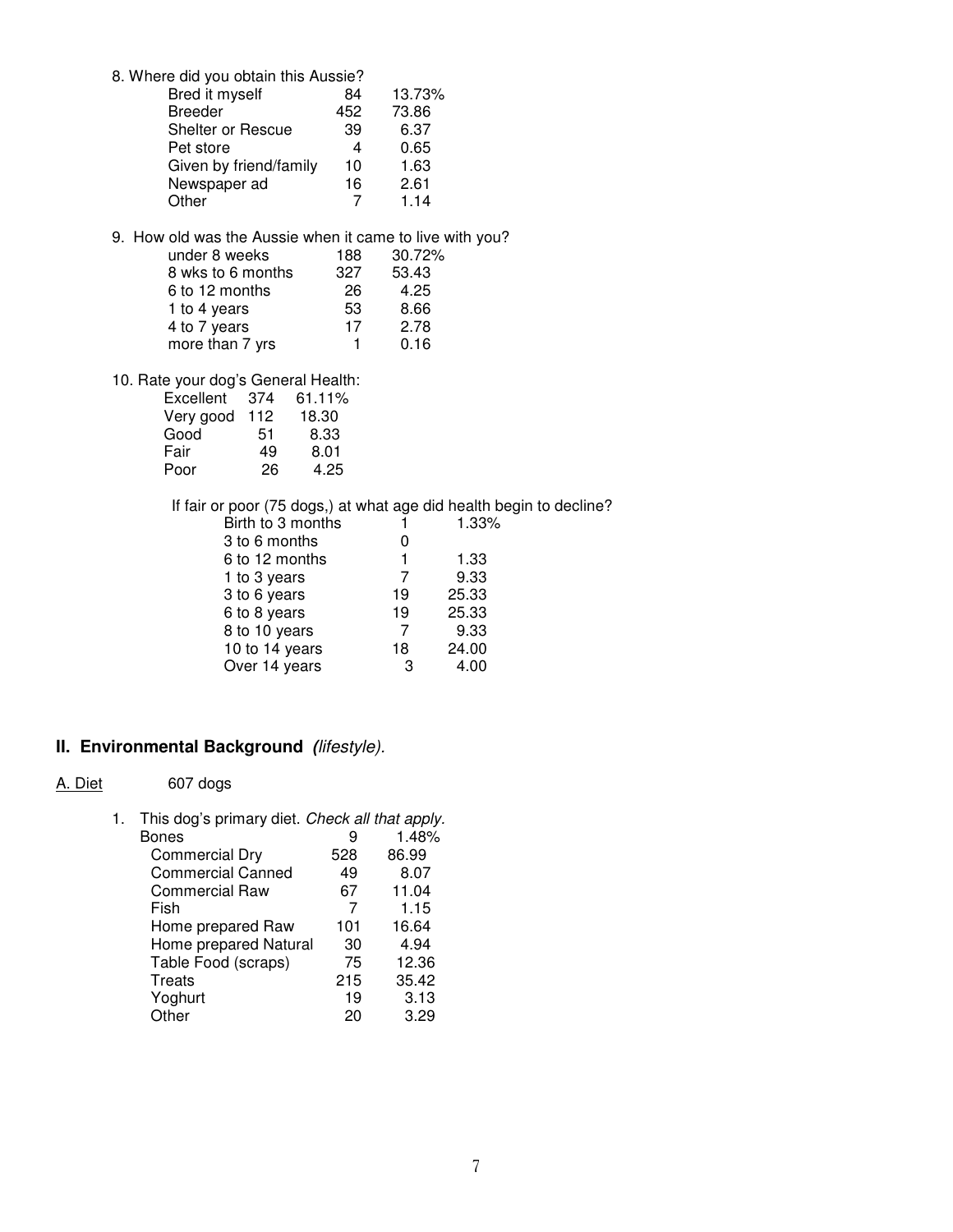8. Where did you obtain this Aussie?

| | | |
|---|---|---|
| Bred it myself | 84 | 13.73% |
| Breeder | 452 | 73.86 |
| Shelter or Rescue | 39 | 6.37 |
| Pet store | 4 | 0.65 |
| Given by friend/family | 10 | 1.63 |
| Newspaper ad | 16 | 2.61 |
| Other | 7 | 1.14 |

9. How old was the Aussie when it came to live with you?

| | | |
|---|---|---|
| under 8 weeks | 188 | 30.72% |
| 8 wks to 6 months | 327 | 53.43 |
| 6 to 12 months | 26 | 4.25 |
| 1 to 4 years | 53 | 8.66 |
| 4 to 7 years | 17 | 2.78 |
| more than 7 yrs | 1 | 0.16 |

10. Rate your dog's General Health:

| | | |
|---|---|---|
| Excellent | 374 | 61.11% |
| Very good | 112 | 18.30 |
| Good | 51 | 8.33 |
| Fair | 49 | 8.01 |
| Poor | 26 | 4.25 |

If fair or poor (75 dogs,) at what age did health begin to decline?

| | | |
|---|---|---|
| Birth to 3 months | 1 | 1.33% |
| 3 to 6 months | 0 | |
| 6 to 12 months | 1 | 1.33 |
| 1 to 3 years | 7 | 9.33 |
| 3 to 6 years | 19 | 25.33 |
| 6 to 8 years | 19 | 25.33 |
| 8 to 10 years | 7 | 9.33 |
| 10 to 14 years | 18 | 24.00 |
| Over 14 years | 3 | 4.00 |

## II. Environmental Background *(lifestyle).*

A. Diet 607 dogs

1. This dog's primary diet. *Check all that apply.*

| | | |
|---|---|---|
| Bones | 9 | 1.48% |
| Commercial Dry | 528 | 86.99 |
| Commercial Canned | 49 | 8.07 |
| Commercial Raw | 67 | 11.04 |
| Fish | 7 | 1.15 |
| Home prepared Raw | 101 | 16.64 |
| Home prepared Natural | 30 | 4.94 |
| Table Food (scraps) | 75 | 12.36 |
| Treats | 215 | 35.42 |
| Yoghurt | 19 | 3.13 |
| Other | 20 | 3.29 |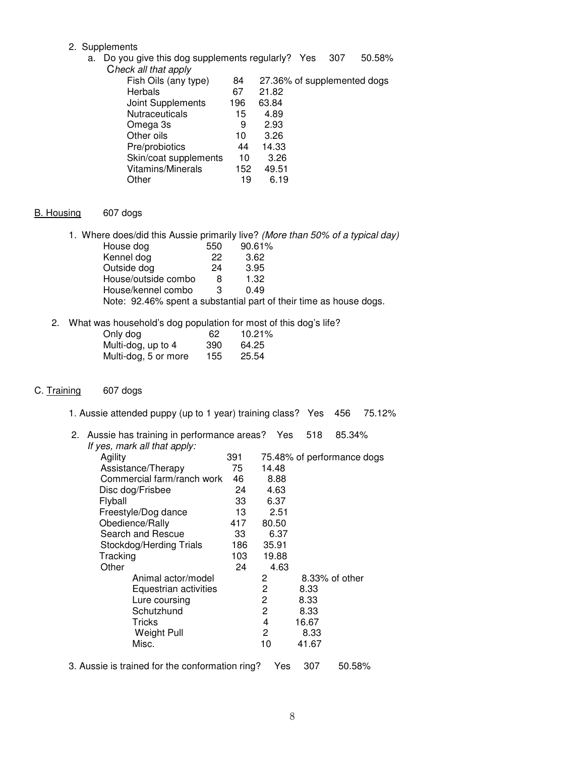2. Supplements

a. Do you give this dog supplements regularly? Yes 307 50.58%

*Check all that apply*

| | | |
|---|---|---|
| Fish Oils (any type) | 84 | 27.36% of supplemented dogs |
| Herbals | 67 | 21.82 |
| Joint Supplements | 196 | 63.84 |
| Nutraceuticals | 15 | 4.89 |
| Omega 3s | 9 | 2.93 |
| Other oils | 10 | 3.26 |
| Pre/probiotics | 44 | 14.33 |
| Skin/coat supplements | 10 | 3.26 |
| Vitamins/Minerals | 152 | 49.51 |
| Other | 19 | 6.19 |

## B. Housing 607 dogs

1. Where does/did this Aussie primarily live? *(More than 50% of a typical day)*

| | | |
|---|---|---|
| House dog | 550 | 90.61% |
| Kennel dog | 22 | 3.62 |
| Outside dog | 24 | 3.95 |
| House/outside combo | 8 | 1.32 |
| House/kennel combo | 3 | 0.49 |

Note: 92.46% spent a substantial part of their time as house dogs.

2. What was household's dog population for most of this dog's life?

| | | |
|---|---|---|
| Only dog | 62 | 10.21% |
| Multi-dog, up to 4 | 390 | 64.25 |
| Multi-dog, 5 or more | 155 | 25.54 |

## C. Training 607 dogs

1. Aussie attended puppy (up to 1 year) training class? Yes 456 75.12%

2. Aussie has training in performance areas? Yes 518 85.34%

*If yes, mark all that apply:*

| | | |
|---|---|---|
| Agility | 391 | 75.48% of performance dogs |
| Assistance/Therapy | 75 | 14.48 |
| Commercial farm/ranch work | 46 | 8.88 |
| Disc dog/Frisbee | 24 | 4.63 |
| Flyball | 33 | 6.37 |
| Freestyle/Dog dance | 13 | 2.51 |
| Obedience/Rally | 417 | 80.50 |
| Search and Rescue | 33 | 6.37 |
| Stockdog/Herding Trials | 186 | 35.91 |
| Tracking | 103 | 19.88 |
| Other | 24 | 4.63 |

| | | |
|---|---|---|
| Animal actor/model | 2 | 8.33% of other |
| Equestrian activities | 2 | 8.33 |
| Lure coursing | 2 | 8.33 |
| Schutzhund | 2 | 8.33 |
| Tricks | 4 | 16.67 |
| Weight Pull | 2 | 8.33 |
| Misc. | 10 | 41.67 |

3. Aussie is trained for the conformation ring? Yes 307 50.58%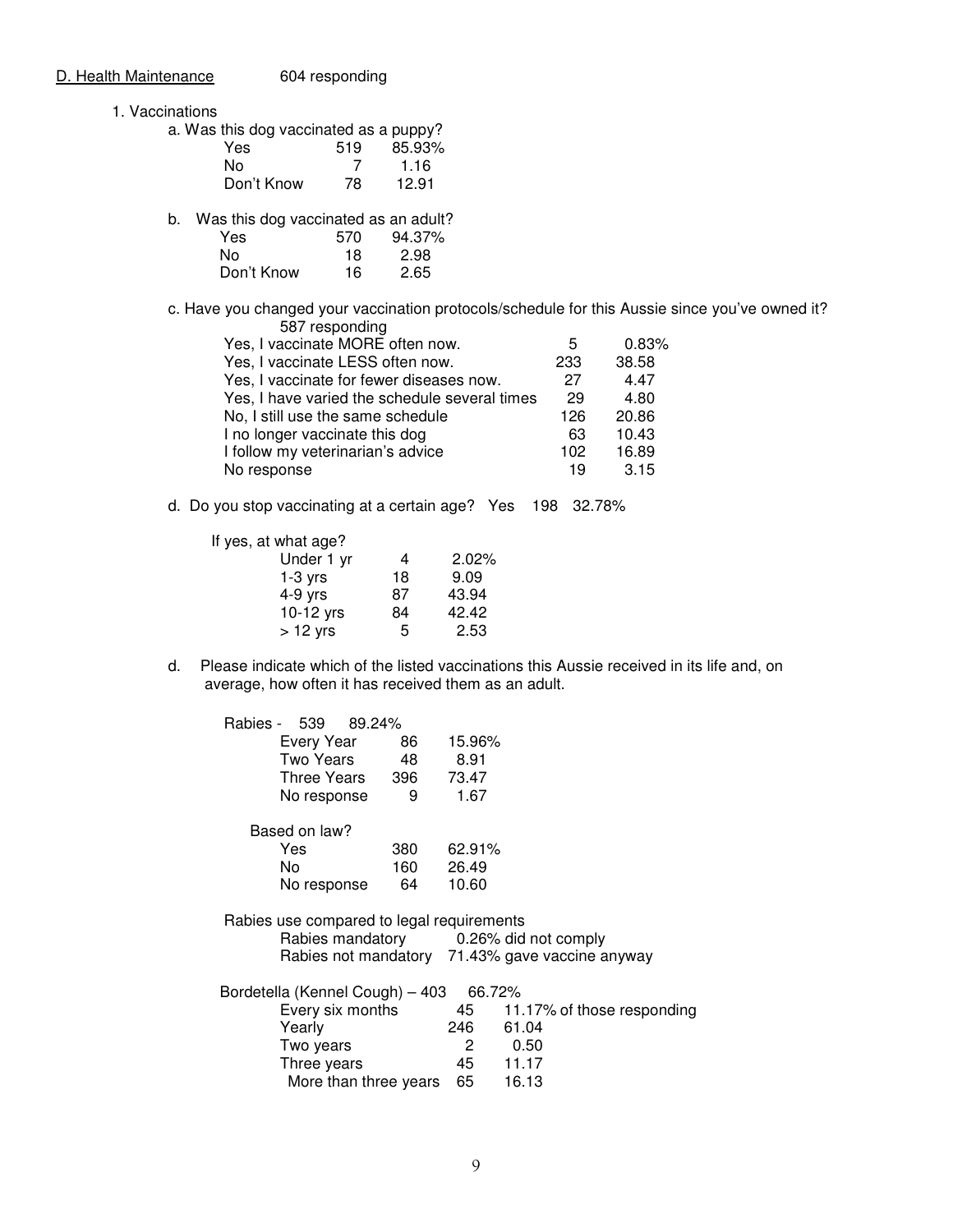## D. Health Maintenance

604 responding

1. Vaccinations

a. Was this dog vaccinated as a puppy?

| | | |
|---|---|---|
| Yes | 519 | 85.93% |
| No | 7 | 1.16 |
| Don't Know | 78 | 12.91 |

b. Was this dog vaccinated as an adult?

| | | |
|---|---|---|
| Yes | 570 | 94.37% |
| No | 18 | 2.98 |
| Don't Know | 16 | 2.65 |

c. Have you changed your vaccination protocols/schedule for this Aussie since you've owned it?

587 responding

| | | |
|---|---|---|
| Yes, I vaccinate MORE often now. | 5 | 0.83% |
| Yes, I vaccinate LESS often now. | 233 | 38.58 |
| Yes, I vaccinate for fewer diseases now. | 27 | 4.47 |
| Yes, I have varied the schedule several times | 29 | 4.80 |
| No, I still use the same schedule | 126 | 20.86 |
| I no longer vaccinate this dog | 63 | 10.43 |
| I follow my veterinarian's advice | 102 | 16.89 |
| No response | 19 | 3.15 |

d. Do you stop vaccinating at a certain age? Yes 198 32.78%

If yes, at what age?

| | | |
|---|---|---|
| Under 1 yr | 4 | 2.02% |
| 1-3 yrs | 18 | 9.09 |
| 4-9 yrs | 87 | 43.94 |
| 10-12 yrs | 84 | 42.42 |
| > 12 yrs | 5 | 2.53 |

d. Please indicate which of the listed vaccinations this Aussie received in its life and, on average, how often it has received them as an adult.

Rabies - 539 89.24%

| | | |
|---|---|---|
| Every Year | 86 | 15.96% |
| Two Years | 48 | 8.91 |
| Three Years | 396 | 73.47 |
| No response | 9 | 1.67 |

Based on law?

| | | |
|---|---|---|
| Yes | 380 | 62.91% |
| No | 160 | 26.49 |
| No response | 64 | 10.60 |

Rabies use compared to legal requirements

| | |
|---|---|
| Rabies mandatory | 0.26% did not comply |
| Rabies not mandatory | 71.43% gave vaccine anyway |

Bordetella (Kennel Cough) – 403 66.72%

| | | |
|---|---|---|
| Every six months | 45 | 11.17% of those responding |
| Yearly | 246 | 61.04 |
| Two years | 2 | 0.50 |
| Three years | 45 | 11.17 |
| More than three years | 65 | 16.13 |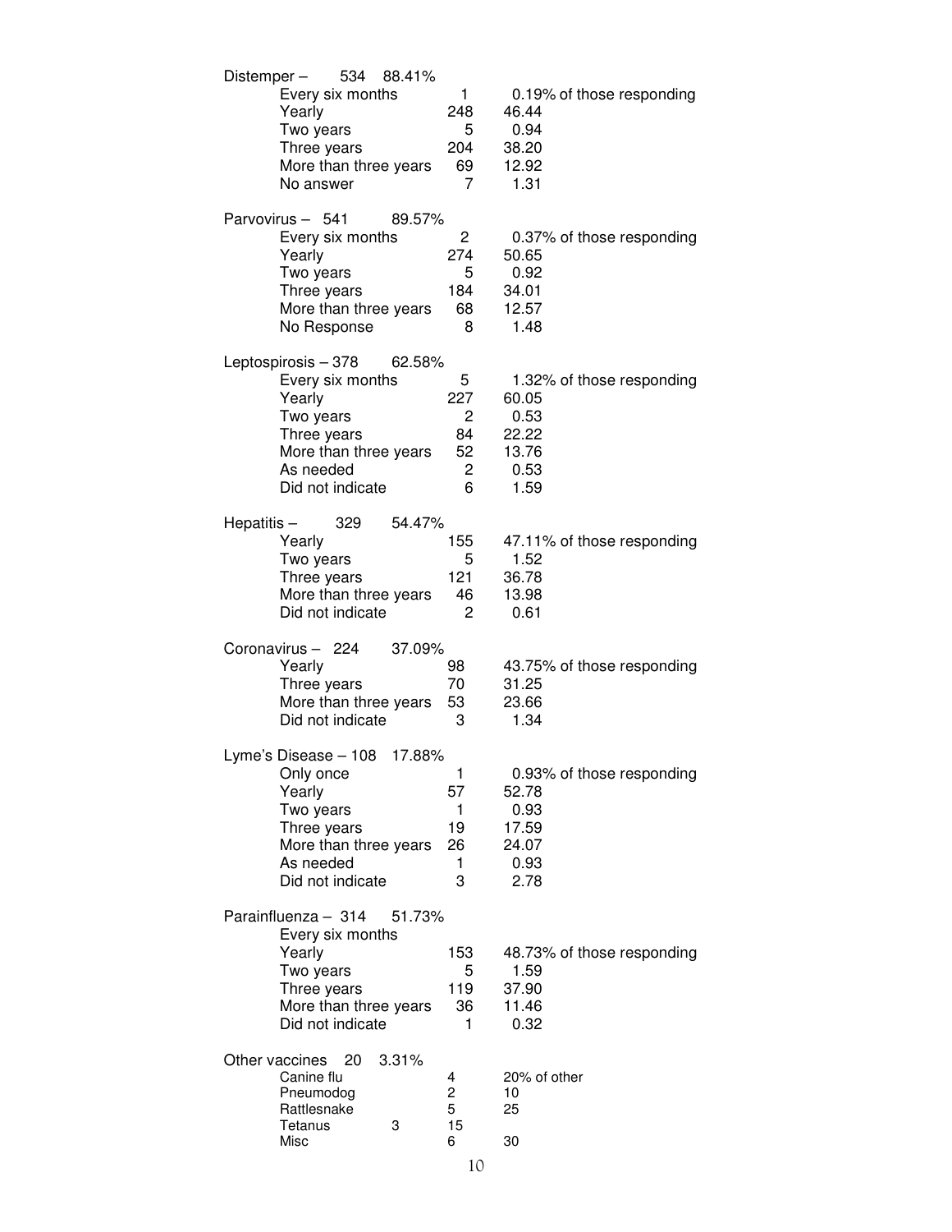Distemper – 534 88.41%

| | | |
|---|---|---|
| Every six months | 1 | 0.19% of those responding |
| Yearly | 248 | 46.44 |
| Two years | 5 | 0.94 |
| Three years | 204 | 38.20 |
| More than three years | 69 | 12.92 |
| No answer | 7 | 1.31 |

Parvovirus – 541 89.57%

| | | |
|---|---|---|
| Every six months | 2 | 0.37% of those responding |
| Yearly | 274 | 50.65 |
| Two years | 5 | 0.92 |
| Three years | 184 | 34.01 |
| More than three years | 68 | 12.57 |
| No Response | 8 | 1.48 |

Leptospirosis – 378 62.58%

| | | |
|---|---|---|
| Every six months | 5 | 1.32% of those responding |
| Yearly | 227 | 60.05 |
| Two years | 2 | 0.53 |
| Three years | 84 | 22.22 |
| More than three years | 52 | 13.76 |
| As needed | 2 | 0.53 |
| Did not indicate | 6 | 1.59 |

Hepatitis – 329 54.47%

| | | |
|---|---|---|
| Yearly | 155 | 47.11% of those responding |
| Two years | 5 | 1.52 |
| Three years | 121 | 36.78 |
| More than three years | 46 | 13.98 |
| Did not indicate | 2 | 0.61 |

Coronavirus – 224 37.09%

| | | |
|---|---|---|
| Yearly | 98 | 43.75% of those responding |
| Three years | 70 | 31.25 |
| More than three years | 53 | 23.66 |
| Did not indicate | 3 | 1.34 |

Lyme's Disease – 108 17.88%

| | | |
|---|---|---|
| Only once | 1 | 0.93% of those responding |
| Yearly | 57 | 52.78 |
| Two years | 1 | 0.93 |
| Three years | 19 | 17.59 |
| More than three years | 26 | 24.07 |
| As needed | 1 | 0.93 |
| Did not indicate | 3 | 2.78 |

Parainfluenza – 314 51.73%

| | | |
|---|---|---|
| Every six months | | |
| Yearly | 153 | 48.73% of those responding |
| Two years | 5 | 1.59 |
| Three years | 119 | 37.90 |
| More than three years | 36 | 11.46 |
| Did not indicate | 1 | 0.32 |

Other vaccines 20 3.31%

| | | | |
|---|---|---|---|
| Canine flu | | 4 | 20% of other |
| Pneumodog | | 2 | 10 |
| Rattlesnake | | 5 | 25 |
| Tetanus | 3 | 15 | |
| Misc | | 6 | 30 |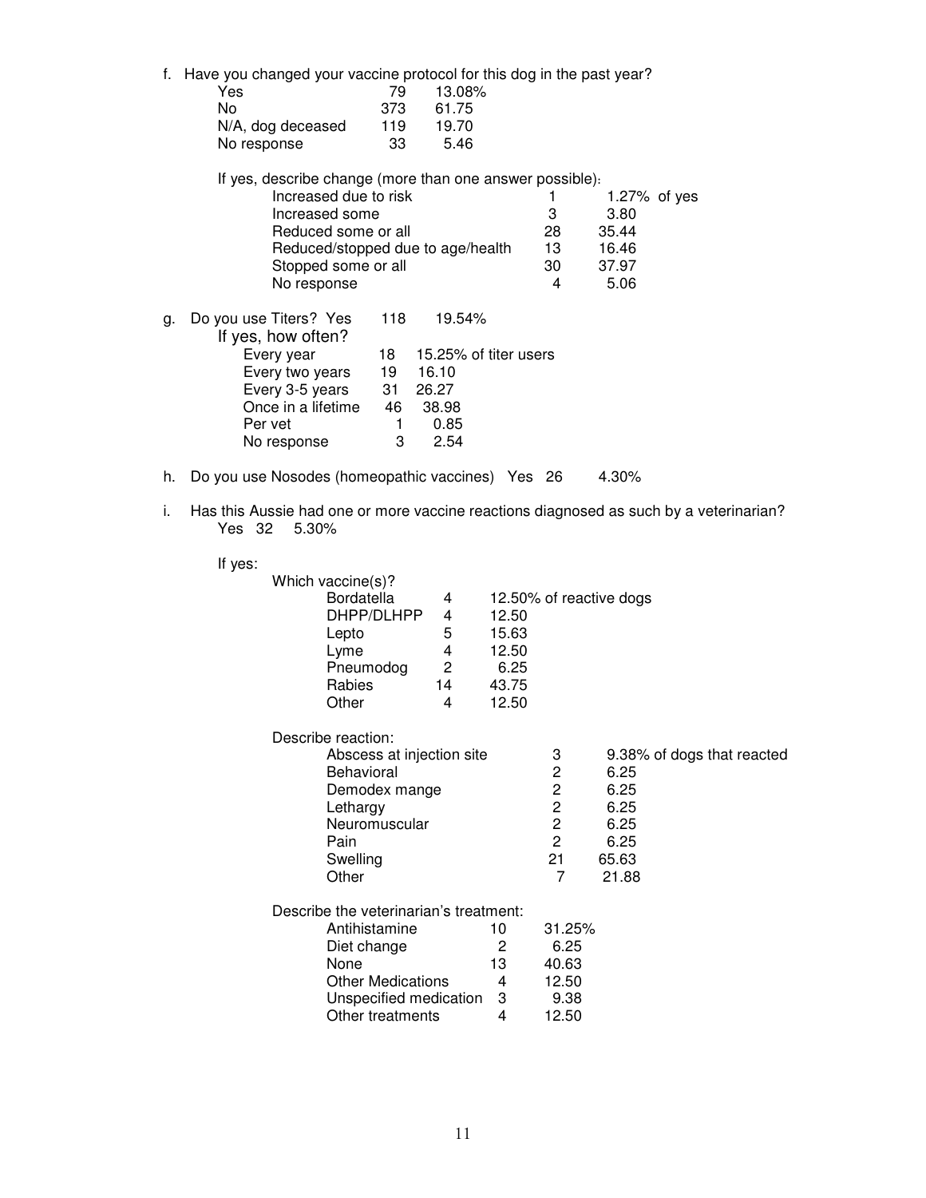f. Have you changed your vaccine protocol for this dog in the past year?

| | | |
|---|---|---|
| Yes | 79 | 13.08% |
| No | 373 | 61.75 |
| N/A, dog deceased | 119 | 19.70 |
| No response | 33 | 5.46 |

If yes, describe change (more than one answer possible):

| | | |
|---|---|---|
| Increased due to risk | 1 | 1.27% of yes |
| Increased some | 3 | 3.80 |
| Reduced some or all | 28 | 35.44 |
| Reduced/stopped due to age/health | 13 | 16.46 |
| Stopped some or all | 30 | 37.97 |
| No response | 4 | 5.06 |

g. Do you use Titers? Yes 118 19.54%

If yes, how often?

| | | |
|---|---|---|
| Every year | 18 | 15.25% of titer users |
| Every two years | 19 | 16.10 |
| Every 3-5 years | 31 | 26.27 |
| Once in a lifetime | 46 | 38.98 |
| Per vet | 1 | 0.85 |
| No response | 3 | 2.54 |

h. Do you use Nosodes (homeopathic vaccines) Yes 26 4.30%

i. Has this Aussie had one or more vaccine reactions diagnosed as such by a veterinarian?
Yes 32 5.30%

If yes:

Which vaccine(s)?

| | | |
|---|---|---|
| Bordatella | 4 | 12.50% of reactive dogs |
| DHPP/DLHPP | 4 | 12.50 |
| Lepto | 5 | 15.63 |
| Lyme | 4 | 12.50 |
| Pneumodog | 2 | 6.25 |
| Rabies | 14 | 43.75 |
| Other | 4 | 12.50 |

Describe reaction:

| | | |
|---|---|---|
| Abscess at injection site | 3 | 9.38% of dogs that reacted |
| Behavioral | 2 | 6.25 |
| Demodex mange | 2 | 6.25 |
| Lethargy | 2 | 6.25 |
| Neuromuscular | 2 | 6.25 |
| Pain | 2 | 6.25 |
| Swelling | 21 | 65.63 |
| Other | 7 | 21.88 |

Describe the veterinarian's treatment:

| | | |
|---|---|---|
| Antihistamine | 10 | 31.25% |
| Diet change | 2 | 6.25 |
| None | 13 | 40.63 |
| Other Medications | 4 | 12.50 |
| Unspecified medication | 3 | 9.38 |
| Other treatments | 4 | 12.50 |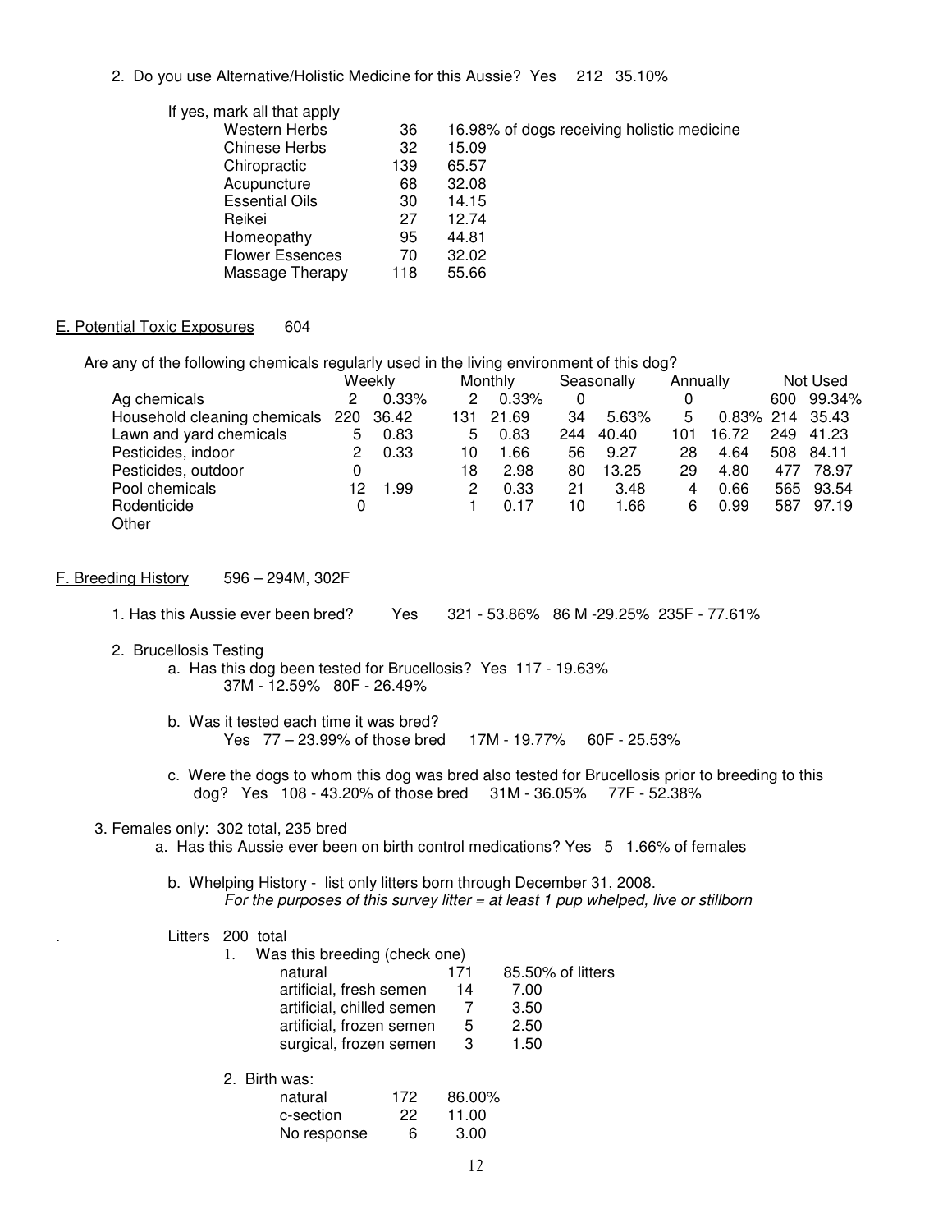2. Do you use Alternative/Holistic Medicine for this Aussie? Yes 212 35.10%

If yes, mark all that apply

| | | |
|---|---|---|
| Western Herbs | 36 | 16.98% of dogs receiving holistic medicine |
| Chinese Herbs | 32 | 15.09 |
| Chiropractic | 139 | 65.57 |
| Acupuncture | 68 | 32.08 |
| Essential Oils | 30 | 14.15 |
| Reikei | 27 | 12.74 |
| Homeopathy | 95 | 44.81 |
| Flower Essences | 70 | 32.02 |
| Massage Therapy | 118 | 55.66 |

## E. Potential Toxic Exposures 604

Are any of the following chemicals regularly used in the living environment of this dog?

| | Weekly | | Monthly | | Seasonally | | Annually | | Not Used | |
|---|---|---|---|---|---|---|---|---|---|---|
| Ag chemicals | 2 | 0.33% | 2 | 0.33% | 0 | | 0 | | 600 | 99.34% |
| Household cleaning chemicals | 220 | 36.42 | 131 | 21.69 | 34 | 5.63% | 5 | 0.83% | 214 | 35.43 |
| Lawn and yard chemicals | 5 | 0.83 | 5 | 0.83 | 244 | 40.40 | 101 | 16.72 | 249 | 41.23 |
| Pesticides, indoor | 2 | 0.33 | 10 | 1.66 | 56 | 9.27 | 28 | 4.64 | 508 | 84.11 |
| Pesticides, outdoor | 0 | | 18 | 2.98 | 80 | 13.25 | 29 | 4.80 | 477 | 78.97 |
| Pool chemicals | 12 | 1.99 | 2 | 0.33 | 21 | 3.48 | 4 | 0.66 | 565 | 93.54 |
| Rodenticide | 0 | | 1 | 0.17 | 10 | 1.66 | 6 | 0.99 | 587 | 97.19 |
| Other | | | | | | | | | | |

## F. Breeding History 596 – 294M, 302F

1. Has this Aussie ever been bred? Yes 321 - 53.86% 86 M -29.25% 235F - 77.61%

2. Brucellosis Testing
   a. Has this dog been tested for Brucellosis? Yes 117 - 19.63%
      37M - 12.59% 80F - 26.49%

   b. Was it tested each time it was bred?
      Yes 77 – 23.99% of those bred 17M - 19.77% 60F - 25.53%

   c. Were the dogs to whom this dog was bred also tested for Brucellosis prior to breeding to this dog? Yes 108 - 43.20% of those bred 31M - 36.05% 77F - 52.38%

3. Females only: 302 total, 235 bred
   a. Has this Aussie ever been on birth control medications? Yes 5 1.66% of females

   b. Whelping History - list only litters born through December 31, 2008.
      *For the purposes of this survey litter = at least 1 pup whelped, live or stillborn*

   Litters 200 total

   1. Was this breeding (check one)

| | | |
|---|---|---|
| natural | 171 | 85.50% of litters |
| artificial, fresh semen | 14 | 7.00 |
| artificial, chilled semen | 7 | 3.50 |
| artificial, frozen semen | 5 | 2.50 |
| surgical, frozen semen | 3 | 1.50 |

   2. Birth was:

| | | |
|---|---|---|
| natural | 172 | 86.00% |
| c-section | 22 | 11.00 |
| No response | 6 | 3.00 |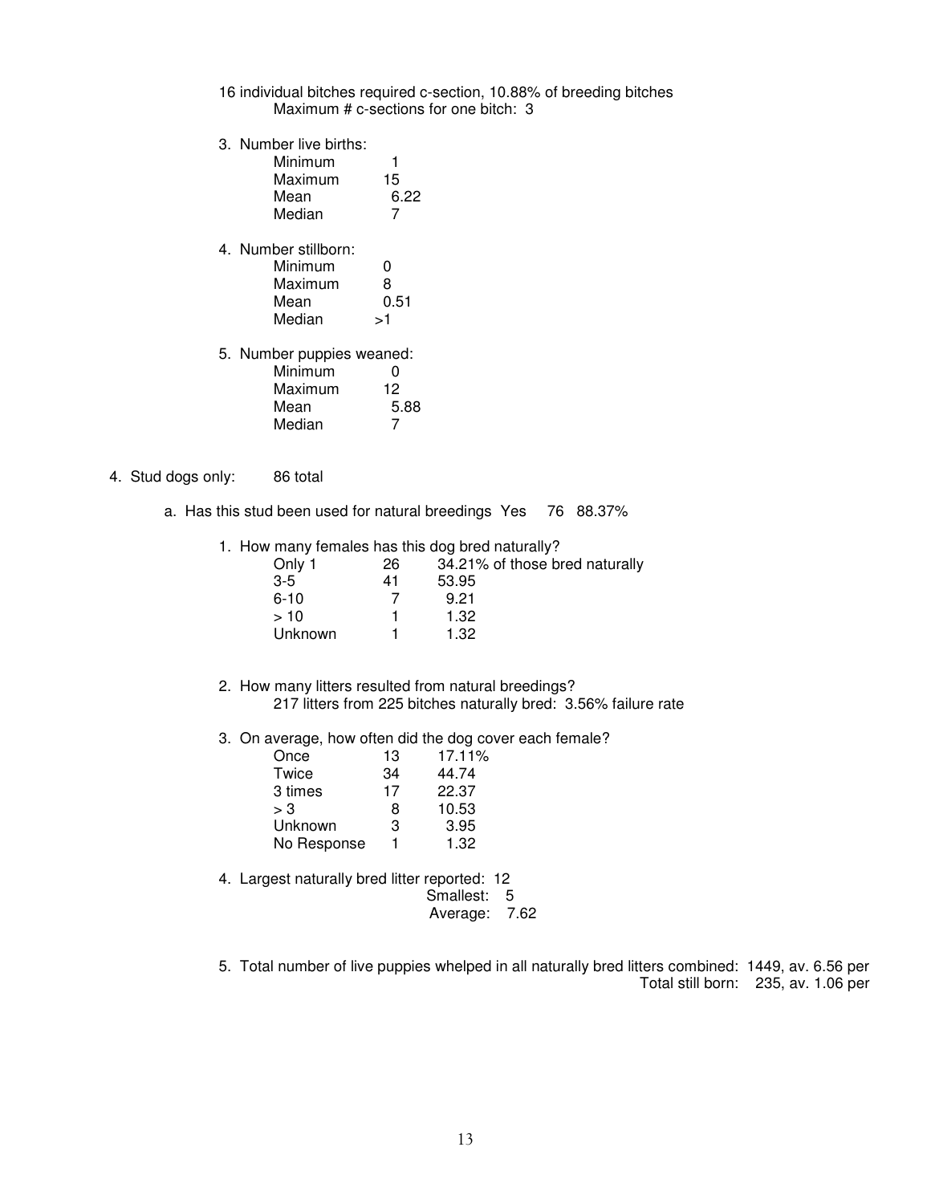16 individual bitches required c-section, 10.88% of breeding bitches
Maximum # c-sections for one bitch: 3

3. Number live births:

| | |
|---|---|
| Minimum | 1 |
| Maximum | 15 |
| Mean | 6.22 |
| Median | 7 |

4. Number stillborn:

| | |
|---|---|
| Minimum | 0 |
| Maximum | 8 |
| Mean | 0.51 |
| Median | >1 |

5. Number puppies weaned:

| | |
|---|---|
| Minimum | 0 |
| Maximum | 12 |
| Mean | 5.88 |
| Median | 7 |

4. Stud dogs only: 86 total

a. Has this stud been used for natural breedings Yes 76 88.37%

1. How many females has this dog bred naturally?

| | | |
|---|---|---|
| Only 1 | 26 | 34.21% of those bred naturally |
| 3-5 | 41 | 53.95 |
| 6-10 | 7 | 9.21 |
| > 10 | 1 | 1.32 |
| Unknown | 1 | 1.32 |

2. How many litters resulted from natural breedings?
217 litters from 225 bitches naturally bred: 3.56% failure rate

3. On average, how often did the dog cover each female?

| | | |
|---|---|---|
| Once | 13 | 17.11% |
| Twice | 34 | 44.74 |
| 3 times | 17 | 22.37 |
| > 3 | 8 | 10.53 |
| Unknown | 3 | 3.95 |
| No Response | 1 | 1.32 |

4. Largest naturally bred litter reported: 12
Smallest: 5
Average: 7.62

5. Total number of live puppies whelped in all naturally bred litters combined: 1449, av. 6.56 per
Total still born: 235, av. 1.06 per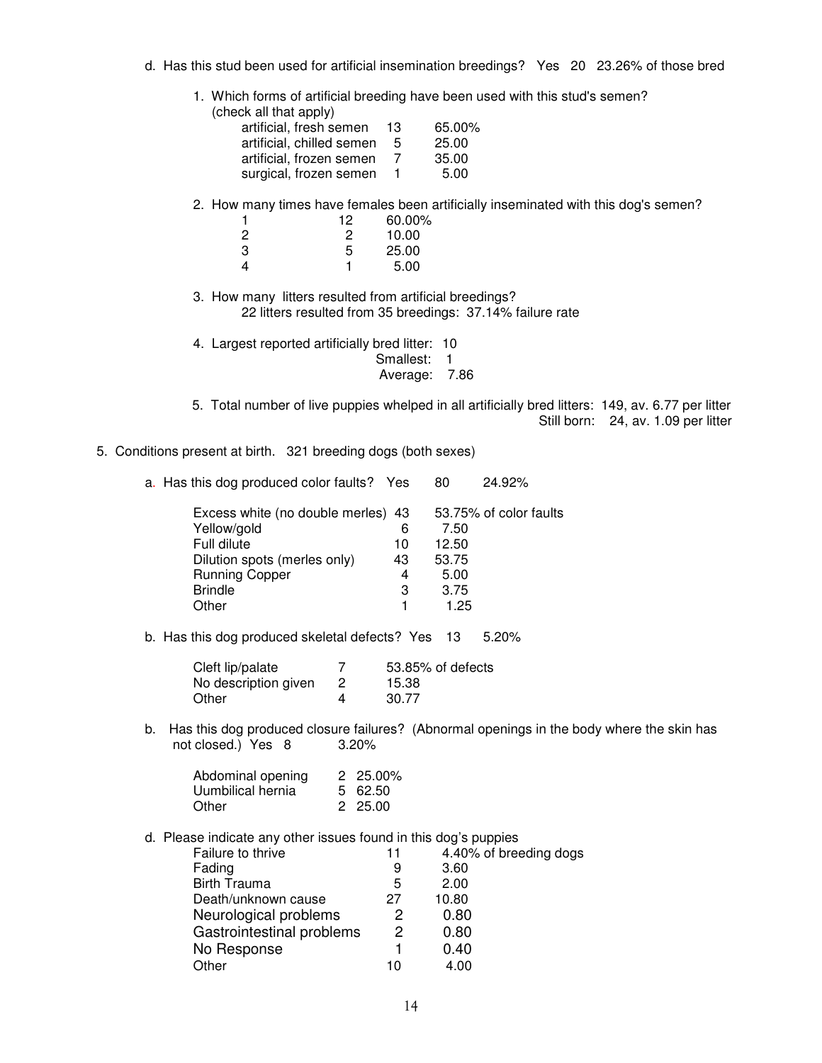d. Has this stud been used for artificial insemination breedings? Yes 20 23.26% of those bred

1. Which forms of artificial breeding have been used with this stud's semen? (check all that apply)

| | | |
|---|---|---|
| artificial, fresh semen | 13 | 65.00% |
| artificial, chilled semen | 5 | 25.00 |
| artificial, frozen semen | 7 | 35.00 |
| surgical, frozen semen | 1 | 5.00 |

2. How many times have females been artificially inseminated with this dog's semen?

| | | |
|---|---|---|
| 1 | 12 | 60.00% |
| 2 | 2 | 10.00 |
| 3 | 5 | 25.00 |
| 4 | 1 | 5.00 |

3. How many litters resulted from artificial breedings?
   22 litters resulted from 35 breedings: 37.14% failure rate

4. Largest reported artificially bred litter: 10
   Smallest: 1
   Average: 7.86

5. Total number of live puppies whelped in all artificially bred litters: 149, av. 6.77 per litter
   Still born: 24, av. 1.09 per litter

5. Conditions present at birth. 321 breeding dogs (both sexes)

a. Has this dog produced color faults? Yes 80 24.92%

| | | |
|---|---|---|
| Excess white (no double merles) | 43 | 53.75% of color faults |
| Yellow/gold | 6 | 7.50 |
| Full dilute | 10 | 12.50 |
| Dilution spots (merles only) | 43 | 53.75 |
| Running Copper | 4 | 5.00 |
| Brindle | 3 | 3.75 |
| Other | 1 | 1.25 |

b. Has this dog produced skeletal defects? Yes 13 5.20%

| | | |
|---|---|---|
| Cleft lip/palate | 7 | 53.85% of defects |
| No description given | 2 | 15.38 |
| Other | 4 | 30.77 |

b. Has this dog produced closure failures? (Abnormal openings in the body where the skin has not closed.) Yes 8 3.20%

| | | |
|---|---|---|
| Abdominal opening | 2 | 25.00% |
| Uumbilical hernia | 5 | 62.50 |
| Other | 2 | 25.00 |

d. Please indicate any other issues found in this dog's puppies

| | | |
|---|---|---|
| Failure to thrive | 11 | 4.40% of breeding dogs |
| Fading | 9 | 3.60 |
| Birth Trauma | 5 | 2.00 |
| Death/unknown cause | 27 | 10.80 |
| Neurological problems | 2 | 0.80 |
| Gastrointestinal problems | 2 | 0.80 |
| No Response | 1 | 0.40 |
| Other | 10 | 4.00 |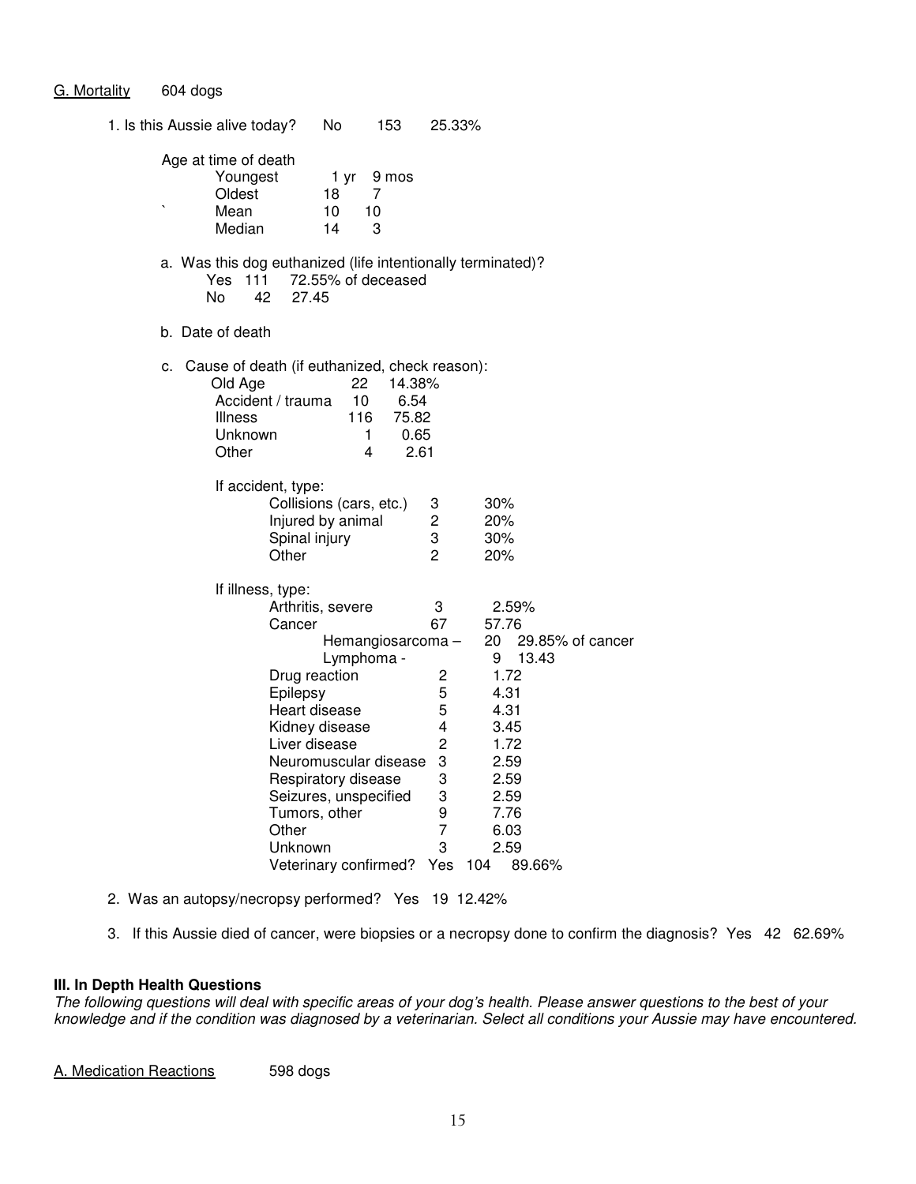G. Mortality 604 dogs

1. Is this Aussie alive today? No 153 25.33%

Age at time of death

| | | |
|---|---|---|
| Youngest | 1 yr | 9 mos |
| Oldest | 18 | 7 |
| Mean | 10 | 10 |
| Median | 14 | 3 |

a. Was this dog euthanized (life intentionally terminated)?

Yes 111 72.55% of deceased
No 42 27.45

b. Date of death

c. Cause of death (if euthanized, check reason):

| | | |
|---|---|---|
| Old Age | 22 | 14.38% |
| Accident / trauma | 10 | 6.54 |
| Illness | 116 | 75.82 |
| Unknown | 1 | 0.65 |
| Other | 4 | 2.61 |

If accident, type:

| | | |
|---|---|---|
| Collisions (cars, etc.) | 3 | 30% |
| Injured by animal | 2 | 20% |
| Spinal injury | 3 | 30% |
| Other | 2 | 20% |

If illness, type:

| | | |
|---|---|---|
| Arthritis, severe | 3 | 2.59% |
| Cancer | 67 | 57.76 |
| Hemangiosarcoma – | 20 | 29.85% of cancer |
| Lymphoma - | 9 | 13.43 |
| Drug reaction | 2 | 1.72 |
| Epilepsy | 5 | 4.31 |
| Heart disease | 5 | 4.31 |
| Kidney disease | 4 | 3.45 |
| Liver disease | 2 | 1.72 |
| Neuromuscular disease | 3 | 2.59 |
| Respiratory disease | 3 | 2.59 |
| Seizures, unspecified | 3 | 2.59 |
| Tumors, other | 9 | 7.76 |
| Other | 7 | 6.03 |
| Unknown | 3 | 2.59 |
| Veterinary confirmed? Yes | 104 | 89.66% |

2. Was an autopsy/necropsy performed? Yes 19 12.42%

3. If this Aussie died of cancer, were biopsies or a necropsy done to confirm the diagnosis? Yes 42 62.69%

**III. In Depth Health Questions**

*The following questions will deal with specific areas of your dog's health. Please answer questions to the best of your knowledge and if the condition was diagnosed by a veterinarian. Select all conditions your Aussie may have encountered.*

A. Medication Reactions 598 dogs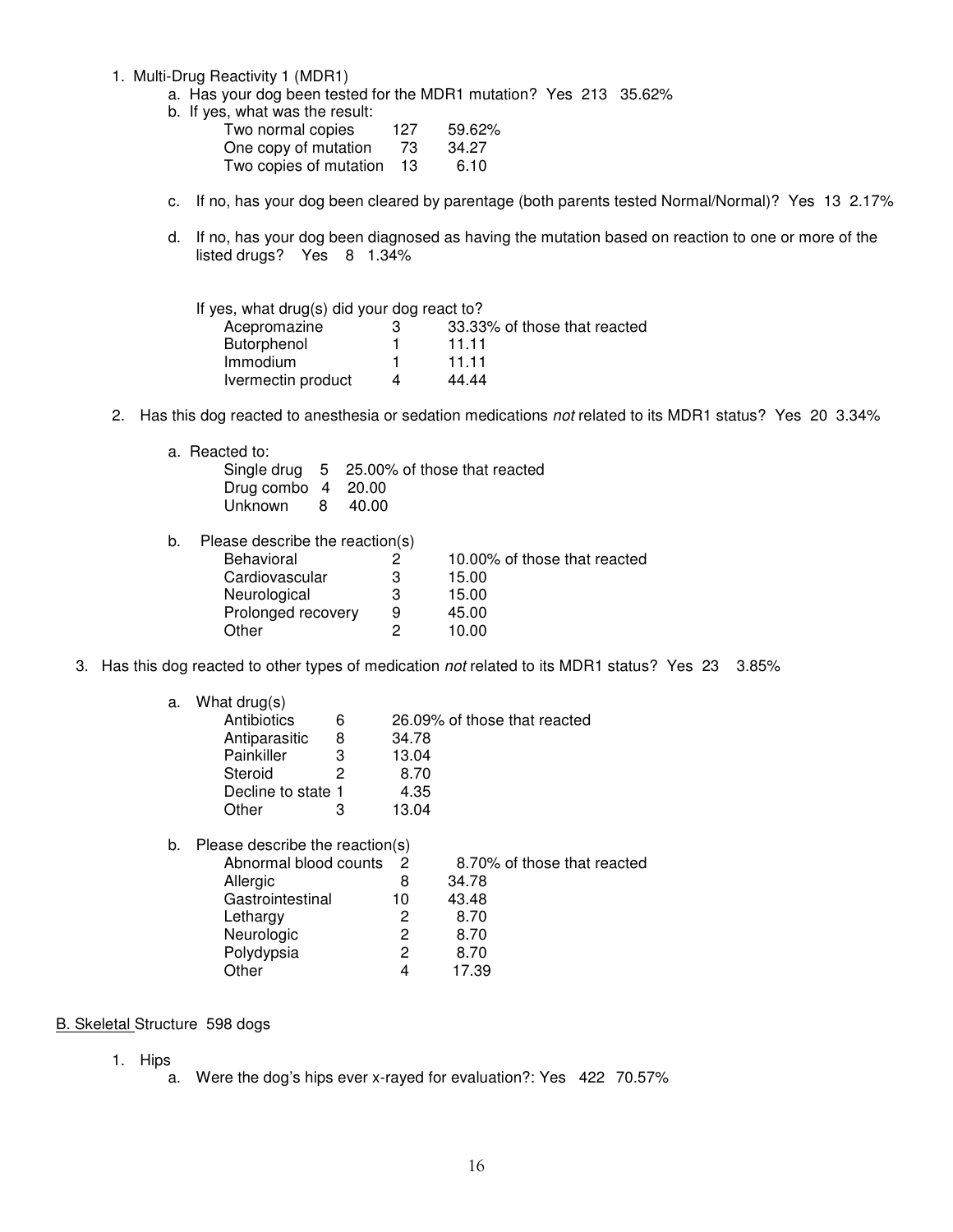1. Multi-Drug Reactivity 1 (MDR1)
   a. Has your dog been tested for the MDR1 mutation? Yes 213 35.62%
   b. If yes, what was the result:

| | | |
|---|---|---|
| Two normal copies | 127 | 59.62% |
| One copy of mutation | 73 | 34.27 |
| Two copies of mutation | 13 | 6.10 |

   c. If no, has your dog been cleared by parentage (both parents tested Normal/Normal)? Yes 13 2.17%

   d. If no, has your dog been diagnosed as having the mutation based on reaction to one or more of the listed drugs? Yes 8 1.34%

   If yes, what drug(s) did your dog react to?

| | | |
|---|---|---|
| Acepromazine | 3 | 33.33% of those that reacted |
| Butorphenol | 1 | 11.11 |
| Immodium | 1 | 11.11 |
| Ivermectin product | 4 | 44.44 |

2. Has this dog reacted to anesthesia or sedation medications *not* related to its MDR1 status? Yes 20 3.34%

   a. Reacted to:

| | | |
|---|---|---|
| Single drug | 5 | 25.00% of those that reacted |
| Drug combo | 4 | 20.00 |
| Unknown | 8 | 40.00 |

   b. Please describe the reaction(s)

| | | |
|---|---|---|
| Behavioral | 2 | 10.00% of those that reacted |
| Cardiovascular | 3 | 15.00 |
| Neurological | 3 | 15.00 |
| Prolonged recovery | 9 | 45.00 |
| Other | 2 | 10.00 |

3. Has this dog reacted to other types of medication *not* related to its MDR1 status? Yes 23 3.85%

   a. What drug(s)

| | | |
|---|---|---|
| Antibiotics | 6 | 26.09% of those that reacted |
| Antiparasitic | 8 | 34.78 |
| Painkiller | 3 | 13.04 |
| Steroid | 2 | 8.70 |
| Decline to state | 1 | 4.35 |
| Other | 3 | 13.04 |

   b. Please describe the reaction(s)

| | | |
|---|---|---|
| Abnormal blood counts | 2 | 8.70% of those that reacted |
| Allergic | 8 | 34.78 |
| Gastrointestinal | 10 | 43.48 |
| Lethargy | 2 | 8.70 |
| Neurologic | 2 | 8.70 |
| Polydypsia | 2 | 8.70 |
| Other | 4 | 17.39 |

B. Skeletal Structure 598 dogs

1. Hips
   a. Were the dog's hips ever x-rayed for evaluation?: Yes 422 70.57%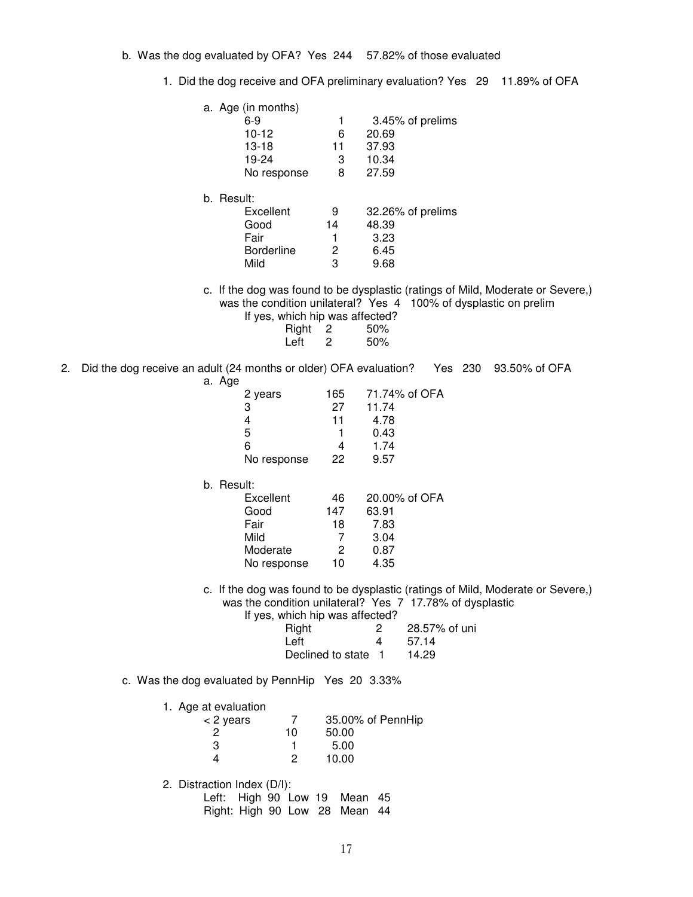b. Was the dog evaluated by OFA? Yes 244 57.82% of those evaluated

1. Did the dog receive and OFA preliminary evaluation? Yes 29 11.89% of OFA

a. Age (in months)

| | | |
|---|---|---|
| 6-9 | 1 | 3.45% of prelims |
| 10-12 | 6 | 20.69 |
| 13-18 | 11 | 37.93 |
| 19-24 | 3 | 10.34 |
| No response | 8 | 27.59 |

b. Result:

| | | |
|---|---|---|
| Excellent | 9 | 32.26% of prelims |
| Good | 14 | 48.39 |
| Fair | 1 | 3.23 |
| Borderline | 2 | 6.45 |
| Mild | 3 | 9.68 |

c. If the dog was found to be dysplastic (ratings of Mild, Moderate or Severe,) was the condition unilateral? Yes 4 100% of dysplastic on prelim

If yes, which hip was affected?

| | | |
|---|---|---|
| Right | 2 | 50% |
| Left | 2 | 50% |

2. Did the dog receive an adult (24 months or older) OFA evaluation? Yes 230 93.50% of OFA

a. Age

| | | |
|---|---|---|
| 2 years | 165 | 71.74% of OFA |
| 3 | 27 | 11.74 |
| 4 | 11 | 4.78 |
| 5 | 1 | 0.43 |
| 6 | 4 | 1.74 |
| No response | 22 | 9.57 |

b. Result:

| | | |
|---|---|---|
| Excellent | 46 | 20.00% of OFA |
| Good | 147 | 63.91 |
| Fair | 18 | 7.83 |
| Mild | 7 | 3.04 |
| Moderate | 2 | 0.87 |
| No response | 10 | 4.35 |

c. If the dog was found to be dysplastic (ratings of Mild, Moderate or Severe,) was the condition unilateral? Yes 7 17.78% of dysplastic

If yes, which hip was affected?

| | | |
|---|---|---|
| Right | 2 | 28.57% of uni |
| Left | 4 | 57.14 |
| Declined to state | 1 | 14.29 |

c. Was the dog evaluated by PennHip Yes 20 3.33%

1. Age at evaluation

| | | |
|---|---|---|
| < 2 years | 7 | 35.00% of PennHip |
| 2 | 10 | 50.00 |
| 3 | 1 | 5.00 |
| 4 | 2 | 10.00 |

2. Distraction Index (D/I):

Left: High 90 Low 19 Mean 45

Right: High 90 Low 28 Mean 44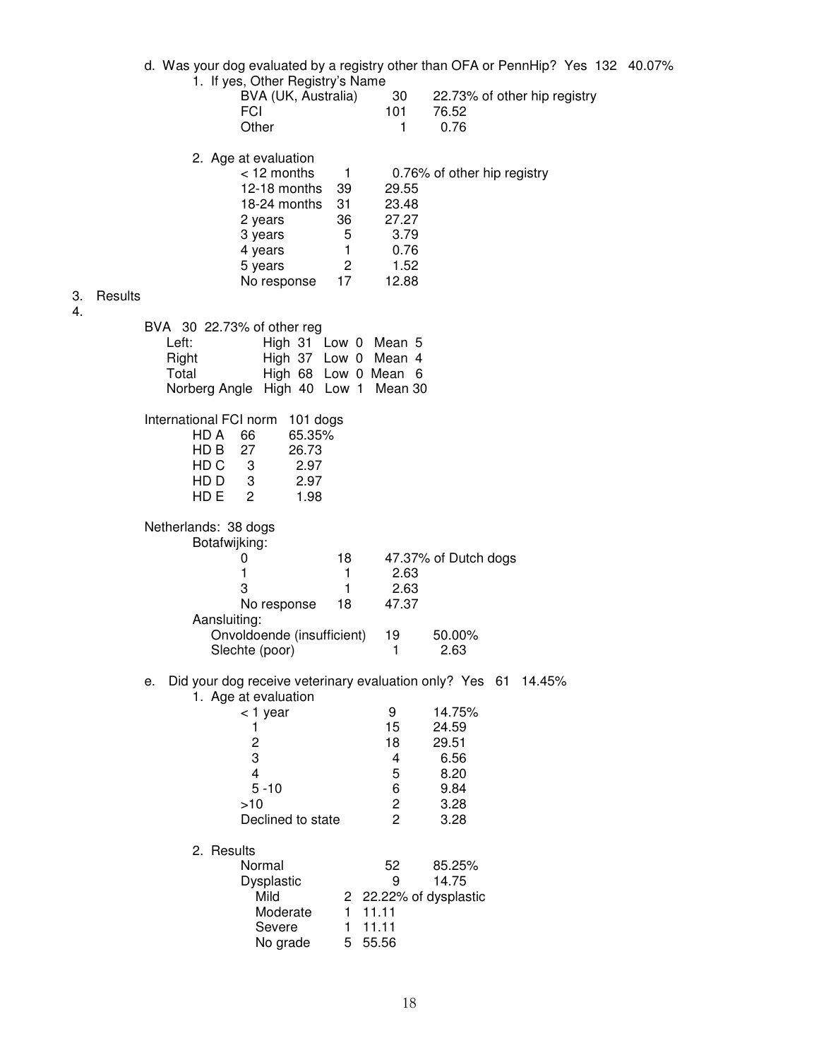d. Was your dog evaluated by a registry other than OFA or PennHip? Yes 132 40.07%

1. If yes, Other Registry's Name

| | | |
|---|---|---|
| BVA (UK, Australia) | 30 | 22.73% of other hip registry |
| FCI | 101 | 76.52 |
| Other | 1 | 0.76 |

2. Age at evaluation

| | | |
|---|---|---|
| < 12 months | 1 | 0.76% of other hip registry |
| 12-18 months | 39 | 29.55 |
| 18-24 months | 31 | 23.48 |
| 2 years | 36 | 27.27 |
| 3 years | 5 | 3.79 |
| 4 years | 1 | 0.76 |
| 5 years | 2 | 1.52 |
| No response | 17 | 12.88 |

3. Results
4.

BVA 30 22.73% of other reg

| | | | |
|---|---|---|---|
| Left: | High 31 | Low 0 | Mean 5 |
| Right | High 37 | Low 0 | Mean 4 |
| Total | High 68 | Low 0 | Mean 6 |
| Norberg Angle | High 40 | Low 1 | Mean 30 |

International FCI norm 101 dogs

| | | |
|---|---|---|
| HD A | 66 | 65.35% |
| HD B | 27 | 26.73 |
| HD C | 3 | 2.97 |
| HD D | 3 | 2.97 |
| HD E | 2 | 1.98 |

Netherlands: 38 dogs

Botafwijking:

| | | |
|---|---|---|
| 0 | 18 | 47.37% of Dutch dogs |
| 1 | 1 | 2.63 |
| 3 | 1 | 2.63 |
| No response | 18 | 47.37 |

Aansluiting:

| | | |
|---|---|---|
| Onvoldoende (insufficient) | 19 | 50.00% |
| Slechte (poor) | 1 | 2.63 |

e. Did your dog receive veterinary evaluation only? Yes 61 14.45%

1. Age at evaluation

| | | |
|---|---|---|
| < 1 year | 9 | 14.75% |
| 1 | 15 | 24.59 |
| 2 | 18 | 29.51 |
| 3 | 4 | 6.56 |
| 4 | 5 | 8.20 |
| 5 -10 | 6 | 9.84 |
| >10 | 2 | 3.28 |
| Declined to state | 2 | 3.28 |

2. Results

| | | |
|---|---|---|
| Normal | 52 | 85.25% |
| Dysplastic | 9 | 14.75 |
| Mild | 2 | 22.22% of dysplastic |
| Moderate | 1 | 11.11 |
| Severe | 1 | 11.11 |
| No grade | 5 | 55.56 |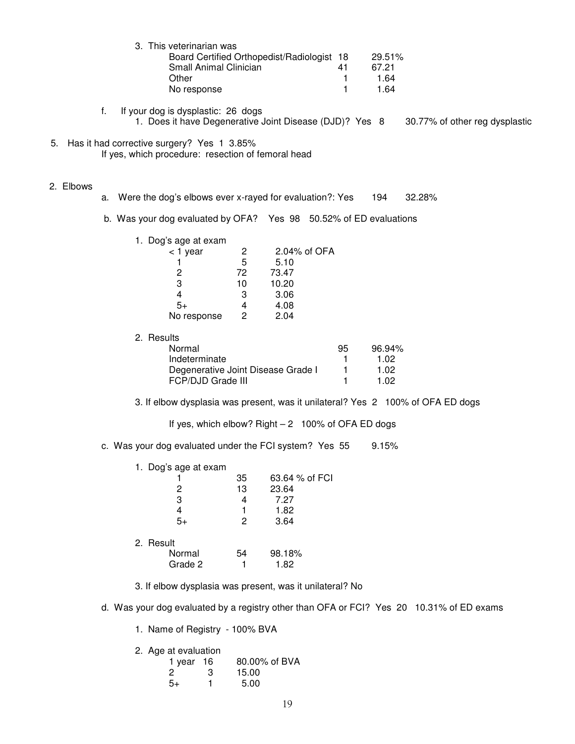3. This veterinarian was

| | | |
|---|---|---|
| Board Certified Orthopedist/Radiologist | 18 | 29.51% |
| Small Animal Clinician | 41 | 67.21 |
| Other | 1 | 1.64 |
| No response | 1 | 1.64 |

f. If your dog is dysplastic: 26 dogs

1. Does it have Degenerative Joint Disease (DJD)? Yes 8 30.77% of other reg dysplastic

5. Has it had corrective surgery? Yes 1 3.85%

If yes, which procedure: resection of femoral head

2. Elbows

a. Were the dog's elbows ever x-rayed for evaluation?: Yes 194 32.28%

b. Was your dog evaluated by OFA? Yes 98 50.52% of ED evaluations

1. Dog's age at exam

| | | |
|---|---|---|
| < 1 year | 2 | 2.04% of OFA |
| 1 | 5 | 5.10 |
| 2 | 72 | 73.47 |
| 3 | 10 | 10.20 |
| 4 | 3 | 3.06 |
| 5+ | 4 | 4.08 |
| No response | 2 | 2.04 |

2. Results

| | | |
|---|---|---|
| Normal | 95 | 96.94% |
| Indeterminate | 1 | 1.02 |
| Degenerative Joint Disease Grade I | 1 | 1.02 |
| FCP/DJD Grade III | 1 | 1.02 |

3. If elbow dysplasia was present, was it unilateral? Yes 2 100% of OFA ED dogs

If yes, which elbow? Right – 2 100% of OFA ED dogs

c. Was your dog evaluated under the FCI system? Yes 55 9.15%

1. Dog's age at exam

| | | |
|---|---|---|
| 1 | 35 | 63.64 % of FCI |
| 2 | 13 | 23.64 |
| 3 | 4 | 7.27 |
| 4 | 1 | 1.82 |
| 5+ | 2 | 3.64 |

2. Result

| | | |
|---|---|---|
| Normal | 54 | 98.18% |
| Grade 2 | 1 | 1.82 |

3. If elbow dysplasia was present, was it unilateral? No

d. Was your dog evaluated by a registry other than OFA or FCI? Yes 20 10.31% of ED exams

1. Name of Registry - 100% BVA

2. Age at evaluation

| | | |
|---|---|---|
| 1 year | 16 | 80.00% of BVA |
| 2 | 3 | 15.00 |
| 5+ | 1 | 5.00 |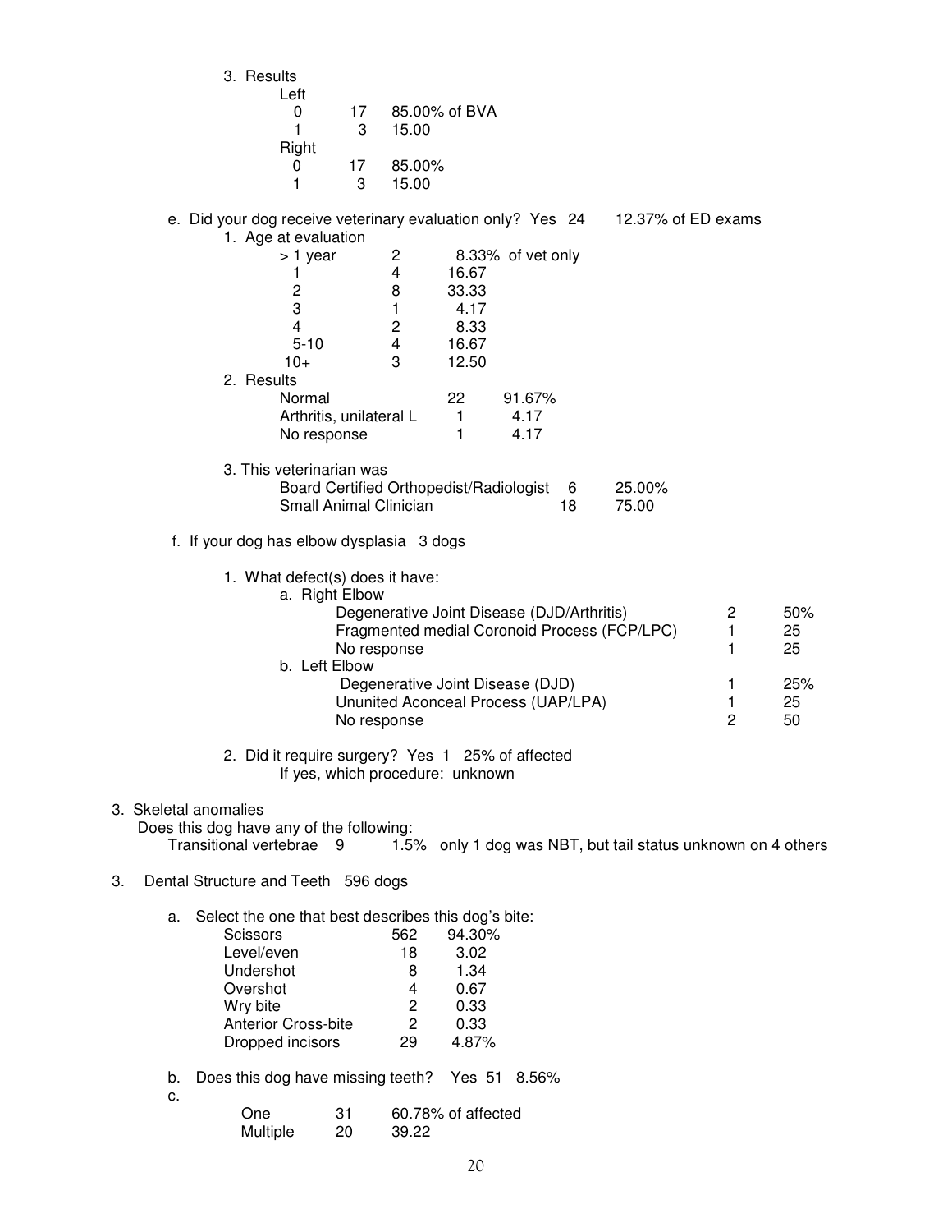3. Results

Left

| | | |
|---|---|---|
| 0 | 17 | 85.00% of BVA |
| 1 | 3 | 15.00 |

Right

| | | |
|---|---|---|
| 0 | 17 | 85.00% |
| 1 | 3 | 15.00 |

e. Did your dog receive veterinary evaluation only? Yes 24 12.37% of ED exams

1. Age at evaluation

| | | |
|---|---|---|
| > 1 year | 2 | 8.33% of vet only |
| 1 | 4 | 16.67 |
| 2 | 8 | 33.33 |
| 3 | 1 | 4.17 |
| 4 | 2 | 8.33 |
| 5-10 | 4 | 16.67 |
| 10+ | 3 | 12.50 |

2. Results

| | | |
|---|---|---|
| Normal | 22 | 91.67% |
| Arthritis, unilateral L | 1 | 4.17 |
| No response | 1 | 4.17 |

3. This veterinarian was

| | | |
|---|---|---|
| Board Certified Orthopedist/Radiologist | 6 | 25.00% |
| Small Animal Clinician | 18 | 75.00 |

f. If your dog has elbow dysplasia 3 dogs

1. What defect(s) does it have:

a. Right Elbow

| | | |
|---|---|---|
| Degenerative Joint Disease (DJD/Arthritis) | 2 | 50% |
| Fragmented medial Coronoid Process (FCP/LPC) | 1 | 25 |
| No response | 1 | 25 |

b. Left Elbow

| | | |
|---|---|---|
| Degenerative Joint Disease (DJD) | 1 | 25% |
| Ununited Aconceal Process (UAP/LPA) | 1 | 25 |
| No response | 2 | 50 |

2. Did it require surgery? Yes 1 25% of affected

If yes, which procedure: unknown

3. Skeletal anomalies

Does this dog have any of the following:

Transitional vertebrae 9 1.5% only 1 dog was NBT, but tail status unknown on 4 others

3. Dental Structure and Teeth 596 dogs

a. Select the one that best describes this dog's bite:

| | | |
|---|---|---|
| Scissors | 562 | 94.30% |
| Level/even | 18 | 3.02 |
| Undershot | 8 | 1.34 |
| Overshot | 4 | 0.67 |
| Wry bite | 2 | 0.33 |
| Anterior Cross-bite | 2 | 0.33 |
| Dropped incisors | 29 | 4.87% |

b. Does this dog have missing teeth? Yes 51 8.56%

c.

| | | |
|---|---|---|
| One | 31 | 60.78% of affected |
| Multiple | 20 | 39.22 |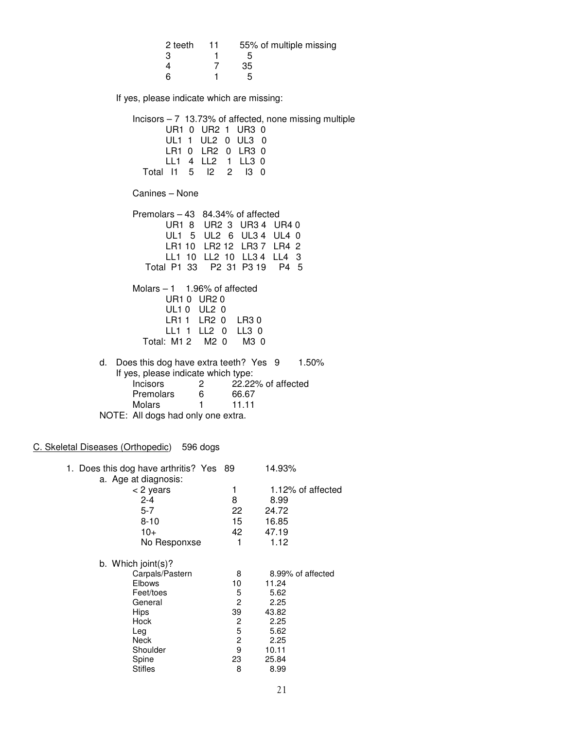| | | |
|---|---|---|
| 2 teeth | 11 | 55% of multiple missing |
| 3 | 1 | 5 |
| 4 | 7 | 35 |
| 6 | 1 | 5 |

If yes, please indicate which are missing:

Incisors – 7 13.73% of affected, none missing multiple

| | | | | | |
|---|---|---|---|---|---|
| UR1 | 0 | UR2 | 1 | UR3 | 0 |
| UL1 | 1 | UL2 | 0 | UL3 | 0 |
| LR1 | 0 | LR2 | 0 | LR3 | 0 |
| LL1 | 4 | LL2 | 1 | LL3 | 0 |
| Total I1 | 5 | I2 | 2 | I3 | 0 |

Canines – None

Premolars – 43 84.34% of affected

| | | | | | | | |
|---|---|---|---|---|---|---|---|
| UR1 | 8 | UR2 | 3 | UR3 | 4 | UR4 | 0 |
| UL1 | 5 | UL2 | 6 | UL3 | 4 | UL4 | 0 |
| LR1 | 10 | LR2 | 12 | LR3 | 7 | LR4 | 2 |
| LL1 | 10 | LL2 | 10 | LL3 | 4 | LL4 | 3 |
| Total P1 | 33 | P2 | 31 | P3 | 19 | P4 | 5 |

Molars – 1 1.96% of affected

| | | | | | |
|---|---|---|---|---|---|
| UR1 | 0 | UR2 | 0 | | |
| UL1 | 0 | UL2 | 0 | | |
| LR1 | 1 | LR2 | 0 | LR3 | 0 |
| LL1 | 1 | LL2 | 0 | LL3 | 0 |
| Total: M1 | 2 | M2 | 0 | M3 | 0 |

d. Does this dog have extra teeth? Yes 9 1.50%

If yes, please indicate which type:

| | | |
|---|---|---|
| Incisors | 2 | 22.22% of affected |
| Premolars | 6 | 66.67 |
| Molars | 1 | 11.11 |

NOTE: All dogs had only one extra.

## C. Skeletal Diseases (Orthopedic) 596 dogs

1. Does this dog have arthritis? Yes 89 14.93%

a. Age at diagnosis:

| | | |
|---|---|---|
| < 2 years | 1 | 1.12% of affected |
| 2-4 | 8 | 8.99 |
| 5-7 | 22 | 24.72 |
| 8-10 | 15 | 16.85 |
| 10+ | 42 | 47.19 |
| No Responxse | 1 | 1.12 |

b. Which joint(s)?

| | | |
|---|---|---|
| Carpals/Pastern | 8 | 8.99% of affected |
| Elbows | 10 | 11.24 |
| Feet/toes | 5 | 5.62 |
| General | 2 | 2.25 |
| Hips | 39 | 43.82 |
| Hock | 2 | 2.25 |
| Leg | 5 | 5.62 |
| Neck | 2 | 2.25 |
| Shoulder | 9 | 10.11 |
| Spine | 23 | 25.84 |
| Stifles | 8 | 8.99 |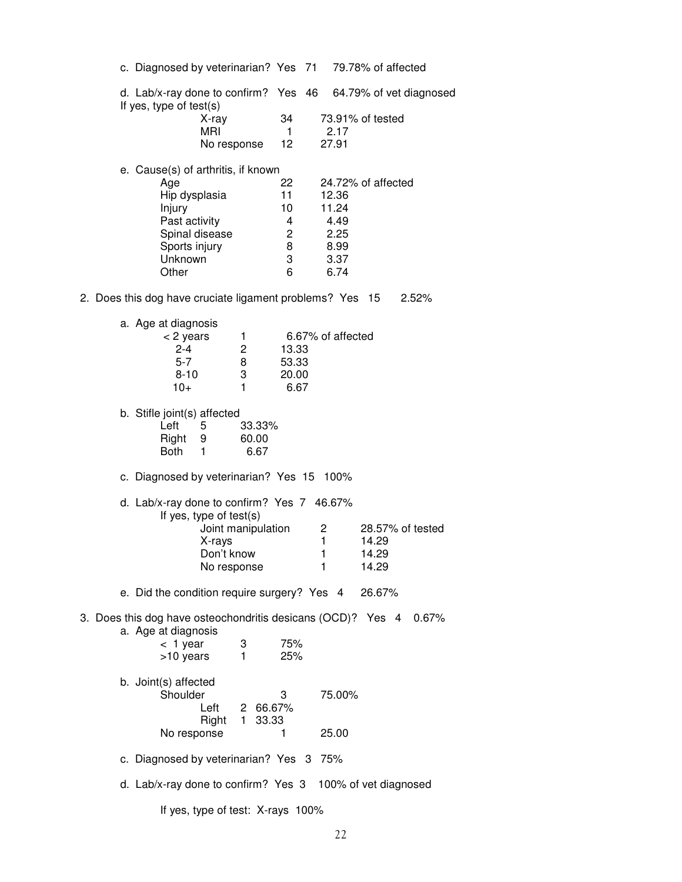c. Diagnosed by veterinarian? Yes 71 79.78% of affected

d. Lab/x-ray done to confirm? Yes 46 64.79% of vet diagnosed
If yes, type of test(s)

| | | |
|---|---|---|
| X-ray | 34 | 73.91% of tested |
| MRI | 1 | 2.17 |
| No response | 12 | 27.91 |

e. Cause(s) of arthritis, if known

| | | |
|---|---|---|
| Age | 22 | 24.72% of affected |
| Hip dysplasia | 11 | 12.36 |
| Injury | 10 | 11.24 |
| Past activity | 4 | 4.49 |
| Spinal disease | 2 | 2.25 |
| Sports injury | 8 | 8.99 |
| Unknown | 3 | 3.37 |
| Other | 6 | 6.74 |

2. Does this dog have cruciate ligament problems? Yes 15 2.52%

a. Age at diagnosis

| | | |
|---|---|---|
| < 2 years | 1 | 6.67% of affected |
| 2-4 | 2 | 13.33 |
| 5-7 | 8 | 53.33 |
| 8-10 | 3 | 20.00 |
| 10+ | 1 | 6.67 |

b. Stifle joint(s) affected

| | | |
|---|---|---|
| Left | 5 | 33.33% |
| Right | 9 | 60.00 |
| Both | 1 | 6.67 |

c. Diagnosed by veterinarian? Yes 15 100%

d. Lab/x-ray done to confirm? Yes 7 46.67%
If yes, type of test(s)

| | | |
|---|---|---|
| Joint manipulation | 2 | 28.57% of tested |
| X-rays | 1 | 14.29 |
| Don't know | 1 | 14.29 |
| No response | 1 | 14.29 |

e. Did the condition require surgery? Yes 4 26.67%

3. Does this dog have osteochondritis desicans (OCD)? Yes 4 0.67%

a. Age at diagnosis

| | | |
|---|---|---|
| < 1 year | 3 | 75% |
| >10 years | 1 | 25% |

b. Joint(s) affected

| | | |
|---|---|---|
| Shoulder | 3 | 75.00% |
| Left | 2 | 66.67% |
| Right | 1 | 33.33 |
| No response | 1 | 25.00 |

c. Diagnosed by veterinarian? Yes 3 75%

d. Lab/x-ray done to confirm? Yes 3 100% of vet diagnosed

If yes, type of test: X-rays 100%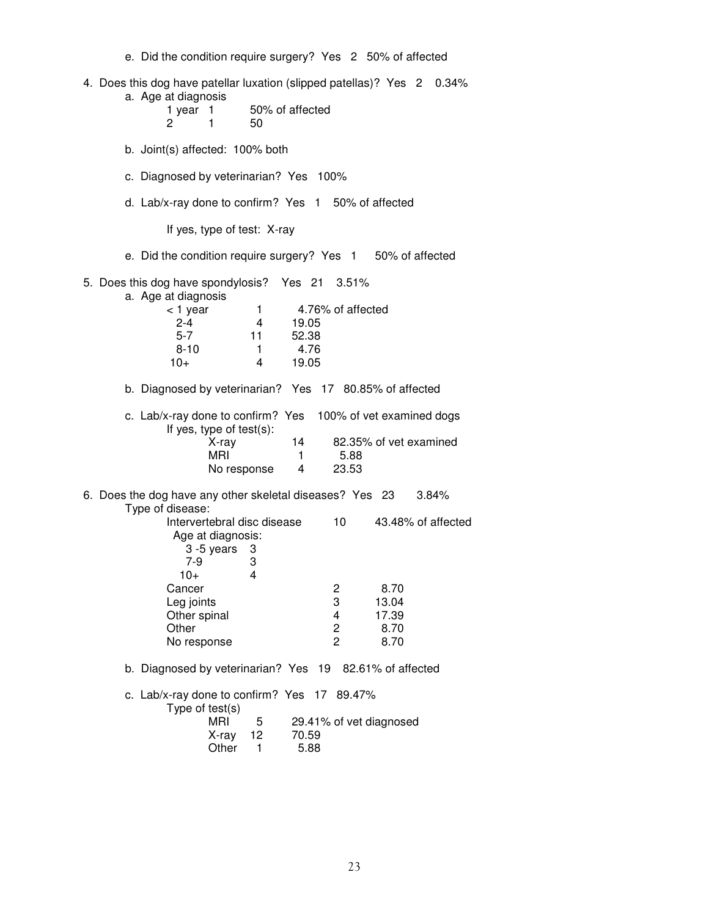e. Did the condition require surgery? Yes 2 50% of affected

4. Does this dog have patellar luxation (slipped patellas)? Yes 2 0.34%

   a. Age at diagnosis

| | | |
|---|---|---|
| 1 year | 1 | 50% of affected |
| 2 | 1 | 50 |

   b. Joint(s) affected: 100% both

   c. Diagnosed by veterinarian? Yes 100%

   d. Lab/x-ray done to confirm? Yes 1 50% of affected

      If yes, type of test: X-ray

   e. Did the condition require surgery? Yes 1 50% of affected

5. Does this dog have spondylosis? Yes 21 3.51%

   a. Age at diagnosis

| | | |
|---|---|---|
| < 1 year | 1 | 4.76% of affected |
| 2-4 | 4 | 19.05 |
| 5-7 | 11 | 52.38 |
| 8-10 | 1 | 4.76 |
| 10+ | 4 | 19.05 |

   b. Diagnosed by veterinarian? Yes 17 80.85% of affected

   c. Lab/x-ray done to confirm? Yes 100% of vet examined dogs

      If yes, type of test(s):

| | | |
|---|---|---|
| X-ray | 14 | 82.35% of vet examined |
| MRI | 1 | 5.88 |
| No response | 4 | 23.53 |

6. Does the dog have any other skeletal diseases? Yes 23 3.84%

   Type of disease:

| | | |
|---|---|---|
| Intervertebral disc disease | 10 | 43.48% of affected |
| Age at diagnosis: | | |
| 3 -5 years 3 | | |
| 7-9 3 | | |
| 10+ 4 | | |
| Cancer | 2 | 8.70 |
| Leg joints | 3 | 13.04 |
| Other spinal | 4 | 17.39 |
| Other | 2 | 8.70 |
| No response | 2 | 8.70 |

   b. Diagnosed by veterinarian? Yes 19 82.61% of affected

   c. Lab/x-ray done to confirm? Yes 17 89.47%

      Type of test(s)

| | | |
|---|---|---|
| MRI | 5 | 29.41% of vet diagnosed |
| X-ray | 12 | 70.59 |
| Other | 1 | 5.88 |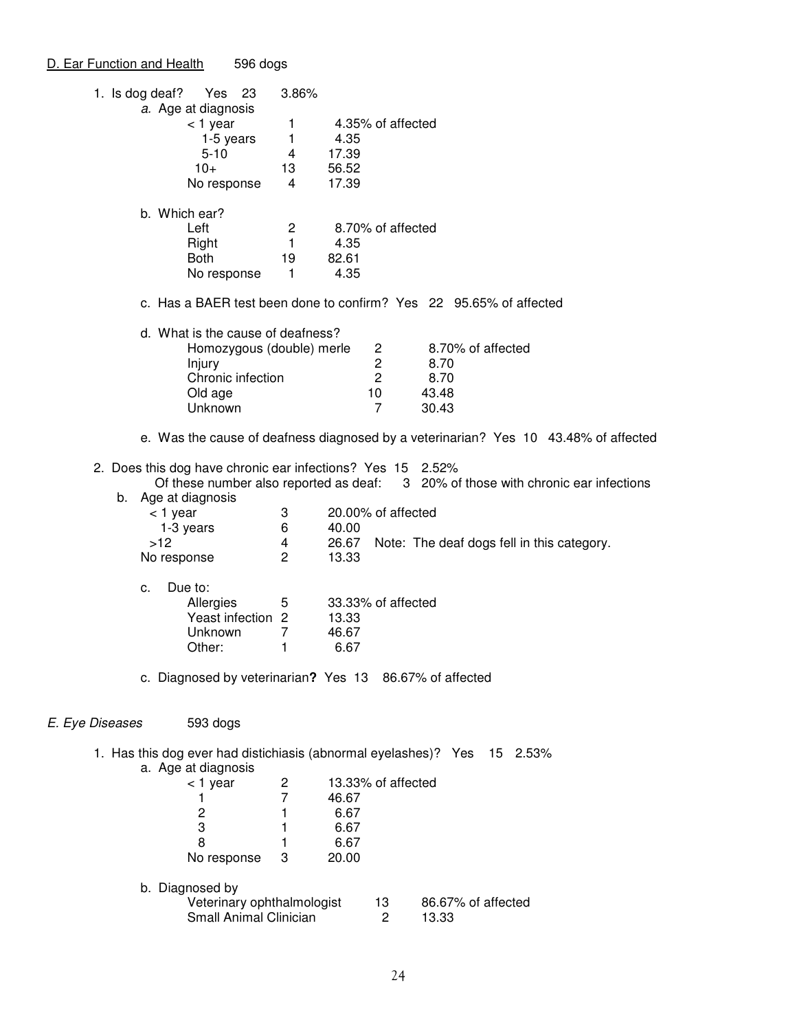D. Ear Function and Health 596 dogs

1. Is dog deaf? Yes 23 3.86%

   *a.* Age at diagnosis

| | | |
|---|---|---|
| < 1 year | 1 | 4.35% of affected |
| 1-5 years | 1 | 4.35 |
| 5-10 | 4 | 17.39 |
| 10+ | 13 | 56.52 |
| No response | 4 | 17.39 |

   b. Which ear?

| | | |
|---|---|---|
| Left | 2 | 8.70% of affected |
| Right | 1 | 4.35 |
| Both | 19 | 82.61 |
| No response | 1 | 4.35 |

   c. Has a BAER test been done to confirm? Yes 22 95.65% of affected

   d. What is the cause of deafness?

| | | |
|---|---|---|
| Homozygous (double) merle | 2 | 8.70% of affected |
| Injury | 2 | 8.70 |
| Chronic infection | 2 | 8.70 |
| Old age | 10 | 43.48 |
| Unknown | 7 | 30.43 |

   e. Was the cause of deafness diagnosed by a veterinarian? Yes 10 43.48% of affected

2. Does this dog have chronic ear infections? Yes 15 2.52%

   Of these number also reported as deaf: 3 20% of those with chronic ear infections

   b. Age at diagnosis

| | | |
|---|---|---|
| < 1 year | 3 | 20.00% of affected |
| 1-3 years | 6 | 40.00 |
| >12 | 4 | 26.67 Note: The deaf dogs fell in this category. |
| No response | 2 | 13.33 |

   c. Due to:

| | | |
|---|---|---|
| Allergies | 5 | 33.33% of affected |
| Yeast infection | 2 | 13.33 |
| Unknown | 7 | 46.67 |
| Other: | 1 | 6.67 |

   c. Diagnosed by veterinarian**?** Yes 13 86.67% of affected

*E. Eye Diseases* 593 dogs

1. Has this dog ever had distichiasis (abnormal eyelashes)? Yes 15 2.53%

   a. Age at diagnosis

| | | |
|---|---|---|
| < 1 year | 2 | 13.33% of affected |
| 1 | 7 | 46.67 |
| 2 | 1 | 6.67 |
| 3 | 1 | 6.67 |
| 8 | 1 | 6.67 |
| No response | 3 | 20.00 |

   b. Diagnosed by

| | | |
|---|---|---|
| Veterinary ophthalmologist | 13 | 86.67% of affected |
| Small Animal Clinician | 2 | 13.33 |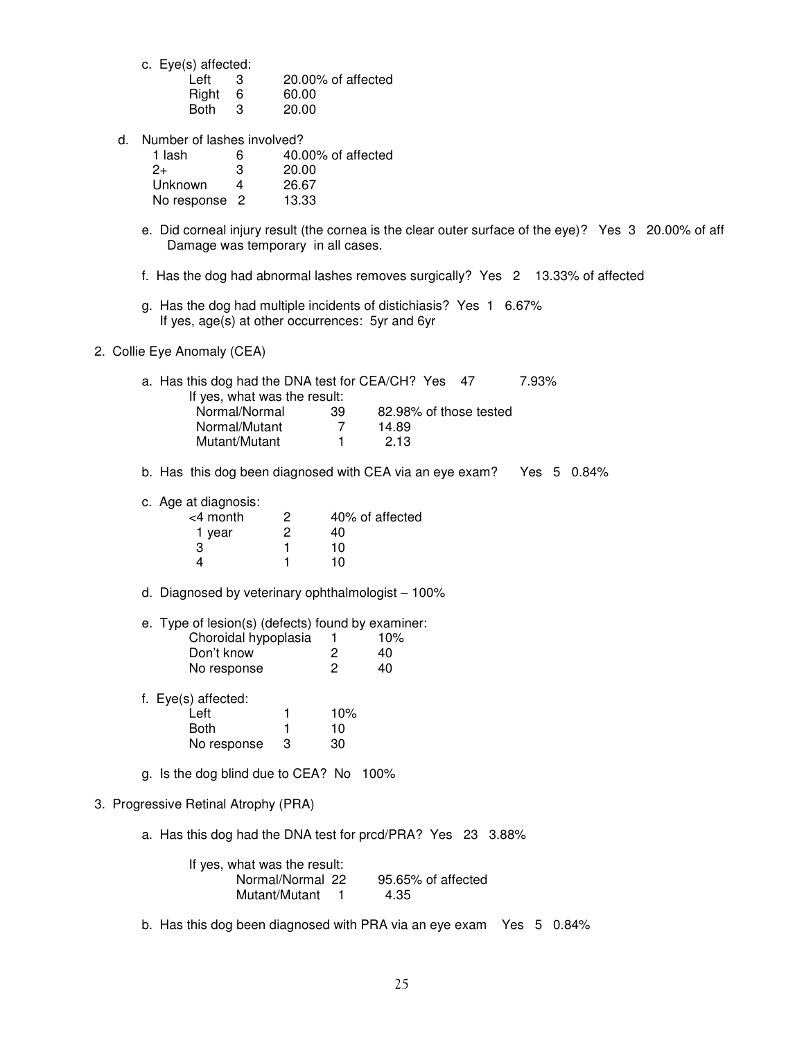c. Eye(s) affected:

| | | |
|---|---|---|
| Left | 3 | 20.00% of affected |
| Right | 6 | 60.00 |
| Both | 3 | 20.00 |

d. Number of lashes involved?

| | | |
|---|---|---|
| 1 lash | 6 | 40.00% of affected |
| 2+ | 3 | 20.00 |
| Unknown | 4 | 26.67 |
| No response | 2 | 13.33 |

e. Did corneal injury result (the cornea is the clear outer surface of the eye)? Yes 3 20.00% of aff
   Damage was temporary in all cases.

f. Has the dog had abnormal lashes removes surgically? Yes 2 13.33% of affected

g. Has the dog had multiple incidents of distichiasis? Yes 1 6.67%
   If yes, age(s) at other occurrences: 5yr and 6yr

2. Collie Eye Anomaly (CEA)

a. Has this dog had the DNA test for CEA/CH? Yes 47 7.93%
   If yes, what was the result:

| | | |
|---|---|---|
| Normal/Normal | 39 | 82.98% of those tested |
| Normal/Mutant | 7 | 14.89 |
| Mutant/Mutant | 1 | 2.13 |

b. Has this dog been diagnosed with CEA via an eye exam? Yes 5 0.84%

c. Age at diagnosis:

| | | |
|---|---|---|
| <4 month | 2 | 40% of affected |
| 1 year | 2 | 40 |
| 3 | 1 | 10 |
| 4 | 1 | 10 |

d. Diagnosed by veterinary ophthalmologist – 100%

e. Type of lesion(s) (defects) found by examiner:

| | | |
|---|---|---|
| Choroidal hypoplasia | 1 | 10% |
| Don't know | 2 | 40 |
| No response | 2 | 40 |

f. Eye(s) affected:

| | | |
|---|---|---|
| Left | 1 | 10% |
| Both | 1 | 10 |
| No response | 3 | 30 |

g. Is the dog blind due to CEA? No 100%

3. Progressive Retinal Atrophy (PRA)

a. Has this dog had the DNA test for prcd/PRA? Yes 23 3.88%

   If yes, what was the result:

| | | |
|---|---|---|
| Normal/Normal | 22 | 95.65% of affected |
| Mutant/Mutant | 1 | 4.35 |

b. Has this dog been diagnosed with PRA via an eye exam Yes 5 0.84%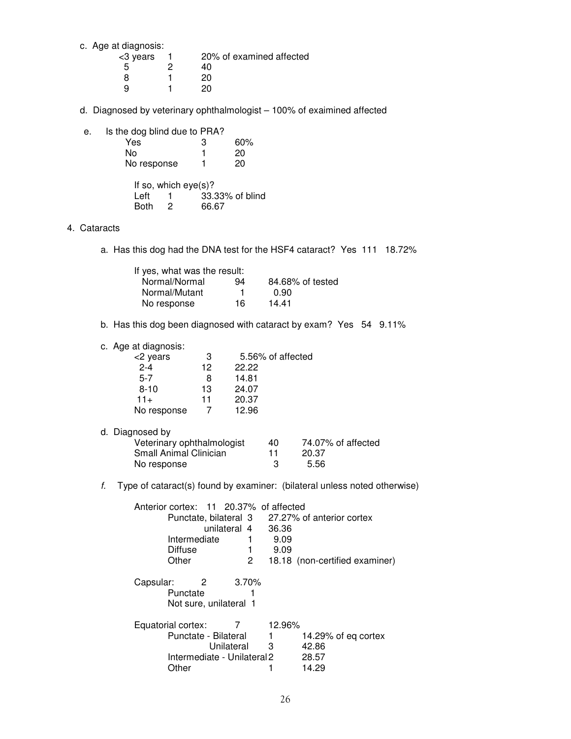c. Age at diagnosis:

| | | |
|---|---|---|
| <3 years | 1 | 20% of examined affected |
| 5 | 2 | 40 |
| 8 | 1 | 20 |
| 9 | 1 | 20 |

d. Diagnosed by veterinary ophthalmologist – 100% of exaimined affected

e. Is the dog blind due to PRA?

| | | |
|---|---|---|
| Yes | 3 | 60% |
| No | 1 | 20 |
| No response | 1 | 20 |

If so, which eye(s)?

| | | |
|---|---|---|
| Left | 1 | 33.33% of blind |
| Both | 2 | 66.67 |

4. Cataracts

a. Has this dog had the DNA test for the HSF4 cataract? Yes 111 18.72%

If yes, what was the result:

| | | |
|---|---|---|
| Normal/Normal | 94 | 84.68% of tested |
| Normal/Mutant | 1 | 0.90 |
| No response | 16 | 14.41 |

b. Has this dog been diagnosed with cataract by exam? Yes 54 9.11%

c. Age at diagnosis:

| | | |
|---|---|---|
| <2 years | 3 | 5.56% of affected |
| 2-4 | 12 | 22.22 |
| 5-7 | 8 | 14.81 |
| 8-10 | 13 | 24.07 |
| 11+ | 11 | 20.37 |
| No response | 7 | 12.96 |

d. Diagnosed by

| | | |
|---|---|---|
| Veterinary ophthalmologist | 40 | 74.07% of affected |
| Small Animal Clinician | 11 | 20.37 |
| No response | 3 | 5.56 |

*f.* Type of cataract(s) found by examiner: (bilateral unless noted otherwise)

Anterior cortex: 11 20.37% of affected

| | | |
|---|---|---|
| Punctate, bilateral | 3 | 27.27% of anterior cortex |
| unilateral | 4 | 36.36 |
| Intermediate | 1 | 9.09 |
| Diffuse | 1 | 9.09 |
| Other | 2 | 18.18 (non-certified examiner) |

Capsular: 2 3.70%

| | |
|---|---|
| Punctate | 1 |
| Not sure, unilateral | 1 |

Equatorial cortex: 7 12.96%

| | | |
|---|---|---|
| Punctate - Bilateral | 1 | 14.29% of eq cortex |
| Unilateral | 3 | 42.86 |
| Intermediate - Unilateral | 2 | 28.57 |
| Other | 1 | 14.29 |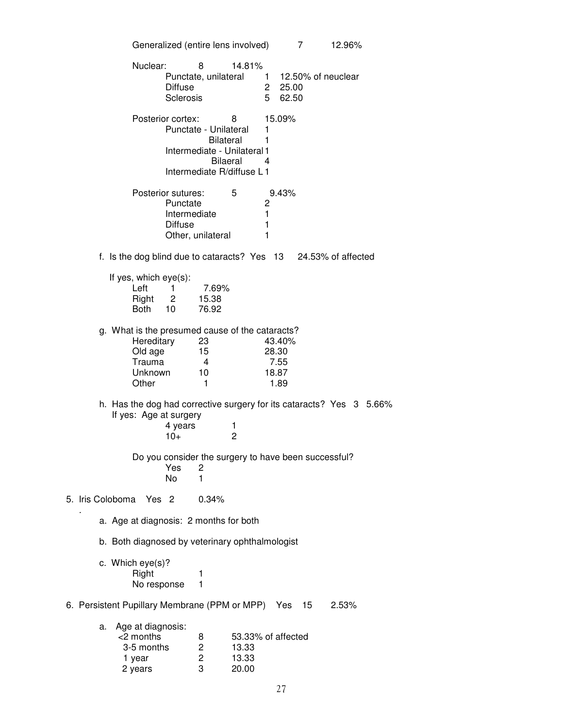Generalized (entire lens involved) 7 12.96%

Nuclear: 8 14.81%

- Punctate, unilateral 1 12.50% of neuclear
- Diffuse 2 25.00
- Sclerosis 5 62.50

Posterior cortex: 8 15.09%

- Punctate - Unilateral 1
- Bilateral 1
- Intermediate - Unilateral 1
- Bilaeral 4
- Intermediate R/diffuse L 1

Posterior sutures: 5 9.43%

- Punctate 2
- Intermediate 1
- Diffuse 1
- Other, unilateral 1

f. Is the dog blind due to cataracts? Yes 13 24.53% of affected

If yes, which eye(s):

| | | |
|---|---|---|
| Left | 1 | 7.69% |
| Right | 2 | 15.38 |
| Both | 10 | 76.92 |

g. What is the presumed cause of the cataracts?

| | | |
|---|---|---|
| Hereditary | 23 | 43.40% |
| Old age | 15 | 28.30 |
| Trauma | 4 | 7.55 |
| Unknown | 10 | 18.87 |
| Other | 1 | 1.89 |

h. Has the dog had corrective surgery for its cataracts? Yes 3 5.66%

If yes: Age at surgery

| | |
|---|---|
| 4 years | 1 |
| 10+ | 2 |

Do you consider the surgery to have been successful?

| | |
|---|---|
| Yes | 2 |
| No | 1 |

5. Iris Coloboma Yes 2 0.34%

.

a. Age at diagnosis: 2 months for both

b. Both diagnosed by veterinary ophthalmologist

c. Which eye(s)?

| | |
|---|---|
| Right | 1 |
| No response | 1 |

6. Persistent Pupillary Membrane (PPM or MPP) Yes 15 2.53%

a. Age at diagnosis:

| | | |
|---|---|---|
| <2 months | 8 | 53.33% of affected |
| 3-5 months | 2 | 13.33 |
| 1 year | 2 | 13.33 |
| 2 years | 3 | 20.00 |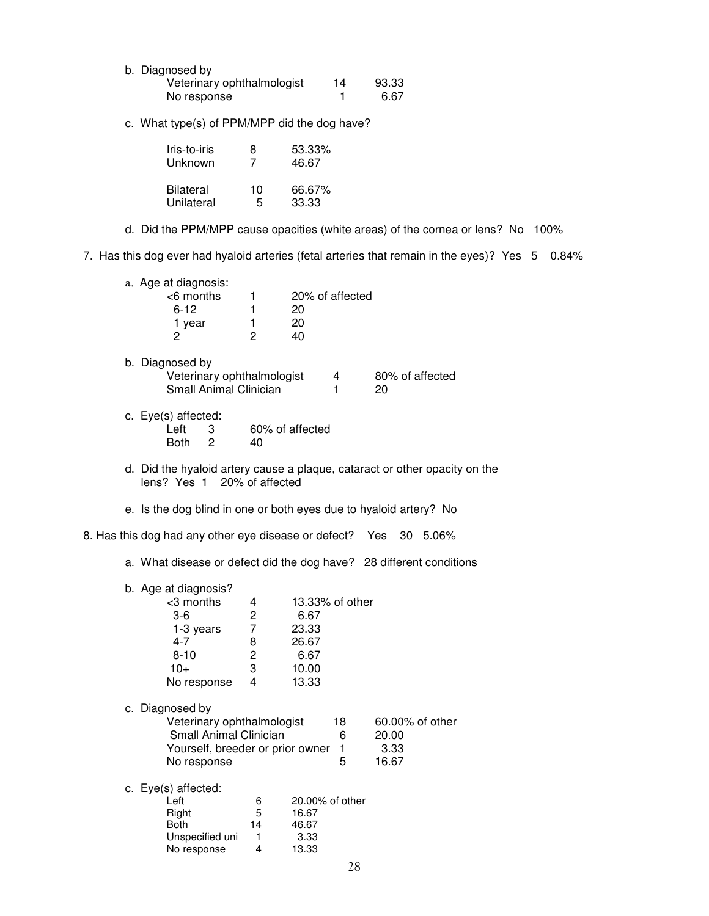b. Diagnosed by

| | | |
|---|---|---|
| Veterinary ophthalmologist | 14 | 93.33 |
| No response | 1 | 6.67 |

c. What type(s) of PPM/MPP did the dog have?

| | | |
|---|---|---|
| Iris-to-iris | 8 | 53.33% |
| Unknown | 7 | 46.67 |
| | | |
| Bilateral | 10 | 66.67% |
| Unilateral | 5 | 33.33 |

d. Did the PPM/MPP cause opacities (white areas) of the cornea or lens? No 100%

7. Has this dog ever had hyaloid arteries (fetal arteries that remain in the eyes)? Yes 5 0.84%

a. Age at diagnosis:

| | | |
|---|---|---|
| <6 months | 1 | 20% of affected |
| 6-12 | 1 | 20 |
| 1 year | 1 | 20 |
| 2 | 2 | 40 |

b. Diagnosed by

| | | |
|---|---|---|
| Veterinary ophthalmologist | 4 | 80% of affected |
| Small Animal Clinician | 1 | 20 |

c. Eye(s) affected:

| | | |
|---|---|---|
| Left | 3 | 60% of affected |
| Both | 2 | 40 |

d. Did the hyaloid artery cause a plaque, cataract or other opacity on the lens? Yes 1 20% of affected

e. Is the dog blind in one or both eyes due to hyaloid artery? No

8. Has this dog had any other eye disease or defect? Yes 30 5.06%

a. What disease or defect did the dog have? 28 different conditions

b. Age at diagnosis?

| | | |
|---|---|---|
| <3 months | 4 | 13.33% of other |
| 3-6 | 2 | 6.67 |
| 1-3 years | 7 | 23.33 |
| 4-7 | 8 | 26.67 |
| 8-10 | 2 | 6.67 |
| 10+ | 3 | 10.00 |
| No response | 4 | 13.33 |

c. Diagnosed by

| | | |
|---|---|---|
| Veterinary ophthalmologist | 18 | 60.00% of other |
| Small Animal Clinician | 6 | 20.00 |
| Yourself, breeder or prior owner | 1 | 3.33 |
| No response | 5 | 16.67 |

c. Eye(s) affected:

| | | |
|---|---|---|
| Left | 6 | 20.00% of other |
| Right | 5 | 16.67 |
| Both | 14 | 46.67 |
| Unspecified uni | 1 | 3.33 |
| No response | 4 | 13.33 |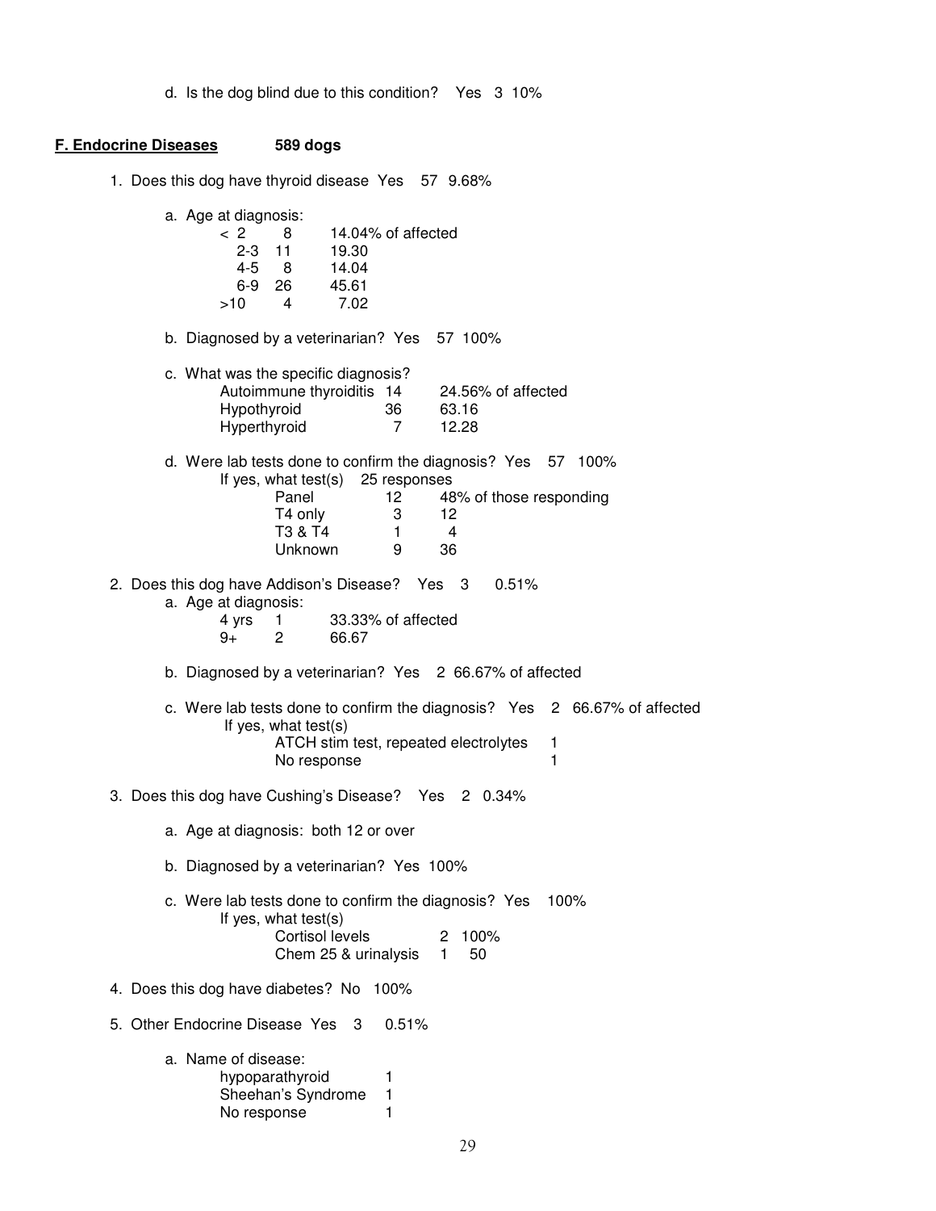d. Is the dog blind due to this condition? Yes 3 10%

**F. Endocrine Diseases 589 dogs**

1. Does this dog have thyroid disease Yes 57 9.68%

   a. Age at diagnosis:

   | | | |
   |---|---|---|
   | < 2 | 8 | 14.04% of affected |
   | 2-3 | 11 | 19.30 |
   | 4-5 | 8 | 14.04 |
   | 6-9 | 26 | 45.61 |
   | >10 | 4 | 7.02 |

   b. Diagnosed by a veterinarian? Yes 57 100%

   c. What was the specific diagnosis?

   | | | |
   |---|---|---|
   | Autoimmune thyroiditis | 14 | 24.56% of affected |
   | Hypothyroid | 36 | 63.16 |
   | Hyperthyroid | 7 | 12.28 |

   d. Were lab tests done to confirm the diagnosis? Yes 57 100%

   If yes, what test(s) 25 responses

   | | | |
   |---|---|---|
   | Panel | 12 | 48% of those responding |
   | T4 only | 3 | 12 |
   | T3 & T4 | 1 | 4 |
   | Unknown | 9 | 36 |

2. Does this dog have Addison's Disease? Yes 3 0.51%

   a. Age at diagnosis:

   | | | |
   |---|---|---|
   | 4 yrs | 1 | 33.33% of affected |
   | 9+ | 2 | 66.67 |

   b. Diagnosed by a veterinarian? Yes 2 66.67% of affected

   c. Were lab tests done to confirm the diagnosis? Yes 2 66.67% of affected

   If yes, what test(s)

   | | |
   |---|---|
   | ATCH stim test, repeated electrolytes | 1 |
   | No response | 1 |

3. Does this dog have Cushing's Disease? Yes 2 0.34%

   a. Age at diagnosis: both 12 or over

   b. Diagnosed by a veterinarian? Yes 100%

   c. Were lab tests done to confirm the diagnosis? Yes 100%

   If yes, what test(s)

   | | | |
   |---|---|---|
   | Cortisol levels | 2 | 100% |
   | Chem 25 & urinalysis | 1 | 50 |

4. Does this dog have diabetes? No 100%

5. Other Endocrine Disease Yes 3 0.51%

   a. Name of disease:

   | | |
   |---|---|
   | hypoparathyroid | 1 |
   | Sheehan's Syndrome | 1 |
   | No response | 1 |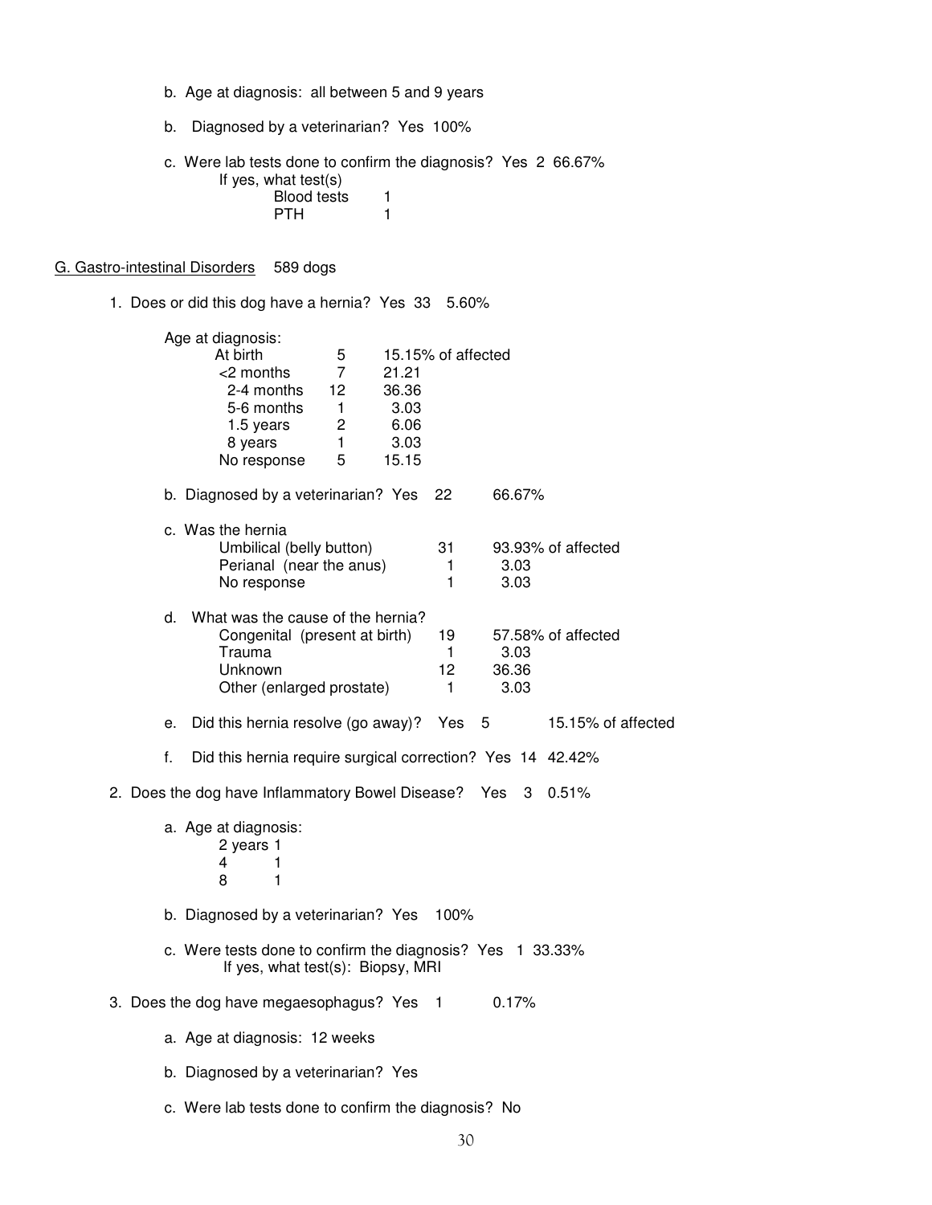b. Age at diagnosis: all between 5 and 9 years

b. Diagnosed by a veterinarian? Yes 100%

c. Were lab tests done to confirm the diagnosis? Yes 2 66.67%

If yes, what test(s)

| | |
|---|---|
| Blood tests | 1 |
| PTH | 1 |

## G. Gastro-intestinal Disorders 589 dogs

1. Does or did this dog have a hernia? Yes 33 5.60%

Age at diagnosis:

| | | |
|---|---|---|
| At birth | 5 | 15.15% of affected |
| <2 months | 7 | 21.21 |
| 2-4 months | 12 | 36.36 |
| 5-6 months | 1 | 3.03 |
| 1.5 years | 2 | 6.06 |
| 8 years | 1 | 3.03 |
| No response | 5 | 15.15 |

b. Diagnosed by a veterinarian? Yes 22 66.67%

c. Was the hernia

| | | |
|---|---|---|
| Umbilical (belly button) | 31 | 93.93% of affected |
| Perianal (near the anus) | 1 | 3.03 |
| No response | 1 | 3.03 |

d. What was the cause of the hernia?

| | | |
|---|---|---|
| Congenital (present at birth) | 19 | 57.58% of affected |
| Trauma | 1 | 3.03 |
| Unknown | 12 | 36.36 |
| Other (enlarged prostate) | 1 | 3.03 |

e. Did this hernia resolve (go away)? Yes 5 15.15% of affected

f. Did this hernia require surgical correction? Yes 14 42.42%

2. Does the dog have Inflammatory Bowel Disease? Yes 3 0.51%

a. Age at diagnosis:

| | |
|---|---|
| 2 years | 1 |
| 4 | 1 |
| 8 | 1 |

b. Diagnosed by a veterinarian? Yes 100%

c. Were tests done to confirm the diagnosis? Yes 1 33.33%
If yes, what test(s): Biopsy, MRI

3. Does the dog have megaesophagus? Yes 1 0.17%

a. Age at diagnosis: 12 weeks

b. Diagnosed by a veterinarian? Yes

c. Were lab tests done to confirm the diagnosis? No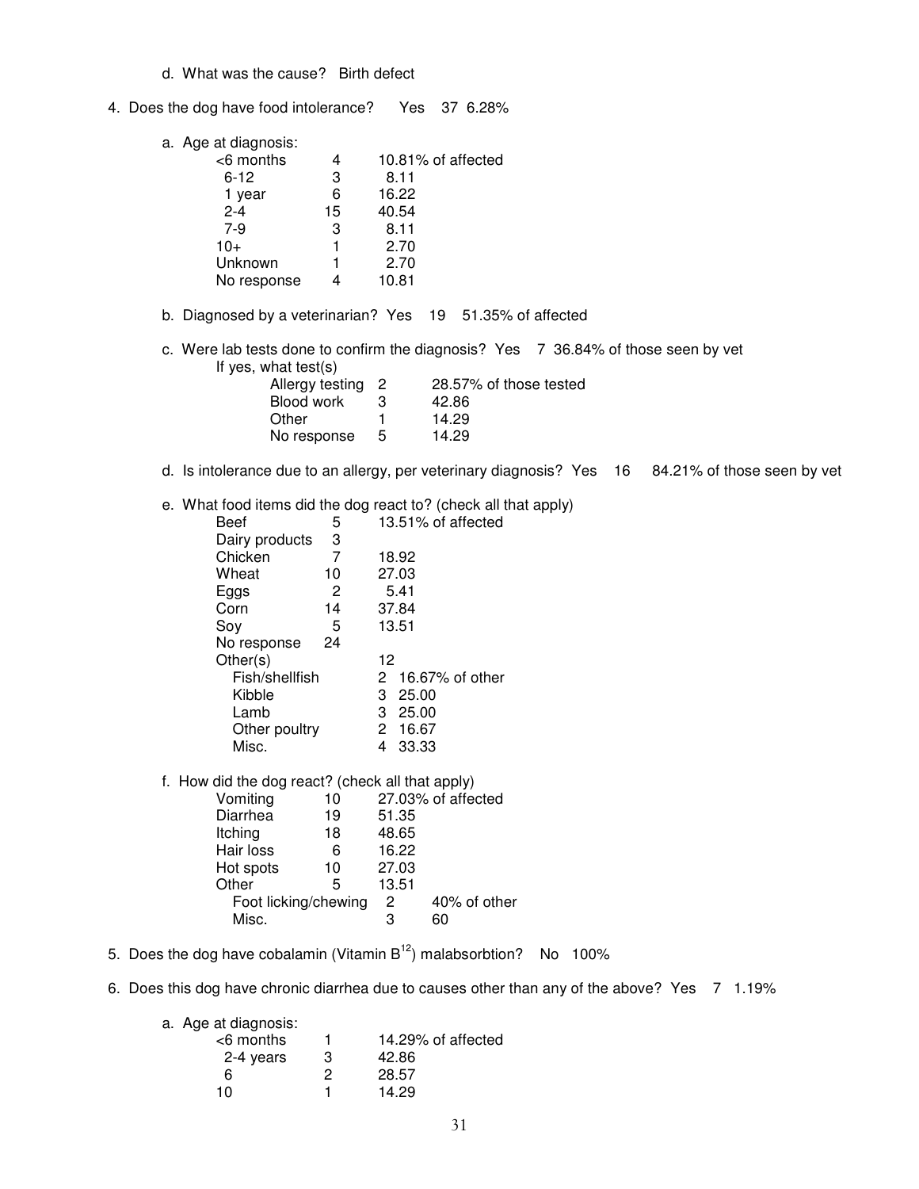d. What was the cause? Birth defect

4. Does the dog have food intolerance? Yes 37 6.28%

   a. Age at diagnosis:

| | | |
|---|---|---|
| <6 months | 4 | 10.81% of affected |
| 6-12 | 3 | 8.11 |
| 1 year | 6 | 16.22 |
| 2-4 | 15 | 40.54 |
| 7-9 | 3 | 8.11 |
| 10+ | 1 | 2.70 |
| Unknown | 1 | 2.70 |
| No response | 4 | 10.81 |

   b. Diagnosed by a veterinarian? Yes 19 51.35% of affected

   c. Were lab tests done to confirm the diagnosis? Yes 7 36.84% of those seen by vet

   If yes, what test(s)

| | | |
|---|---|---|
| Allergy testing | 2 | 28.57% of those tested |
| Blood work | 3 | 42.86 |
| Other | 1 | 14.29 |
| No response | 5 | 14.29 |

   d. Is intolerance due to an allergy, per veterinary diagnosis? Yes 16 84.21% of those seen by vet

   e. What food items did the dog react to? (check all that apply)

| | | |
|---|---|---|
| Beef | 5 | 13.51% of affected |
| Dairy products | 3 | |
| Chicken | 7 | 18.92 |
| Wheat | 10 | 27.03 |
| Eggs | 2 | 5.41 |
| Corn | 14 | 37.84 |
| Soy | 5 | 13.51 |
| No response | 24 | |
| Other(s) | | 12 |
| Fish/shellfish | | 2 16.67% of other |
| Kibble | | 3 25.00 |
| Lamb | | 3 25.00 |
| Other poultry | | 2 16.67 |
| Misc. | | 4 33.33 |

   f. How did the dog react? (check all that apply)

| | | |
|---|---|---|
| Vomiting | 10 | 27.03% of affected |
| Diarrhea | 19 | 51.35 |
| Itching | 18 | 48.65 |
| Hair loss | 6 | 16.22 |
| Hot spots | 10 | 27.03 |
| Other | 5 | 13.51 |
| Foot licking/chewing | 2 | 40% of other |
| Misc. | 3 | 60 |

5. Does the dog have cobalamin (Vitamin $B^{12}$) malabsorbtion? No 100%

6. Does this dog have chronic diarrhea due to causes other than any of the above? Yes 7 1.19%

   a. Age at diagnosis:

| | | |
|---|---|---|
| <6 months | 1 | 14.29% of affected |
| 2-4 years | 3 | 42.86 |
| 6 | 2 | 28.57 |
| 10 | 1 | 14.29 |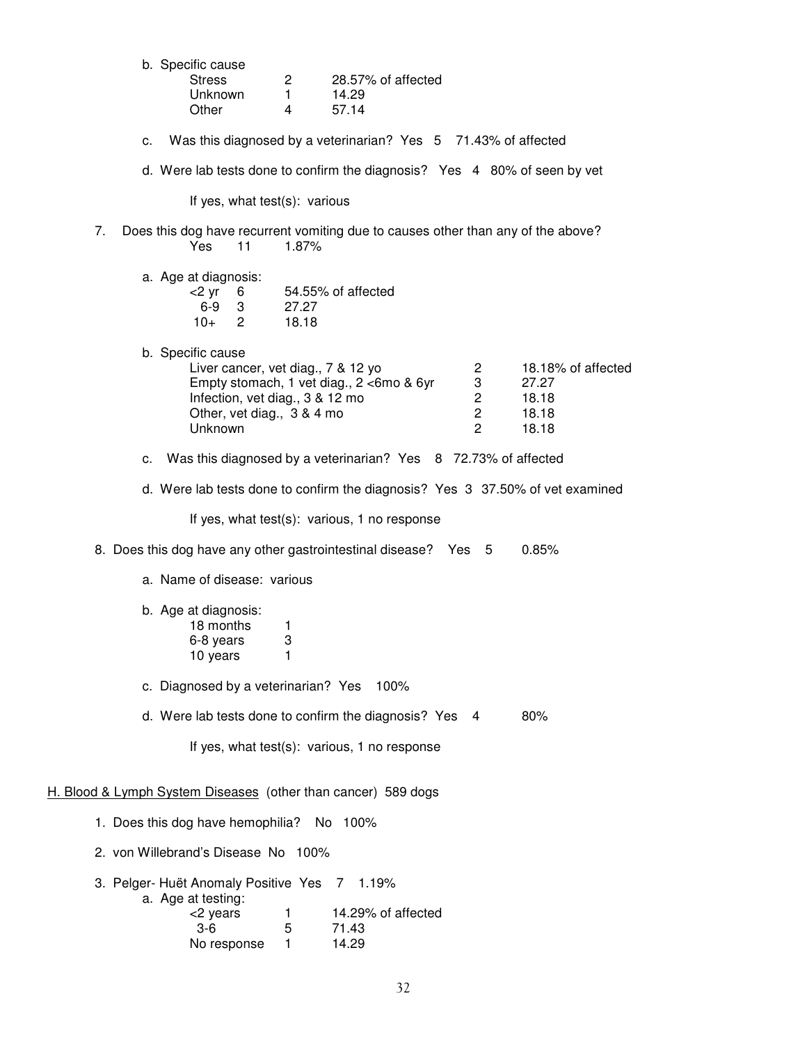b. Specific cause

| | | |
|---|---|---|
| Stress | 2 | 28.57% of affected |
| Unknown | 1 | 14.29 |
| Other | 4 | 57.14 |

c. Was this diagnosed by a veterinarian? Yes 5 71.43% of affected

d. Were lab tests done to confirm the diagnosis? Yes 4 80% of seen by vet

If yes, what test(s): various

7. Does this dog have recurrent vomiting due to causes other than any of the above?
   Yes 11 1.87%

   a. Age at diagnosis:

   | | | |
   |---|---|---|
   | <2 yr | 6 | 54.55% of affected |
   | 6-9 | 3 | 27.27 |
   | 10+ | 2 | 18.18 |

   b. Specific cause

   | | | |
   |---|---|---|
   | Liver cancer, vet diag., 7 & 12 yo | 2 | 18.18% of affected |
   | Empty stomach, 1 vet diag., 2 <6mo & 6yr | 3 | 27.27 |
   | Infection, vet diag., 3 & 12 mo | 2 | 18.18 |
   | Other, vet diag., 3 & 4 mo | 2 | 18.18 |
   | Unknown | 2 | 18.18 |

   c. Was this diagnosed by a veterinarian? Yes 8 72.73% of affected

   d. Were lab tests done to confirm the diagnosis? Yes 3 37.50% of vet examined

   If yes, what test(s): various, 1 no response

8. Does this dog have any other gastrointestinal disease? Yes 5 0.85%

   a. Name of disease: various

   b. Age at diagnosis:

   | | |
   |---|---|
   | 18 months | 1 |
   | 6-8 years | 3 |
   | 10 years | 1 |

   c. Diagnosed by a veterinarian? Yes 100%

   d. Were lab tests done to confirm the diagnosis? Yes 4 80%

   If yes, what test(s): various, 1 no response

## H. Blood & Lymph System Diseases (other than cancer) 589 dogs

1. Does this dog have hemophilia? No 100%

2. von Willebrand's Disease No 100%

3. Pelger- Huët Anomaly Positive Yes 7 1.19%

   a. Age at testing:

   | | | |
   |---|---|---|
   | <2 years | 1 | 14.29% of affected |
   | 3-6 | 5 | 71.43 |
   | No response | 1 | 14.29 |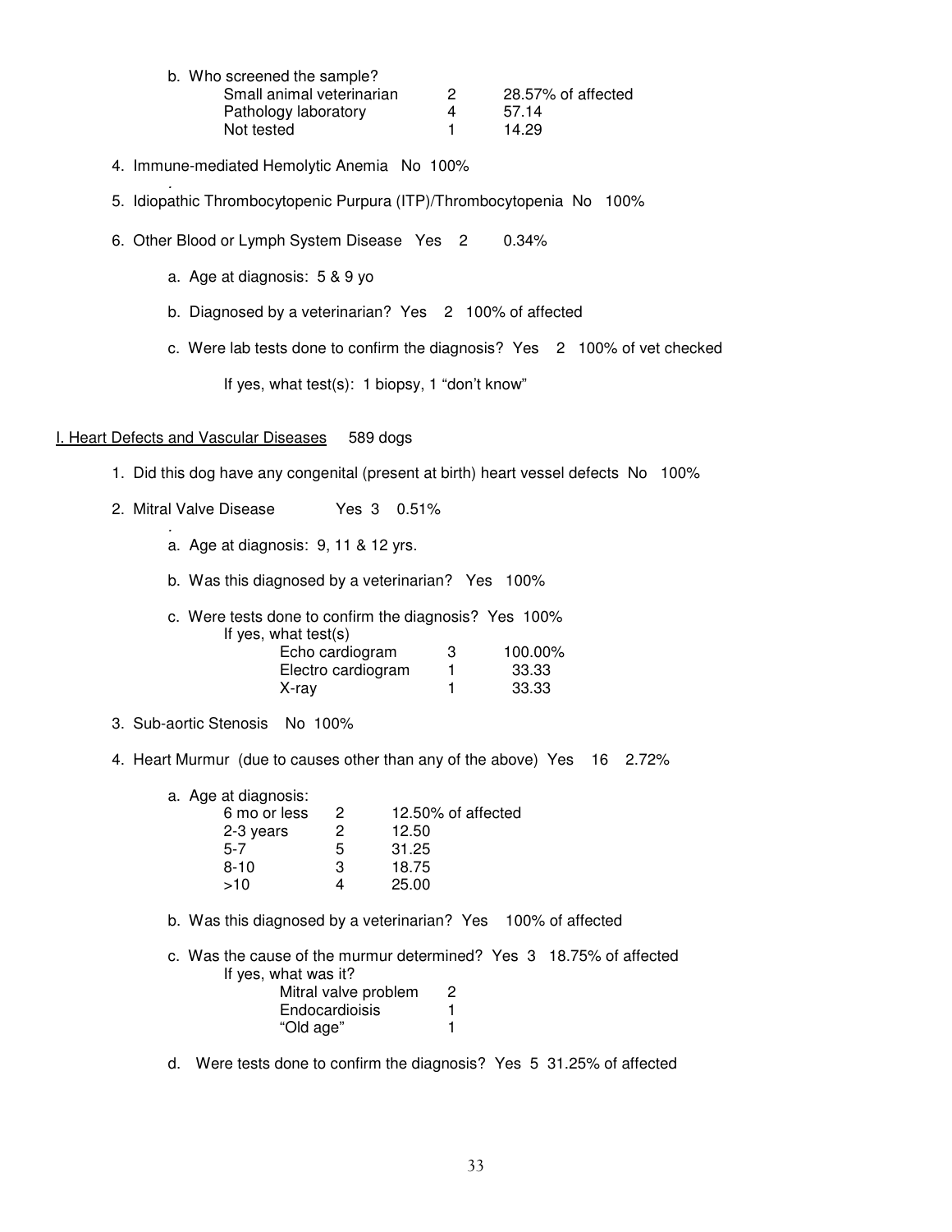b. Who screened the sample?

| | | |
|---|---|---|
| Small animal veterinarian | 2 | 28.57% of affected |
| Pathology laboratory | 4 | 57.14 |
| Not tested | 1 | 14.29 |

4. Immune-mediated Hemolytic Anemia   No  100%

5. Idiopathic Thrombocytopenic Purpura (ITP)/Thrombocytopenia  No   100%

6. Other Blood or Lymph System Disease   Yes   2   0.34%

   a. Age at diagnosis:  5 & 9 yo

   b. Diagnosed by a veterinarian?  Yes   2   100% of affected

   c. Were lab tests done to confirm the diagnosis?  Yes   2   100% of vet checked

      If yes, what test(s):  1 biopsy, 1 "don't know"

I. Heart Defects and Vascular Diseases     589 dogs

1. Did this dog have any congenital (present at birth) heart vessel defects  No   100%

2. Mitral Valve Disease          Yes  3   0.51%

   a. Age at diagnosis:  9, 11 & 12 yrs.

   b. Was this diagnosed by a veterinarian?   Yes   100%

   c. Were tests done to confirm the diagnosis?  Yes  100%

      If yes, what test(s)

| | | |
|---|---|---|
| Echo cardiogram | 3 | 100.00% |
| Electro cardiogram | 1 | 33.33 |
| X-ray | 1 | 33.33 |

3. Sub-aortic Stenosis    No  100%

4. Heart Murmur  (due to causes other than any of the above)  Yes    16   2.72%

   a. Age at diagnosis:

| | | |
|---|---|---|
| 6 mo or less | 2 | 12.50% of affected |
| 2-3 years | 2 | 12.50 |
| 5-7 | 5 | 31.25 |
| 8-10 | 3 | 18.75 |
| >10 | 4 | 25.00 |

   b. Was this diagnosed by a veterinarian?  Yes    100% of affected

   c. Was the cause of the murmur determined?  Yes  3   18.75% of affected

      If yes, what was it?

| | |
|---|---|
| Mitral valve problem | 2 |
| Endocardioisis | 1 |
| "Old age" | 1 |

   d. Were tests done to confirm the diagnosis?  Yes  5  31.25% of affected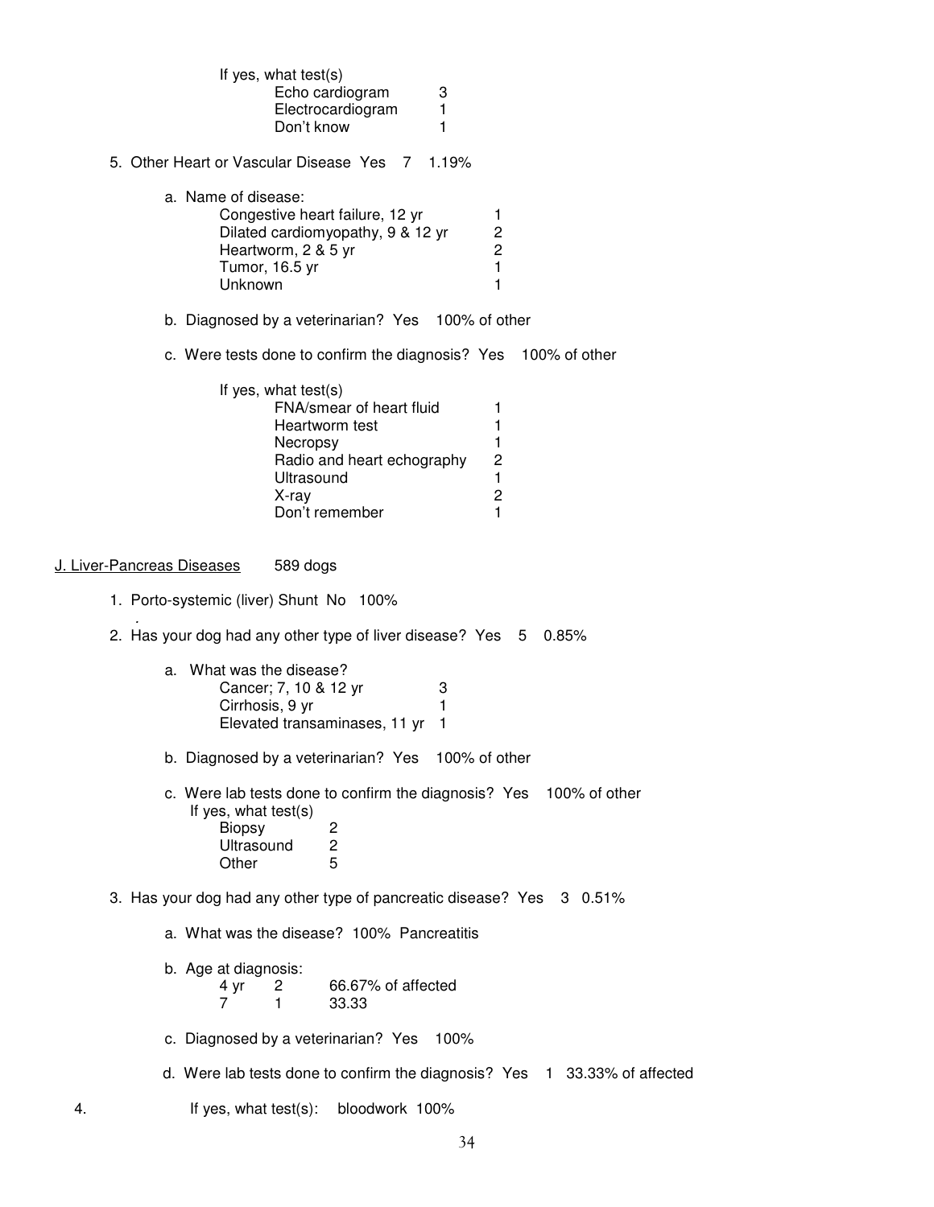If yes, what test(s)

| | |
|---|---|
| Echo cardiogram | 3 |
| Electrocardiogram | 1 |
| Don't know | 1 |

5. Other Heart or Vascular Disease Yes 7 1.19%

   a. Name of disease:

   | | |
   |---|---|
   | Congestive heart failure, 12 yr | 1 |
   | Dilated cardiomyopathy, 9 & 12 yr | 2 |
   | Heartworm, 2 & 5 yr | 2 |
   | Tumor, 16.5 yr | 1 |
   | Unknown | 1 |

   b. Diagnosed by a veterinarian? Yes 100% of other

   c. Were tests done to confirm the diagnosis? Yes 100% of other

   If yes, what test(s)

   | | |
   |---|---|
   | FNA/smear of heart fluid | 1 |
   | Heartworm test | 1 |
   | Necropsy | 1 |
   | Radio and heart echography | 2 |
   | Ultrasound | 1 |
   | X-ray | 2 |
   | Don't remember | 1 |

<u>J. Liver-Pancreas Diseases</u> 589 dogs

1. Porto-systemic (liver) Shunt No 100%

2. Has your dog had any other type of liver disease? Yes 5 0.85%

   a. What was the disease?

   | | |
   |---|---|
   | Cancer; 7, 10 & 12 yr | 3 |
   | Cirrhosis, 9 yr | 1 |
   | Elevated transaminases, 11 yr | 1 |

   b. Diagnosed by a veterinarian? Yes 100% of other

   c. Were lab tests done to confirm the diagnosis? Yes 100% of other

   If yes, what test(s)

   | | |
   |---|---|
   | Biopsy | 2 |
   | Ultrasound | 2 |
   | Other | 5 |

3. Has your dog had any other type of pancreatic disease? Yes 3 0.51%

   a. What was the disease? 100% Pancreatitis

   b. Age at diagnosis:

   | | | |
   |---|---|---|
   | 4 yr | 2 | 66.67% of affected |
   | 7 | 1 | 33.33 |

   c. Diagnosed by a veterinarian? Yes 100%

   d. Were lab tests done to confirm the diagnosis? Yes 1 33.33% of affected

4. If yes, what test(s): bloodwork 100%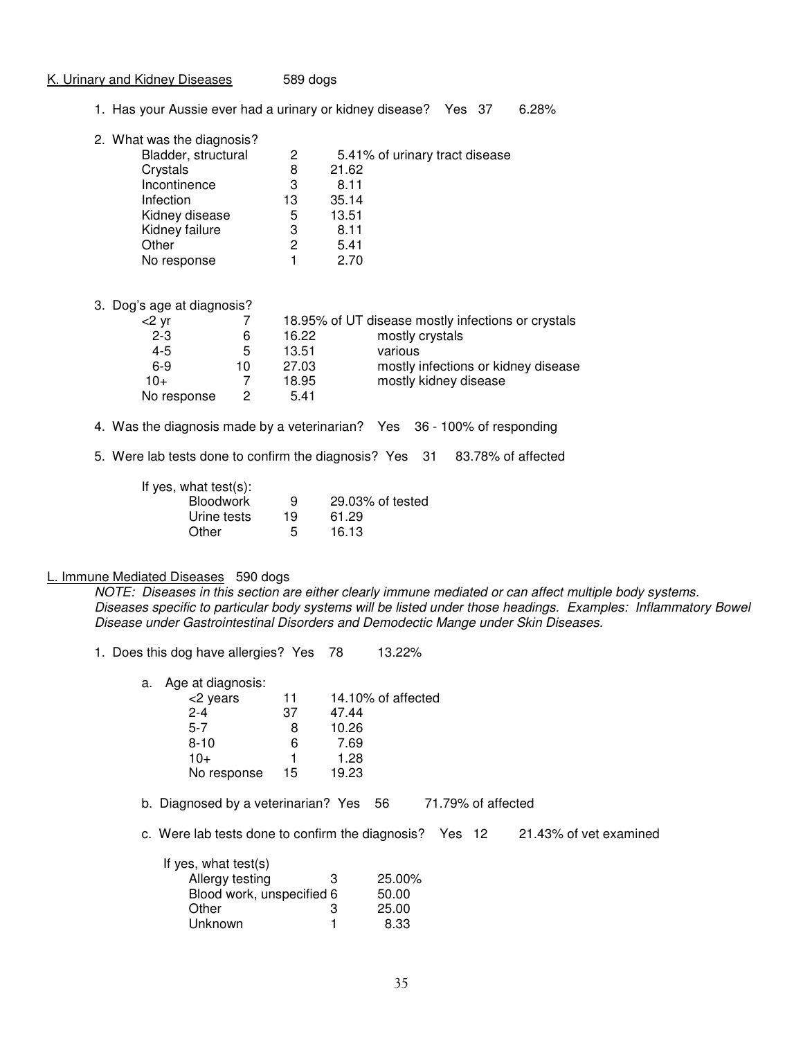K. Urinary and Kidney Diseases 589 dogs

1. Has your Aussie ever had a urinary or kidney disease? Yes 37 6.28%

2. What was the diagnosis?

| | | |
|---|---|---|
| Bladder, structural | 2 | 5.41% of urinary tract disease |
| Crystals | 8 | 21.62 |
| Incontinence | 3 | 8.11 |
| Infection | 13 | 35.14 |
| Kidney disease | 5 | 13.51 |
| Kidney failure | 3 | 8.11 |
| Other | 2 | 5.41 |
| No response | 1 | 2.70 |

3. Dog's age at diagnosis?

| | | | |
|---|---|---|---|
| <2 yr | 7 | 18.95% of UT disease | mostly infections or crystals |
| 2-3 | 6 | 16.22 | mostly crystals |
| 4-5 | 5 | 13.51 | various |
| 6-9 | 10 | 27.03 | mostly infections or kidney disease |
| 10+ | 7 | 18.95 | mostly kidney disease |
| No response | 2 | 5.41 | |

4. Was the diagnosis made by a veterinarian? Yes 36 - 100% of responding

5. Were lab tests done to confirm the diagnosis? Yes 31 83.78% of affected

If yes, what test(s):

| | | |
|---|---|---|
| Bloodwork | 9 | 29.03% of tested |
| Urine tests | 19 | 61.29 |
| Other | 5 | 16.13 |

L. Immune Mediated Diseases 590 dogs

*NOTE: Diseases in this section are either clearly immune mediated or can affect multiple body systems. Diseases specific to particular body systems will be listed under those headings. Examples: Inflammatory Bowel Disease under Gastrointestinal Disorders and Demodectic Mange under Skin Diseases.*

1. Does this dog have allergies? Yes 78 13.22%

a. Age at diagnosis:

| | | |
|---|---|---|
| <2 years | 11 | 14.10% of affected |
| 2-4 | 37 | 47.44 |
| 5-7 | 8 | 10.26 |
| 8-10 | 6 | 7.69 |
| 10+ | 1 | 1.28 |
| No response | 15 | 19.23 |

b. Diagnosed by a veterinarian? Yes 56 71.79% of affected

c. Were lab tests done to confirm the diagnosis? Yes 12 21.43% of vet examined

If yes, what test(s)

| | | |
|---|---|---|
| Allergy testing | 3 | 25.00% |
| Blood work, unspecified | 6 | 50.00 |
| Other | 3 | 25.00 |
| Unknown | 1 | 8.33 |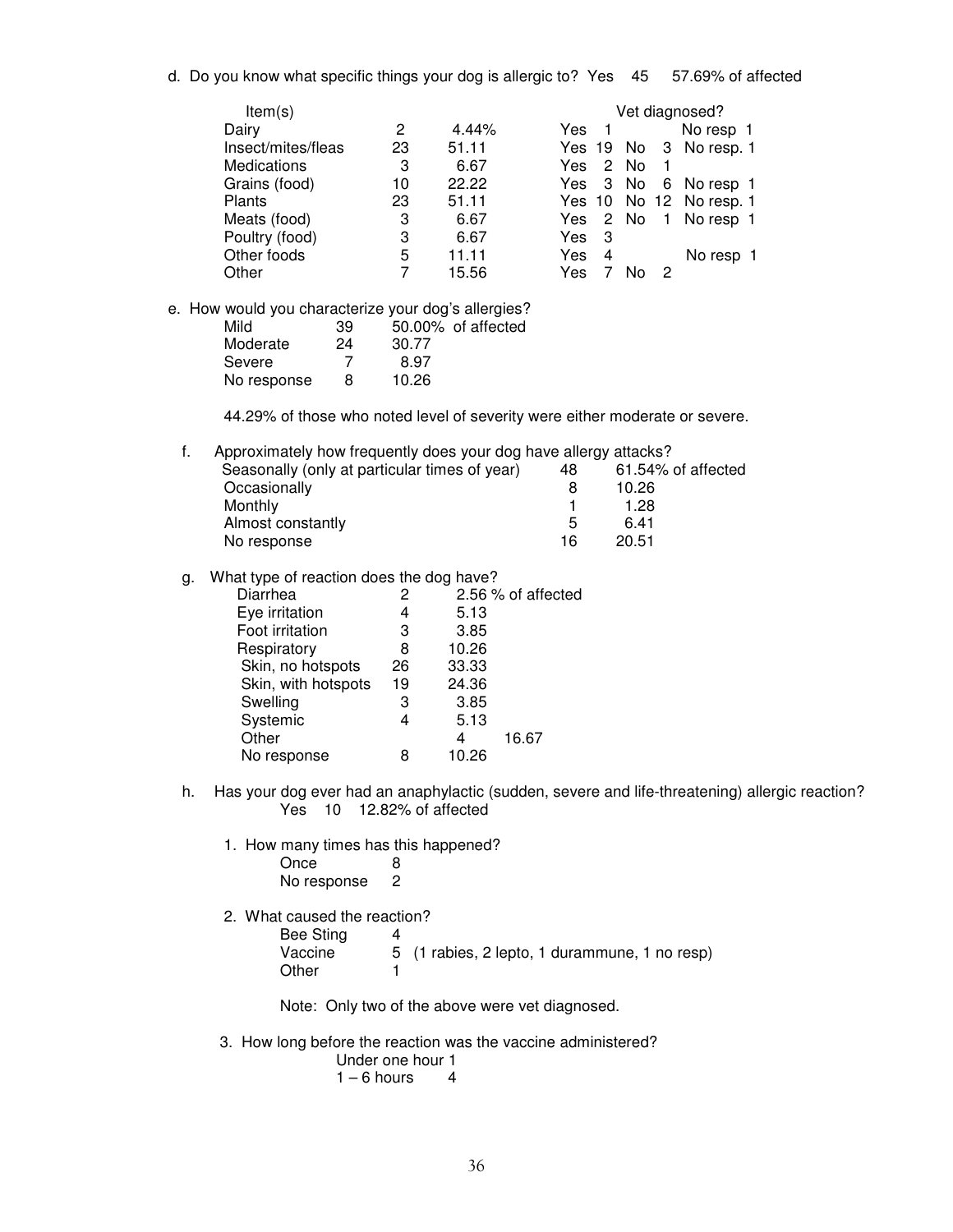d. Do you know what specific things your dog is allergic to? Yes 45 57.69% of affected

| Item(s) | | | Vet diagnosed? | | |
|---|---|---|---|---|---|
| Dairy | 2 | 4.44% | Yes 1 | | No resp 1 |
| Insect/mites/fleas | 23 | 51.11 | Yes 19 | No 3 | No resp. 1 |
| Medications | 3 | 6.67 | Yes 2 | No 1 | |
| Grains (food) | 10 | 22.22 | Yes 3 | No 6 | No resp 1 |
| Plants | 23 | 51.11 | Yes 10 | No 12 | No resp. 1 |
| Meats (food) | 3 | 6.67 | Yes 2 | No 1 | No resp 1 |
| Poultry (food) | 3 | 6.67 | Yes 3 | | |
| Other foods | 5 | 11.11 | Yes 4 | | No resp 1 |
| Other | 7 | 15.56 | Yes 7 | No 2 | |

e. How would you characterize your dog's allergies?

| | | |
|---|---|---|
| Mild | 39 | 50.00% of affected |
| Moderate | 24 | 30.77 |
| Severe | 7 | 8.97 |
| No response | 8 | 10.26 |

44.29% of those who noted level of severity were either moderate or severe.

f. Approximately how frequently does your dog have allergy attacks?

| | | |
|---|---|---|
| Seasonally (only at particular times of year) | 48 | 61.54% of affected |
| Occasionally | 8 | 10.26 |
| Monthly | 1 | 1.28 |
| Almost constantly | 5 | 6.41 |
| No response | 16 | 20.51 |

g. What type of reaction does the dog have?

| | | | |
|---|---|---|---|
| Diarrhea | 2 | 2.56 % of affected | |
| Eye irritation | 4 | 5.13 | |
| Foot irritation | 3 | 3.85 | |
| Respiratory | 8 | 10.26 | |
| Skin, no hotspots | 26 | 33.33 | |
| Skin, with hotspots | 19 | 24.36 | |
| Swelling | 3 | 3.85 | |
| Systemic | 4 | 5.13 | |
| Other | | 4 | 16.67 |
| No response | 8 | 10.26 | |

h. Has your dog ever had an anaphylactic (sudden, severe and life-threatening) allergic reaction?
Yes 10 12.82% of affected

1. How many times has this happened?
   - Once 8
   - No response 2

2. What caused the reaction?
   - Bee Sting 4
   - Vaccine 5 (1 rabies, 2 lepto, 1 durammune, 1 no resp)
   - Other 1

   Note: Only two of the above were vet diagnosed.

3. How long before the reaction was the vaccine administered?
   - Under one hour 1
   - 1 – 6 hours 4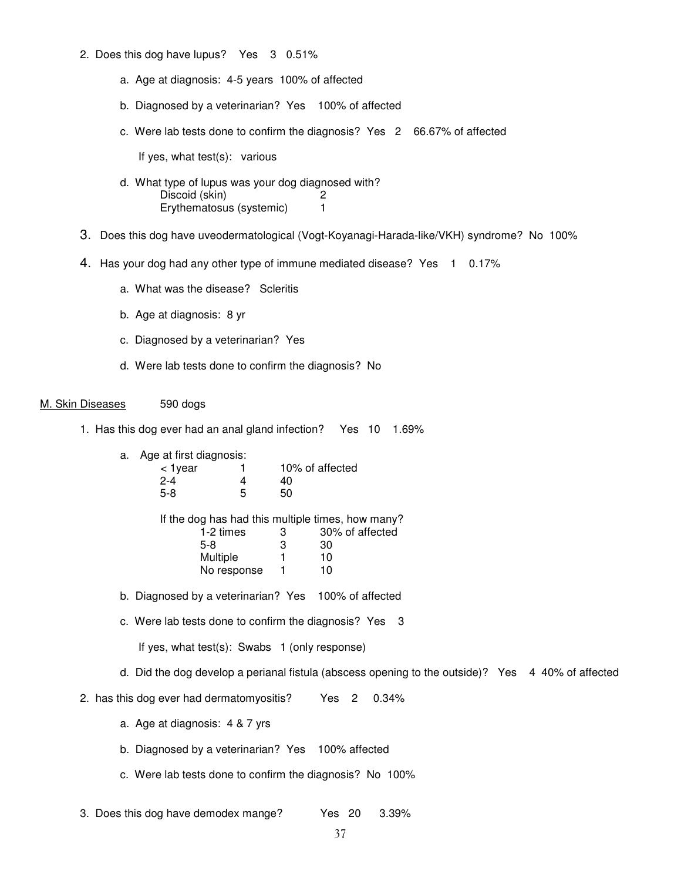2. Does this dog have lupus? Yes 3 0.51%

   a. Age at diagnosis: 4-5 years 100% of affected

   b. Diagnosed by a veterinarian? Yes 100% of affected

   c. Were lab tests done to confirm the diagnosis? Yes 2 66.67% of affected

      If yes, what test(s): various

   d. What type of lupus was your dog diagnosed with?

| | |
|---|---|
| Discoid (skin) | 2 |
| Erythematosus (systemic) | 1 |

3. Does this dog have uveodermatological (Vogt-Koyanagi-Harada-like/VKH) syndrome? No 100%

4. Has your dog had any other type of immune mediated disease? Yes 1 0.17%

   a. What was the disease? Scleritis

   b. Age at diagnosis: 8 yr

   c. Diagnosed by a veterinarian? Yes

   d. Were lab tests done to confirm the diagnosis? No

M. Skin Diseases 590 dogs

1. Has this dog ever had an anal gland infection? Yes 10 1.69%

   a. Age at first diagnosis:

| | | |
|---|---|---|
| < 1year | 1 | 10% of affected |
| 2-4 | 4 | 40 |
| 5-8 | 5 | 50 |

   If the dog has had this multiple times, how many?

| | | |
|---|---|---|
| 1-2 times | 3 | 30% of affected |
| 5-8 | 3 | 30 |
| Multiple | 1 | 10 |
| No response | 1 | 10 |

   b. Diagnosed by a veterinarian? Yes 100% of affected

   c. Were lab tests done to confirm the diagnosis? Yes 3

      If yes, what test(s): Swabs 1 (only response)

   d. Did the dog develop a perianal fistula (abscess opening to the outside)? Yes 4 40% of affected

2. has this dog ever had dermatomyositis? Yes 2 0.34%

   a. Age at diagnosis: 4 & 7 yrs

   b. Diagnosed by a veterinarian? Yes 100% affected

   c. Were lab tests done to confirm the diagnosis? No 100%

3. Does this dog have demodex mange? Yes 20 3.39%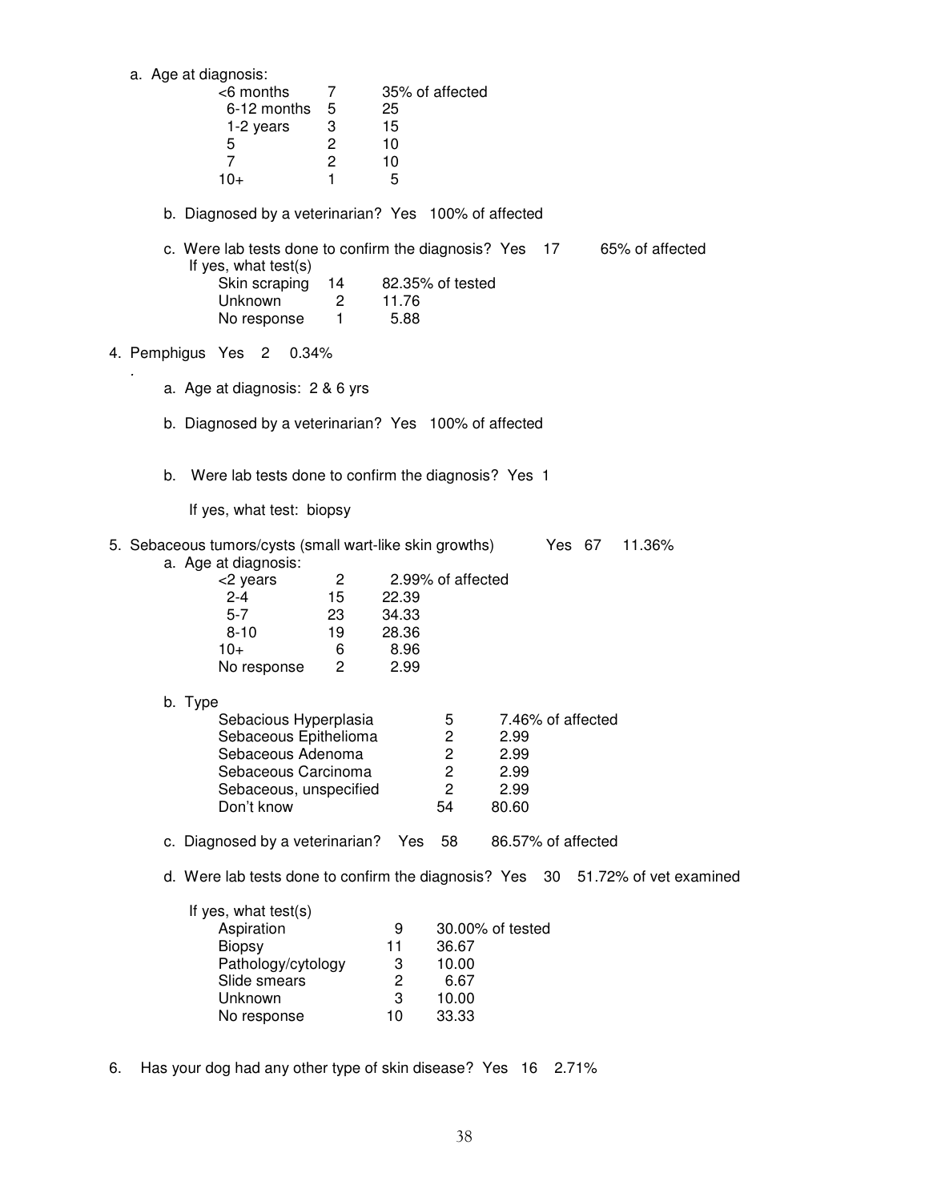a. Age at diagnosis:

| | | |
|---|---|---|
| <6 months | 7 | 35% of affected |
| 6-12 months | 5 | 25 |
| 1-2 years | 3 | 15 |
| 5 | 2 | 10 |
| 7 | 2 | 10 |
| 10+ | 1 | 5 |

b. Diagnosed by a veterinarian? Yes 100% of affected

c. Were lab tests done to confirm the diagnosis? Yes 17 65% of affected

If yes, what test(s)

| | | |
|---|---|---|
| Skin scraping | 14 | 82.35% of tested |
| Unknown | 2 | 11.76 |
| No response | 1 | 5.88 |

4. Pemphigus Yes 2 0.34%

a. Age at diagnosis: 2 & 6 yrs

b. Diagnosed by a veterinarian? Yes 100% of affected

b. Were lab tests done to confirm the diagnosis? Yes 1

If yes, what test: biopsy

5. Sebaceous tumors/cysts (small wart-like skin growths) Yes 67 11.36%

a. Age at diagnosis:

| | | |
|---|---|---|
| <2 years | 2 | 2.99% of affected |
| 2-4 | 15 | 22.39 |
| 5-7 | 23 | 34.33 |
| 8-10 | 19 | 28.36 |
| 10+ | 6 | 8.96 |
| No response | 2 | 2.99 |

b. Type

| | | |
|---|---|---|
| Sebacious Hyperplasia | 5 | 7.46% of affected |
| Sebaceous Epithelioma | 2 | 2.99 |
| Sebaceous Adenoma | 2 | 2.99 |
| Sebaceous Carcinoma | 2 | 2.99 |
| Sebaceous, unspecified | 2 | 2.99 |
| Don't know | 54 | 80.60 |

c. Diagnosed by a veterinarian? Yes 58 86.57% of affected

d. Were lab tests done to confirm the diagnosis? Yes 30 51.72% of vet examined

If yes, what test(s)

| | | |
|---|---|---|
| Aspiration | 9 | 30.00% of tested |
| Biopsy | 11 | 36.67 |
| Pathology/cytology | 3 | 10.00 |
| Slide smears | 2 | 6.67 |
| Unknown | 3 | 10.00 |
| No response | 10 | 33.33 |

6. Has your dog had any other type of skin disease? Yes 16 2.71%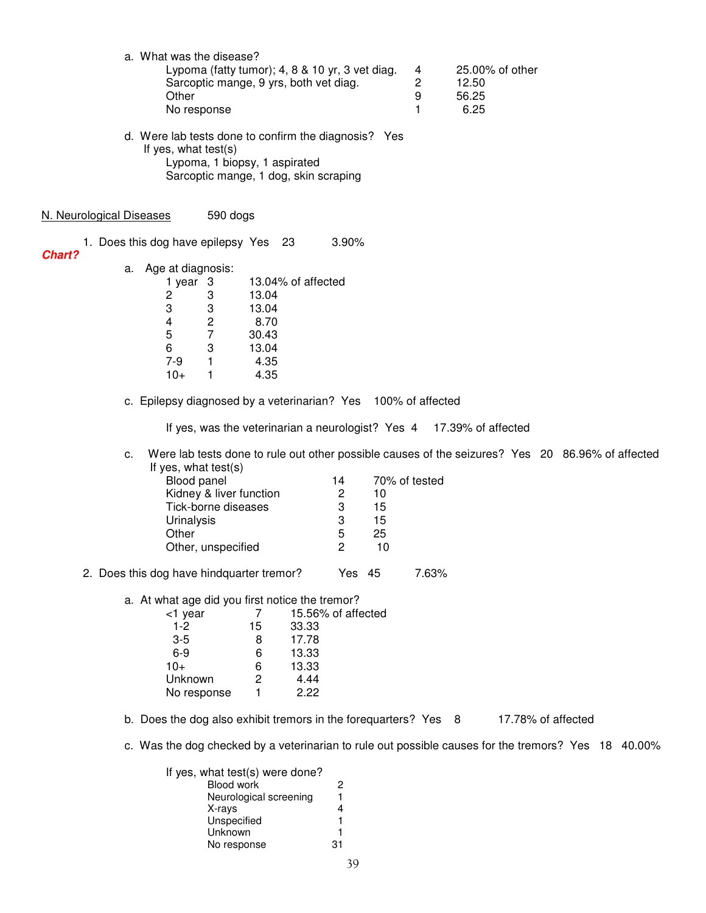a. What was the disease?

| | | |
|---|---|---|
| Lypoma (fatty tumor); 4, 8 & 10 yr, 3 vet diag. | 4 | 25.00% of other |
| Sarcoptic mange, 9 yrs, both vet diag. | 2 | 12.50 |
| Other | 9 | 56.25 |
| No response | 1 | 6.25 |

d. Were lab tests done to confirm the diagnosis? Yes

If yes, what test(s)

Lypoma, 1 biopsy, 1 aspirated

Sarcoptic mange, 1 dog, skin scraping

## N. Neurological Diseases 590 dogs

1. Does this dog have epilepsy Yes 23 3.90%

***Chart?***

a. Age at diagnosis:

| | | |
|---|---|---|
| 1 year | 3 | 13.04% of affected |
| 2 | 3 | 13.04 |
| 3 | 3 | 13.04 |
| 4 | 2 | 8.70 |
| 5 | 7 | 30.43 |
| 6 | 3 | 13.04 |
| 7-9 | 1 | 4.35 |
| 10+ | 1 | 4.35 |

c. Epilepsy diagnosed by a veterinarian? Yes 100% of affected

If yes, was the veterinarian a neurologist? Yes 4 17.39% of affected

c. Were lab tests done to rule out other possible causes of the seizures? Yes 20 86.96% of affected

If yes, what test(s)

| | | |
|---|---|---|
| Blood panel | 14 | 70% of tested |
| Kidney & liver function | 2 | 10 |
| Tick-borne diseases | 3 | 15 |
| Urinalysis | 3 | 15 |
| Other | 5 | 25 |
| Other, unspecified | 2 | 10 |

2. Does this dog have hindquarter tremor? Yes 45 7.63%

a. At what age did you first notice the tremor?

| | | |
|---|---|---|
| <1 year | 7 | 15.56% of affected |
| 1-2 | 15 | 33.33 |
| 3-5 | 8 | 17.78 |
| 6-9 | 6 | 13.33 |
| 10+ | 6 | 13.33 |
| Unknown | 2 | 4.44 |
| No response | 1 | 2.22 |

b. Does the dog also exhibit tremors in the forequarters? Yes 8 17.78% of affected

c. Was the dog checked by a veterinarian to rule out possible causes for the tremors? Yes 18 40.00%

If yes, what test(s) were done?

| | |
|---|---|
| Blood work | 2 |
| Neurological screening | 1 |
| X-rays | 4 |
| Unspecified | 1 |
| Unknown | 1 |
| No response | 31 |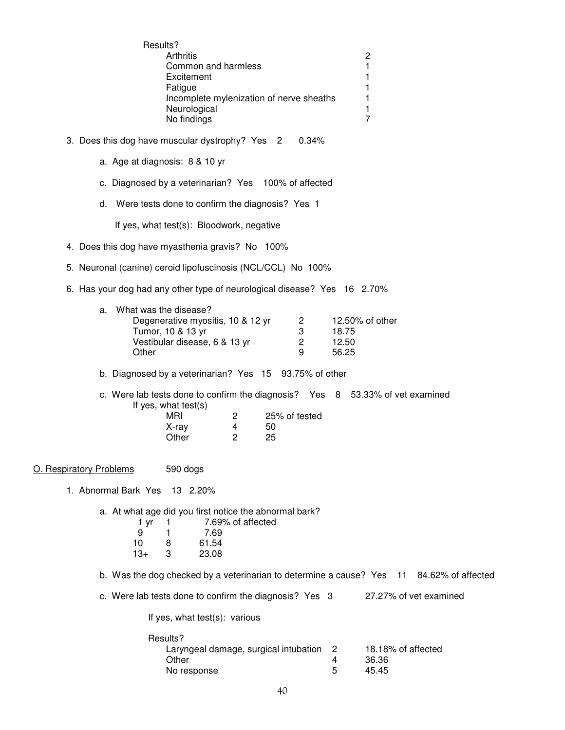Results?

| | |
|---|---|
| Arthritis | 2 |
| Common and harmless | 1 |
| Excitement | 1 |
| Fatigue | 1 |
| Incomplete mylenization of nerve sheaths | 1 |
| Neurological | 1 |
| No findings | 7 |

3. Does this dog have muscular dystrophy? Yes 2 0.34%

    a. Age at diagnosis: 8 & 10 yr

    c. Diagnosed by a veterinarian? Yes 100% of affected

    d. Were tests done to confirm the diagnosis? Yes 1

        If yes, what test(s): Bloodwork, negative

4. Does this dog have myasthenia gravis? No 100%

5. Neuronal (canine) ceroid lipofuscinosis (NCL/CCL) No 100%

6. Has your dog had any other type of neurological disease? Yes 16 2.70%

    a. What was the disease?

| | | |
|---|---|---|
| Degenerative myositis, 10 & 12 yr | 2 | 12.50% of other |
| Tumor, 10 & 13 yr | 3 | 18.75 |
| Vestibular disease, 6 & 13 yr | 2 | 12.50 |
| Other | 9 | 56.25 |

    b. Diagnosed by a veterinarian? Yes 15 93.75% of other

    c. Were lab tests done to confirm the diagnosis? Yes 8 53.33% of vet examined

        If yes, what test(s)

| | | |
|---|---|---|
| MRI | 2 | 25% of tested |
| X-ray | 4 | 50 |
| Other | 2 | 25 |

O. Respiratory Problems 590 dogs

1. Abnormal Bark Yes 13 2.20%

    a. At what age did you first notice the abnormal bark?

| | | |
|---|---|---|
| 1 yr | 1 | 7.69% of affected |
| 9 | 1 | 7.69 |
| 10 | 8 | 61.54 |
| 13+ | 3 | 23.08 |

    b. Was the dog checked by a veterinarian to determine a cause? Yes 11 84.62% of affected

    c. Were lab tests done to confirm the diagnosis? Yes 3 27.27% of vet examined

        If yes, what test(s): various

        Results?

| | | |
|---|---|---|
| Laryngeal damage, surgical intubation | 2 | 18.18% of affected |
| Other | 4 | 36.36 |
| No response | 5 | 45.45 |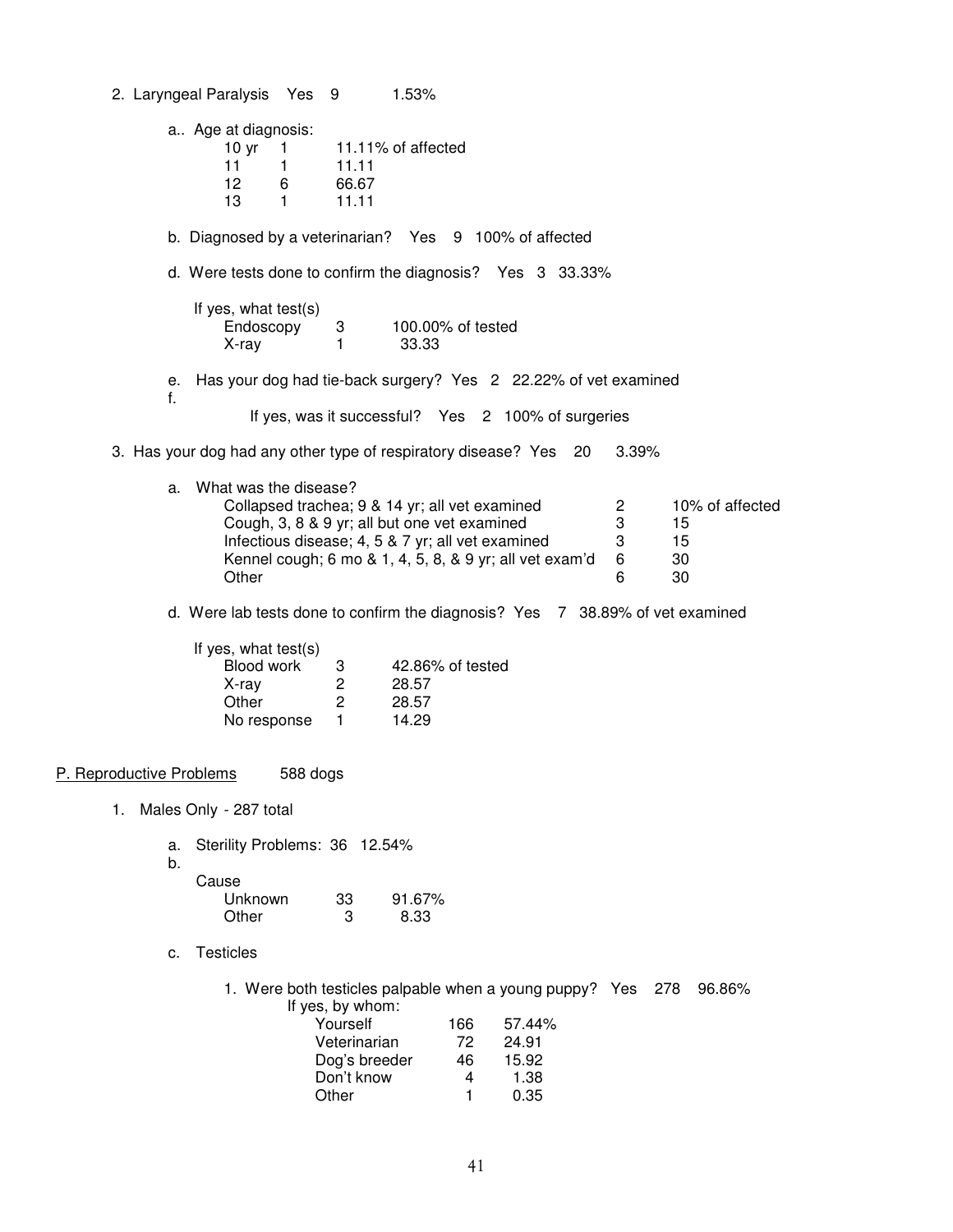2. Laryngeal Paralysis Yes 9 1.53%

   a.. Age at diagnosis:

   | | | |
   |---|---|---|
   | 10 yr | 1 | 11.11% of affected |
   | 11 | 1 | 11.11 |
   | 12 | 6 | 66.67 |
   | 13 | 1 | 11.11 |

   b. Diagnosed by a veterinarian? Yes 9 100% of affected

   d. Were tests done to confirm the diagnosis? Yes 3 33.33%

   If yes, what test(s)

   | | | |
   |---|---|---|
   | Endoscopy | 3 | 100.00% of tested |
   | X-ray | 1 | 33.33 |

   e. Has your dog had tie-back surgery? Yes 2 22.22% of vet examined

   f. If yes, was it successful? Yes 2 100% of surgeries

3. Has your dog had any other type of respiratory disease? Yes 20 3.39%

   a. What was the disease?

   | | | |
   |---|---|---|
   | Collapsed trachea; 9 & 14 yr; all vet examined | 2 | 10% of affected |
   | Cough, 3, 8 & 9 yr; all but one vet examined | 3 | 15 |
   | Infectious disease; 4, 5 & 7 yr; all vet examined | 3 | 15 |
   | Kennel cough; 6 mo & 1, 4, 5, 8, & 9 yr; all vet exam'd | 6 | 30 |
   | Other | 6 | 30 |

   d. Were lab tests done to confirm the diagnosis? Yes 7 38.89% of vet examined

   If yes, what test(s)

   | | | |
   |---|---|---|
   | Blood work | 3 | 42.86% of tested |
   | X-ray | 2 | 28.57 |
   | Other | 2 | 28.57 |
   | No response | 1 | 14.29 |

## P. Reproductive Problems 588 dogs

1. Males Only - 287 total

   a. Sterility Problems: 36 12.54%

   b. Cause

   | | | |
   |---|---|---|
   | Unknown | 33 | 91.67% |
   | Other | 3 | 8.33 |

   c. Testicles

   1. Were both testicles palpable when a young puppy? Yes 278 96.86%

      If yes, by whom:

      | | | |
      |---|---|---|
      | Yourself | 166 | 57.44% |
      | Veterinarian | 72 | 24.91 |
      | Dog's breeder | 46 | 15.92 |
      | Don't know | 4 | 1.38 |
      | Other | 1 | 0.35 |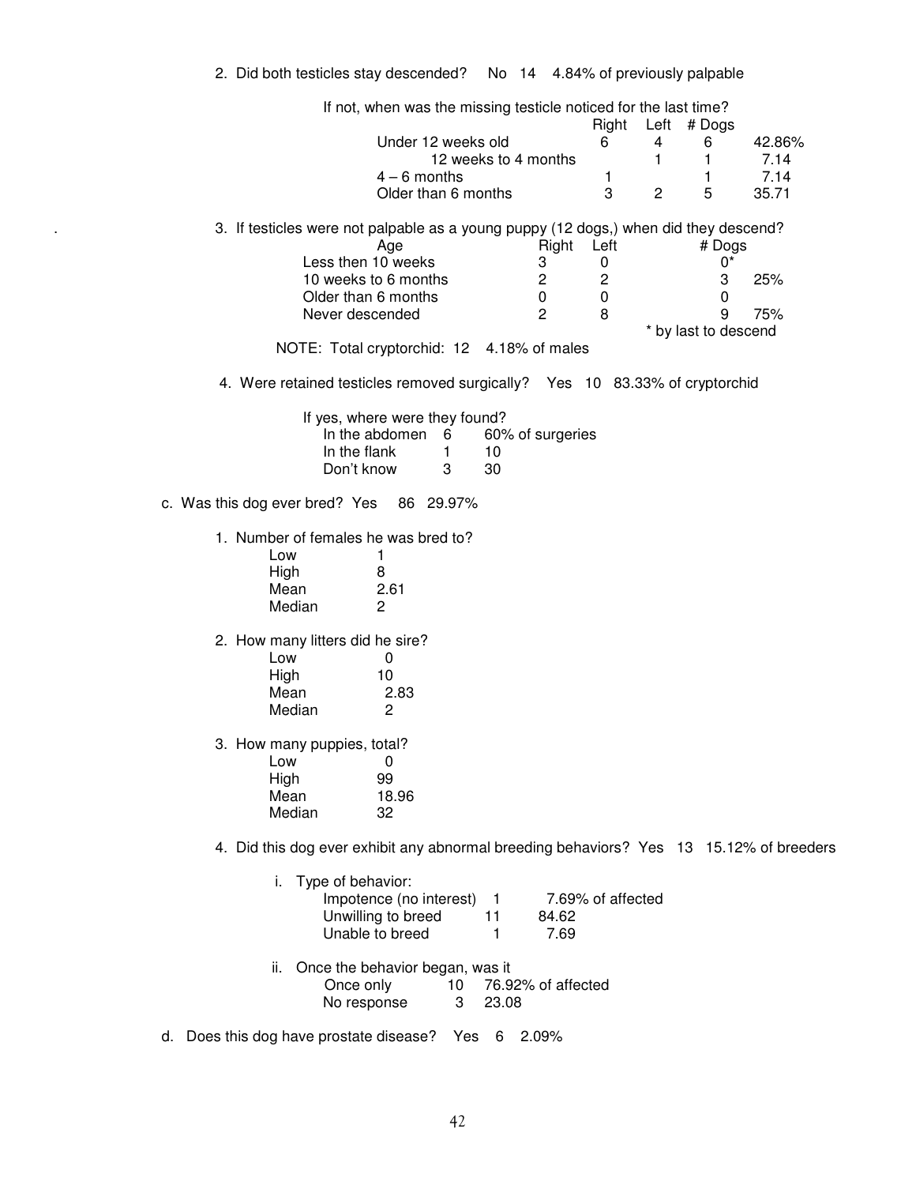2. Did both testicles stay descended? No 14 4.84% of previously palpable

If not, when was the missing testicle noticed for the last time?

| | Right | Left | # Dogs | |
|---|---|---|---|---|
| Under 12 weeks old | 6 | 4 | 6 | 42.86% |
| 12 weeks to 4 months | | 1 | 1 | 7.14 |
| 4 – 6 months | 1 | | 1 | 7.14 |
| Older than 6 months | 3 | 2 | 5 | 35.71 |

3. If testicles were not palpable as a young puppy (12 dogs,) when did they descend?

| Age | Right | Left | # Dogs | |
|---|---|---|---|---|
| Less then 10 weeks | 3 | 0 | 0* | |
| 10 weeks to 6 months | 2 | 2 | 3 | 25% |
| Older than 6 months | 0 | 0 | 0 | |
| Never descended | 2 | 8 | 9 | 75% |

\* by last to descend

NOTE: Total cryptorchid: 12 4.18% of males

4. Were retained testicles removed surgically? Yes 10 83.33% of cryptorchid

If yes, where were they found?

| | | |
|---|---|---|
| In the abdomen | 6 | 60% of surgeries |
| In the flank | 1 | 10 |
| Don't know | 3 | 30 |

c. Was this dog ever bred? Yes 86 29.97%

1. Number of females he was bred to?

| | |
|---|---|
| Low | 1 |
| High | 8 |
| Mean | 2.61 |
| Median | 2 |

2. How many litters did he sire?

| | |
|---|---|
| Low | 0 |
| High | 10 |
| Mean | 2.83 |
| Median | 2 |

3. How many puppies, total?

| | |
|---|---|
| Low | 0 |
| High | 99 |
| Mean | 18.96 |
| Median | 32 |

4. Did this dog ever exhibit any abnormal breeding behaviors? Yes 13 15.12% of breeders

i. Type of behavior:

| | | |
|---|---|---|
| Impotence (no interest) | 1 | 7.69% of affected |
| Unwilling to breed | 11 | 84.62 |
| Unable to breed | 1 | 7.69 |

ii. Once the behavior began, was it

| | | |
|---|---|---|
| Once only | 10 | 76.92% of affected |
| No response | 3 | 23.08 |

d. Does this dog have prostate disease? Yes 6 2.09%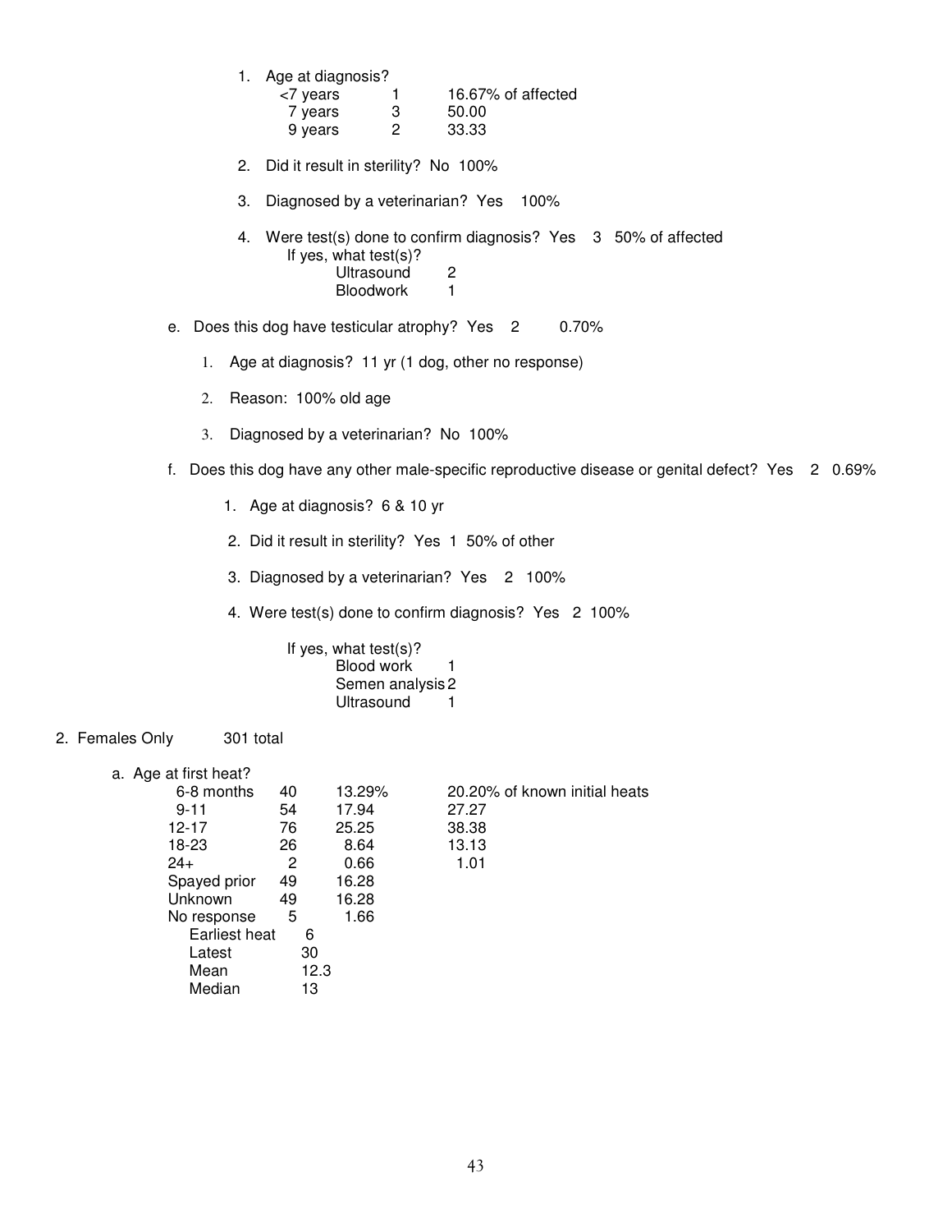1. Age at diagnosis?

| | | |
|---|---|---|
| <7 years | 1 | 16.67% of affected |
| 7 years | 3 | 50.00 |
| 9 years | 2 | 33.33 |

2. Did it result in sterility? No 100%

3. Diagnosed by a veterinarian? Yes 100%

4. Were test(s) done to confirm diagnosis? Yes 3 50% of affected
   
   If yes, what test(s)?
   
   | | |
   |---|---|
   | Ultrasound | 2 |
   | Bloodwork | 1 |

e. Does this dog have testicular atrophy? Yes 2 0.70%

1. Age at diagnosis? 11 yr (1 dog, other no response)
2. Reason: 100% old age
3. Diagnosed by a veterinarian? No 100%

f. Does this dog have any other male-specific reproductive disease or genital defect? Yes 2 0.69%

1. Age at diagnosis? 6 & 10 yr
2. Did it result in sterility? Yes 1 50% of other
3. Diagnosed by a veterinarian? Yes 2 100%
4. Were test(s) done to confirm diagnosis? Yes 2 100%
   
   If yes, what test(s)?
   
   | | |
   |---|---|
   | Blood work | 1 |
   | Semen analysis | 2 |
   | Ultrasound | 1 |

2. Females Only 301 total

a. Age at first heat?

| | | | |
|---|---|---|---|
| 6-8 months | 40 | 13.29% | 20.20% of known initial heats |
| 9-11 | 54 | 17.94 | 27.27 |
| 12-17 | 76 | 25.25 | 38.38 |
| 18-23 | 26 | 8.64 | 13.13 |
| 24+ | 2 | 0.66 | 1.01 |
| Spayed prior | 49 | 16.28 | |
| Unknown | 49 | 16.28 | |
| No response | 5 | 1.66 | |

| | |
|---|---|
| Earliest heat | 6 |
| Latest | 30 |
| Mean | 12.3 |
| Median | 13 |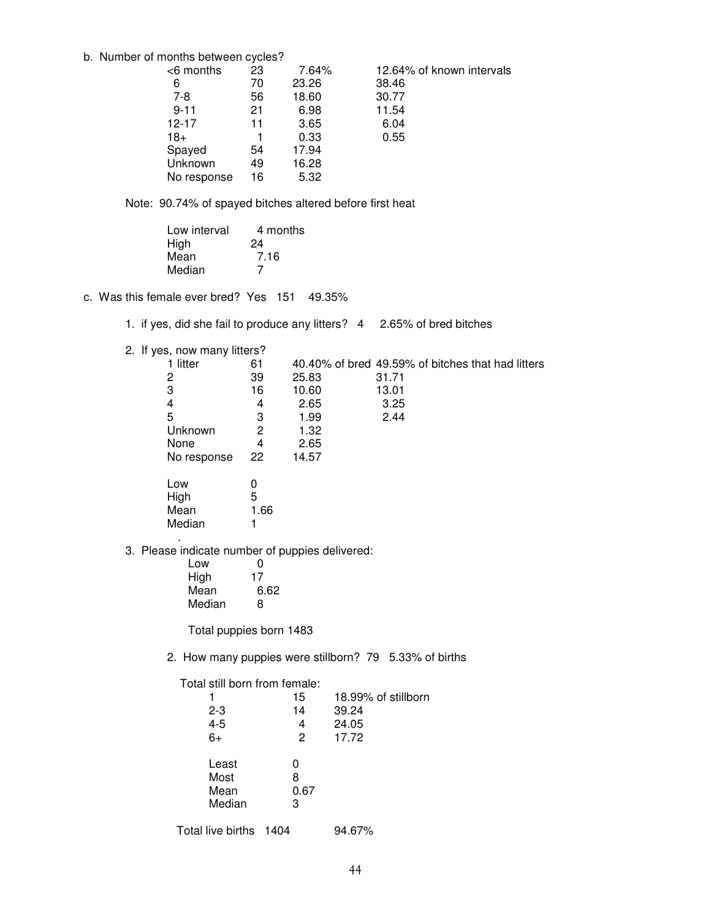b. Number of months between cycles?

| | | | |
|---|---|---|---|
| <6 months | 23 | 7.64% | 12.64% of known intervals |
| 6 | 70 | 23.26 | 38.46 |
| 7-8 | 56 | 18.60 | 30.77 |
| 9-11 | 21 | 6.98 | 11.54 |
| 12-17 | 11 | 3.65 | 6.04 |
| 18+ | 1 | 0.33 | 0.55 |
| Spayed | 54 | 17.94 | |
| Unknown | 49 | 16.28 | |
| No response | 16 | 5.32 | |

Note: 90.74% of spayed bitches altered before first heat

| | |
|---|---|
| Low interval | 4 months |
| High | 24 |
| Mean | 7.16 |
| Median | 7 |

c. Was this female ever bred? Yes 151 49.35%

1. if yes, did she fail to produce any litters? 4 2.65% of bred bitches

2. If yes, now many litters?

| | | | |
|---|---|---|---|
| 1 litter | 61 | 40.40% of bred | 49.59% of bitches that had litters |
| 2 | 39 | 25.83 | 31.71 |
| 3 | 16 | 10.60 | 13.01 |
| 4 | 4 | 2.65 | 3.25 |
| 5 | 3 | 1.99 | 2.44 |
| Unknown | 2 | 1.32 | |
| None | 4 | 2.65 | |
| No response | 22 | 14.57 | |

| | |
|---|---|
| Low | 0 |
| High | 5 |
| Mean | 1.66 |
| Median | 1 |

3. Please indicate number of puppies delivered:

| | |
|---|---|
| Low | 0 |
| High | 17 |
| Mean | 6.62 |
| Median | 8 |

Total puppies born 1483

2. How many puppies were stillborn? 79 5.33% of births

Total still born from female:

| | | |
|---|---|---|
| 1 | 15 | 18.99% of stillborn |
| 2-3 | 14 | 39.24 |
| 4-5 | 4 | 24.05 |
| 6+ | 2 | 17.72 |

| | |
|---|---|
| Least | 0 |
| Most | 8 |
| Mean | 0.67 |
| Median | 3 |

Total live births 1404 94.67%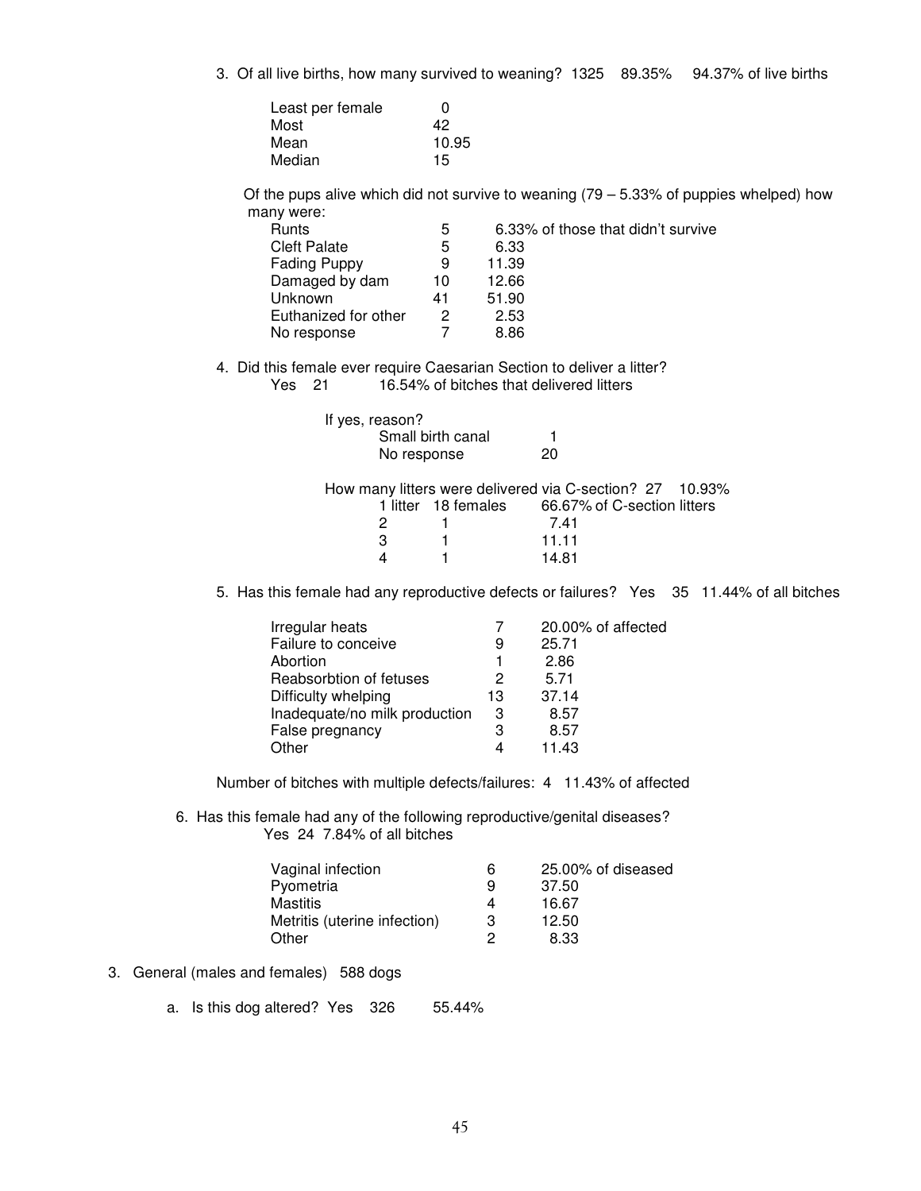3. Of all live births, how many survived to weaning? 1325 89.35% 94.37% of live births

| | |
|---|---|
| Least per female | 0 |
| Most | 42 |
| Mean | 10.95 |
| Median | 15 |

Of the pups alive which did not survive to weaning (79 – 5.33% of puppies whelped) how many were:

| | | |
|---|---|---|
| Runts | 5 | 6.33% of those that didn't survive |
| Cleft Palate | 5 | 6.33 |
| Fading Puppy | 9 | 11.39 |
| Damaged by dam | 10 | 12.66 |
| Unknown | 41 | 51.90 |
| Euthanized for other | 2 | 2.53 |
| No response | 7 | 8.86 |

4. Did this female ever require Caesarian Section to deliver a litter?
   Yes 21 16.54% of bitches that delivered litters

   If yes, reason?

| | |
|---|---|
| Small birth canal | 1 |
| No response | 20 |

   How many litters were delivered via C-section? 27 10.93%

| | | |
|---|---|---|
| 1 litter | 18 females | 66.67% of C-section litters |
| 2 | 1 | 7.41 |
| 3 | 1 | 11.11 |
| 4 | 1 | 14.81 |

5. Has this female had any reproductive defects or failures? Yes 35 11.44% of all bitches

| | | |
|---|---|---|
| Irregular heats | 7 | 20.00% of affected |
| Failure to conceive | 9 | 25.71 |
| Abortion | 1 | 2.86 |
| Reabsorbtion of fetuses | 2 | 5.71 |
| Difficulty whelping | 13 | 37.14 |
| Inadequate/no milk production | 3 | 8.57 |
| False pregnancy | 3 | 8.57 |
| Other | 4 | 11.43 |

Number of bitches with multiple defects/failures: 4 11.43% of affected

6. Has this female had any of the following reproductive/genital diseases?
   Yes 24 7.84% of all bitches

| | | |
|---|---|---|
| Vaginal infection | 6 | 25.00% of diseased |
| Pyometria | 9 | 37.50 |
| Mastitis | 4 | 16.67 |
| Metritis (uterine infection) | 3 | 12.50 |
| Other | 2 | 8.33 |

3. General (males and females) 588 dogs

   a. Is this dog altered? Yes 326 55.44%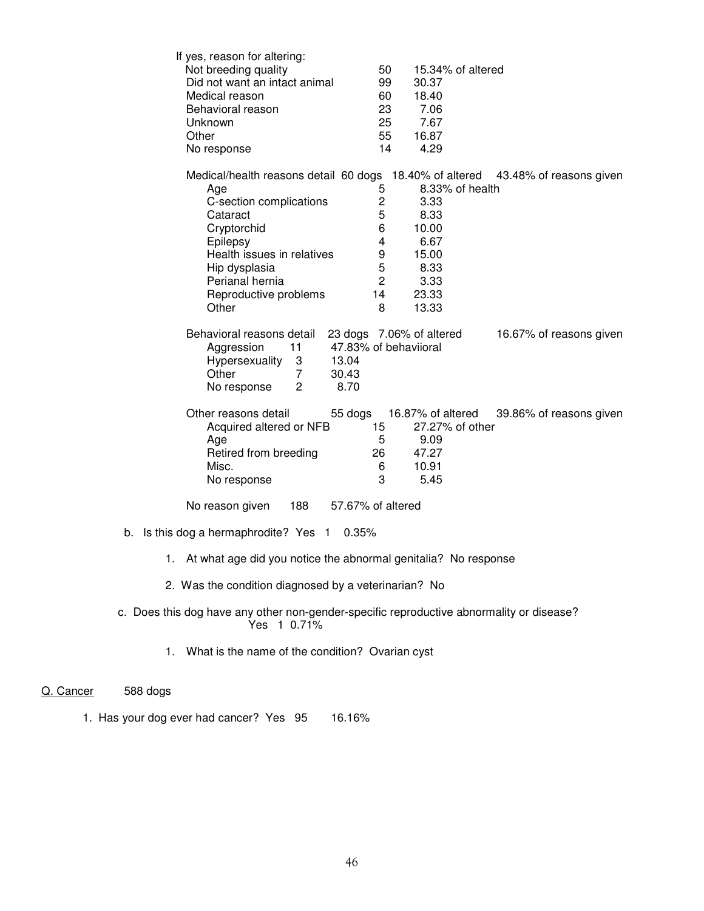If yes, reason for altering:

| | | |
|---|---|---|
| Not breeding quality | 50 | 15.34% of altered |
| Did not want an intact animal | 99 | 30.37 |
| Medical reason | 60 | 18.40 |
| Behavioral reason | 23 | 7.06 |
| Unknown | 25 | 7.67 |
| Other | 55 | 16.87 |
| No response | 14 | 4.29 |

Medical/health reasons detail 60 dogs 18.40% of altered 43.48% of reasons given

| | | |
|---|---|---|
| Age | 5 | 8.33% of health |
| C-section complications | 2 | 3.33 |
| Cataract | 5 | 8.33 |
| Cryptorchid | 6 | 10.00 |
| Epilepsy | 4 | 6.67 |
| Health issues in relatives | 9 | 15.00 |
| Hip dysplasia | 5 | 8.33 |
| Perianal hernia | 2 | 3.33 |
| Reproductive problems | 14 | 23.33 |
| Other | 8 | 13.33 |

Behavioral reasons detail 23 dogs 7.06% of altered 16.67% of reasons given

| | | |
|---|---|---|
| Aggression | 11 | 47.83% of behaviioral |
| Hypersexuality | 3 | 13.04 |
| Other | 7 | 30.43 |
| No response | 2 | 8.70 |

Other reasons detail 55 dogs 16.87% of altered 39.86% of reasons given

| | | |
|---|---|---|
| Acquired altered or NFB | 15 | 27.27% of other |
| Age | 5 | 9.09 |
| Retired from breeding | 26 | 47.27 |
| Misc. | 6 | 10.91 |
| No response | 3 | 5.45 |

No reason given 188 57.67% of altered

b. Is this dog a hermaphrodite? Yes 1 0.35%

1. At what age did you notice the abnormal genitalia? No response

2. Was the condition diagnosed by a veterinarian? No

c. Does this dog have any other non-gender-specific reproductive abnormality or disease? Yes 1 0.71%

1. What is the name of the condition? Ovarian cyst

Q. Cancer 588 dogs

1. Has your dog ever had cancer? Yes 95 16.16%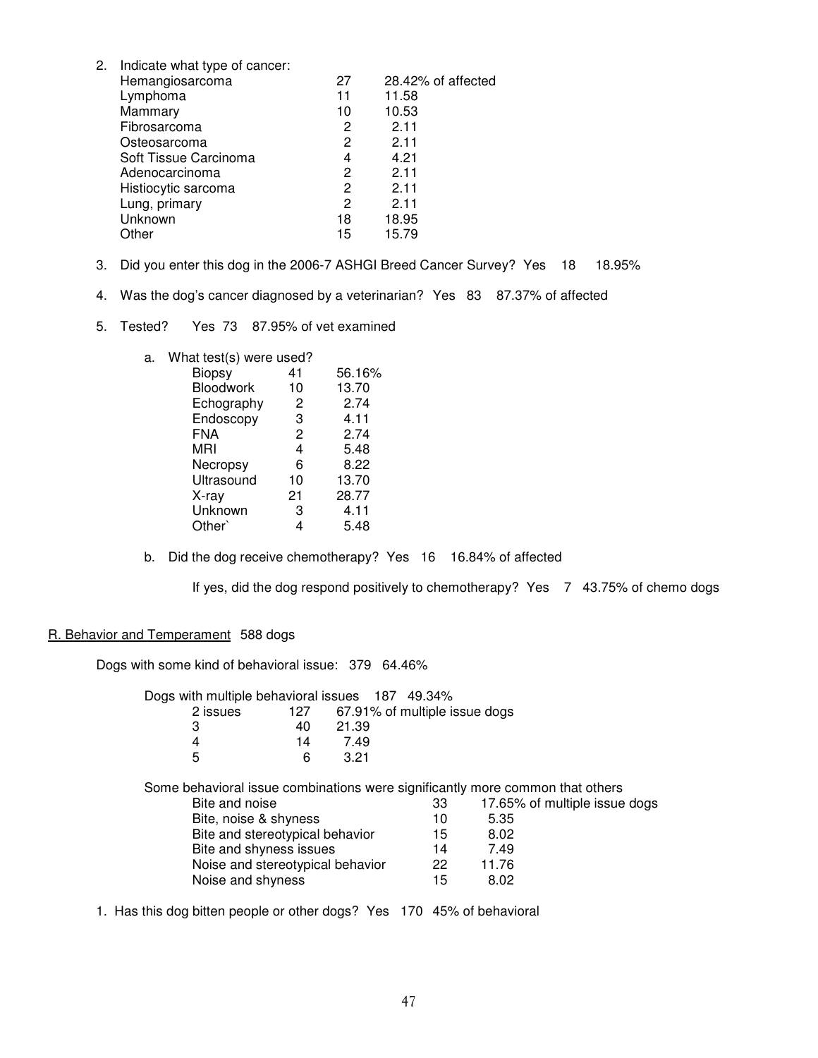2. Indicate what type of cancer:

| | | |
|---|---|---|
| Hemangiosarcoma | 27 | 28.42% of affected |
| Lymphoma | 11 | 11.58 |
| Mammary | 10 | 10.53 |
| Fibrosarcoma | 2 | 2.11 |
| Osteosarcoma | 2 | 2.11 |
| Soft Tissue Carcinoma | 4 | 4.21 |
| Adenocarcinoma | 2 | 2.11 |
| Histiocytic sarcoma | 2 | 2.11 |
| Lung, primary | 2 | 2.11 |
| Unknown | 18 | 18.95 |
| Other | 15 | 15.79 |

3. Did you enter this dog in the 2006-7 ASHGI Breed Cancer Survey? Yes 18 18.95%

4. Was the dog's cancer diagnosed by a veterinarian? Yes 83 87.37% of affected

5. Tested? Yes 73 87.95% of vet examined

   a. What test(s) were used?

| | | |
|---|---|---|
| Biopsy | 41 | 56.16% |
| Bloodwork | 10 | 13.70 |
| Echography | 2 | 2.74 |
| Endoscopy | 3 | 4.11 |
| FNA | 2 | 2.74 |
| MRI | 4 | 5.48 |
| Necropsy | 6 | 8.22 |
| Ultrasound | 10 | 13.70 |
| X-ray | 21 | 28.77 |
| Unknown | 3 | 4.11 |
| Other` | 4 | 5.48 |

   b. Did the dog receive chemotherapy? Yes 16 16.84% of affected

      If yes, did the dog respond positively to chemotherapy? Yes 7 43.75% of chemo dogs

## R. Behavior and Temperament 588 dogs

Dogs with some kind of behavioral issue: 379 64.46%

Dogs with multiple behavioral issues 187 49.34%

| | | |
|---|---|---|
| 2 issues | 127 | 67.91% of multiple issue dogs |
| 3 | 40 | 21.39 |
| 4 | 14 | 7.49 |
| 5 | 6 | 3.21 |

Some behavioral issue combinations were significantly more common that others

| | | |
|---|---|---|
| Bite and noise | 33 | 17.65% of multiple issue dogs |
| Bite, noise & shyness | 10 | 5.35 |
| Bite and stereotypical behavior | 15 | 8.02 |
| Bite and shyness issues | 14 | 7.49 |
| Noise and stereotypical behavior | 22 | 11.76 |
| Noise and shyness | 15 | 8.02 |

1. Has this dog bitten people or other dogs? Yes 170 45% of behavioral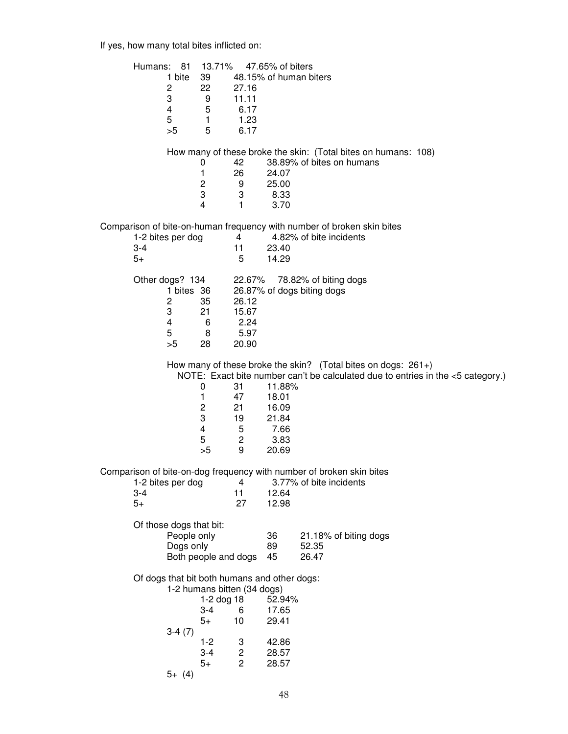If yes, how many total bites inflicted on:

Humans: 81 13.71% 47.65% of biters

| | | |
|---|---|---|
| 1 bite | 39 | 48.15% of human biters |
| 2 | 22 | 27.16 |
| 3 | 9 | 11.11 |
| 4 | 5 | 6.17 |
| 5 | 1 | 1.23 |
| >5 | 5 | 6.17 |

How many of these broke the skin: (Total bites on humans: 108)

| | | |
|---|---|---|
| 0 | 42 | 38.89% of bites on humans |
| 1 | 26 | 24.07 |
| 2 | 9 | 25.00 |
| 3 | 3 | 8.33 |
| 4 | 1 | 3.70 |

Comparison of bite-on-human frequency with number of broken skin bites

| | | |
|---|---|---|
| 1-2 bites per dog | 4 | 4.82% of bite incidents |
| 3-4 | 11 | 23.40 |
| 5+ | 5 | 14.29 |

Other dogs? 134 22.67% 78.82% of biting dogs

| | | |
|---|---|---|
| 1 bites | 36 | 26.87% of dogs biting dogs |
| 2 | 35 | 26.12 |
| 3 | 21 | 15.67 |
| 4 | 6 | 2.24 |
| 5 | 8 | 5.97 |
| >5 | 28 | 20.90 |

How many of these broke the skin? (Total bites on dogs: 261+)

NOTE: Exact bite number can't be calculated due to entries in the <5 category.)

| | | |
|---|---|---|
| 0 | 31 | 11.88% |
| 1 | 47 | 18.01 |
| 2 | 21 | 16.09 |
| 3 | 19 | 21.84 |
| 4 | 5 | 7.66 |
| 5 | 2 | 3.83 |
| >5 | 9 | 20.69 |

Comparison of bite-on-dog frequency with number of broken skin bites

| | | |
|---|---|---|
| 1-2 bites per dog | 4 | 3.77% of bite incidents |
| 3-4 | 11 | 12.64 |
| 5+ | 27 | 12.98 |

Of those dogs that bit:

| | | |
|---|---|---|
| People only | 36 | 21.18% of biting dogs |
| Dogs only | 89 | 52.35 |
| Both people and dogs | 45 | 26.47 |

Of dogs that bit both humans and other dogs:

1-2 humans bitten (34 dogs)

| | | |
|---|---|---|
| 1-2 dog | 18 | 52.94% |
| 3-4 | 6 | 17.65 |
| 5+ | 10 | 29.41 |

3-4 (7)

| | | |
|---|---|---|
| 1-2 | 3 | 42.86 |
| 3-4 | 2 | 28.57 |
| 5+ | 2 | 28.57 |

5+ (4)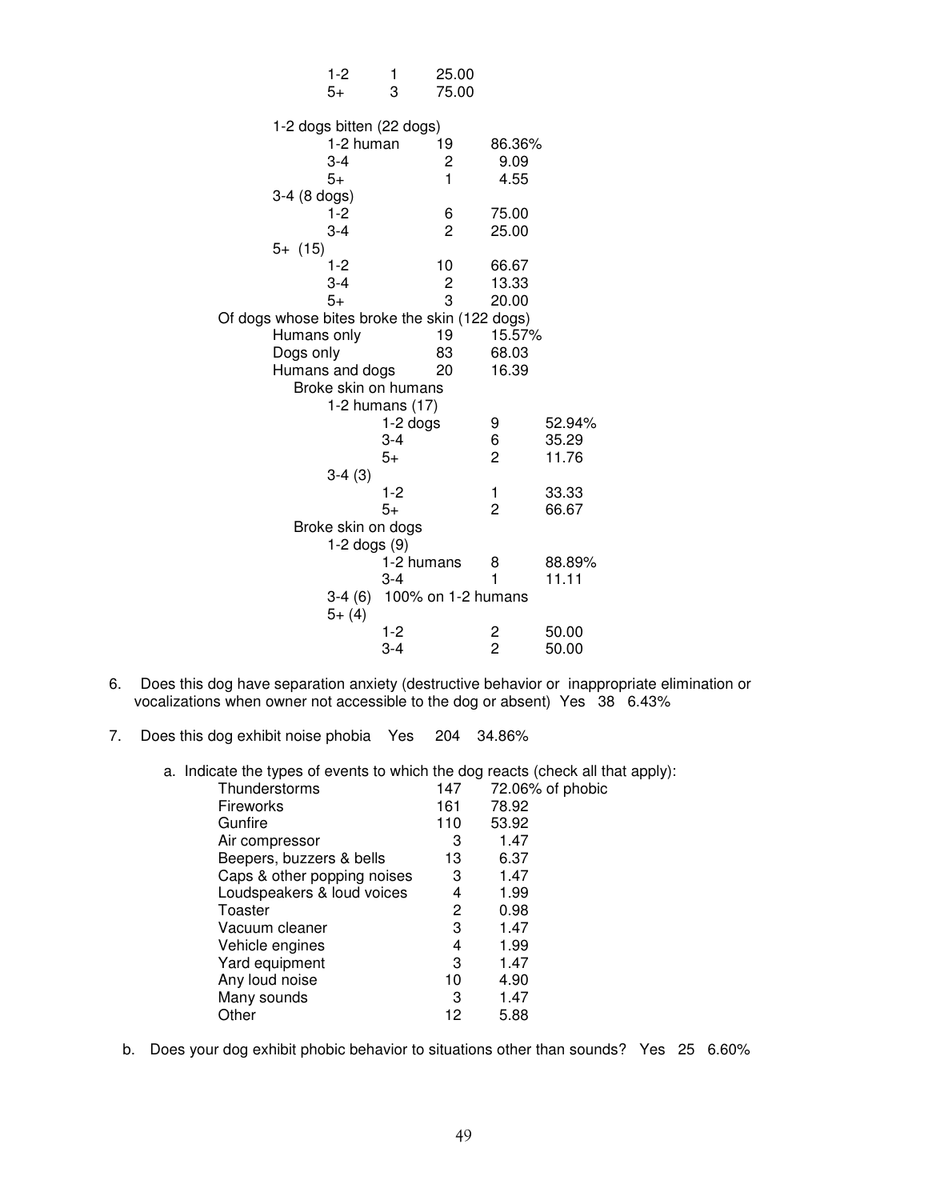1-2    1    25.00
5+    3    75.00

1-2 dogs bitten (22 dogs)

| | | |
|---|---|---|
| 1-2 human | 19 | 86.36% |
| 3-4 | 2 | 9.09 |
| 5+ | 1 | 4.55 |

3-4 (8 dogs)

| | | |
|---|---|---|
| 1-2 | 6 | 75.00 |
| 3-4 | 2 | 25.00 |

5+ (15)

| | | |
|---|---|---|
| 1-2 | 10 | 66.67 |
| 3-4 | 2 | 13.33 |
| 5+ | 3 | 20.00 |

Of dogs whose bites broke the skin (122 dogs)

| | | |
|---|---|---|
| Humans only | 19 | 15.57% |
| Dogs only | 83 | 68.03 |
| Humans and dogs | 20 | 16.39 |

Broke skin on humans

1-2 humans (17)

| | | |
|---|---|---|
| 1-2 dogs | 9 | 52.94% |
| 3-4 | 6 | 35.29 |
| 5+ | 2 | 11.76 |

3-4 (3)

| | | |
|---|---|---|
| 1-2 | 1 | 33.33 |
| 5+ | 2 | 66.67 |

Broke skin on dogs

1-2 dogs (9)

| | | |
|---|---|---|
| 1-2 humans | 8 | 88.89% |
| 3-4 | 1 | 11.11 |

3-4 (6) 100% on 1-2 humans

5+ (4)

| | | |
|---|---|---|
| 1-2 | 2 | 50.00 |
| 3-4 | 2 | 50.00 |

6. Does this dog have separation anxiety (destructive behavior or inappropriate elimination or vocalizations when owner not accessible to the dog or absent) Yes 38 6.43%

7. Does this dog exhibit noise phobia Yes 204 34.86%

   a. Indicate the types of events to which the dog reacts (check all that apply):

| | | |
|---|---|---|
| Thunderstorms | 147 | 72.06% of phobic |
| Fireworks | 161 | 78.92 |
| Gunfire | 110 | 53.92 |
| Air compressor | 3 | 1.47 |
| Beepers, buzzers & bells | 13 | 6.37 |
| Caps & other popping noises | 3 | 1.47 |
| Loudspeakers & loud voices | 4 | 1.99 |
| Toaster | 2 | 0.98 |
| Vacuum cleaner | 3 | 1.47 |
| Vehicle engines | 4 | 1.99 |
| Yard equipment | 3 | 1.47 |
| Any loud noise | 10 | 4.90 |
| Many sounds | 3 | 1.47 |
| Other | 12 | 5.88 |

   b. Does your dog exhibit phobic behavior to situations other than sounds? Yes 25 6.60%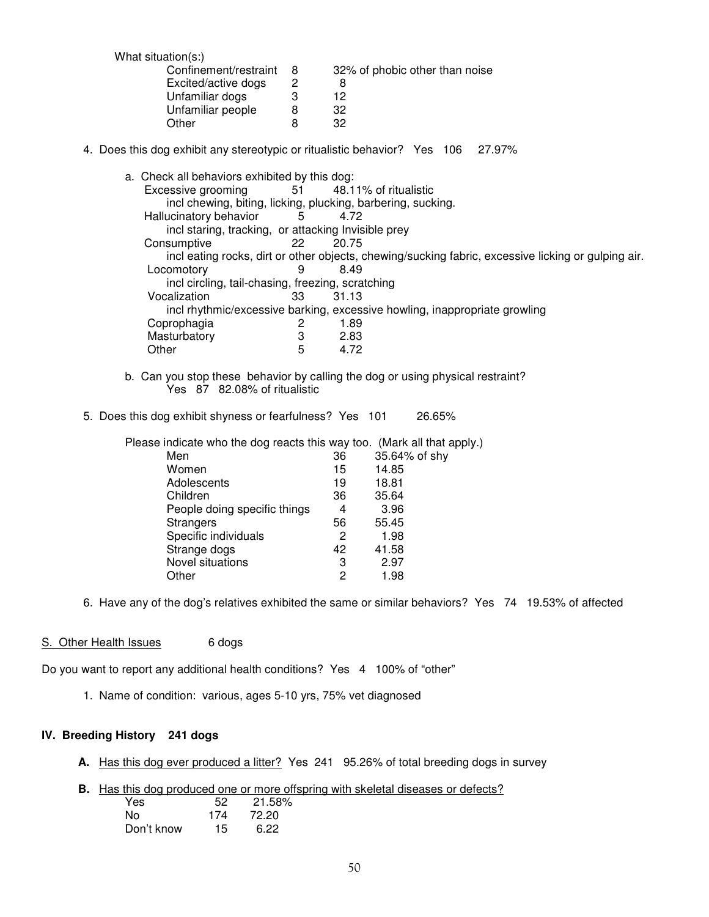What situation(s:)

| | | |
|---|---|---|
| Confinement/restraint | 8 | 32% of phobic other than noise |
| Excited/active dogs | 2 | 8 |
| Unfamiliar dogs | 3 | 12 |
| Unfamiliar people | 8 | 32 |
| Other | 8 | 32 |

4. Does this dog exhibit any stereotypic or ritualistic behavior? Yes 106 27.97%

   a. Check all behaviors exhibited by this dog:

   | | | |
   |---|---|---|
   | Excessive grooming | 51 | 48.11% of ritualistic |
   | incl chewing, biting, licking, plucking, barbering, sucking. | | |
   | Hallucinatory behavior | 5 | 4.72 |
   | incl staring, tracking, or attacking Invisible prey | | |
   | Consumptive | 22 | 20.75 |
   | incl eating rocks, dirt or other objects, chewing/sucking fabric, excessive licking or gulping air. | | |
   | Locomotory | 9 | 8.49 |
   | incl circling, tail-chasing, freezing, scratching | | |
   | Vocalization | 33 | 31.13 |
   | incl rhythmic/excessive barking, excessive howling, inappropriate growling | | |
   | Coprophagia | 2 | 1.89 |
   | Masturbatory | 3 | 2.83 |
   | Other | 5 | 4.72 |

   b. Can you stop these behavior by calling the dog or using physical restraint?
      Yes 87 82.08% of ritualistic

5. Does this dog exhibit shyness or fearfulness? Yes 101 26.65%

   Please indicate who the dog reacts this way too. (Mark all that apply.)

   | | | |
   |---|---|---|
   | Men | 36 | 35.64% of shy |
   | Women | 15 | 14.85 |
   | Adolescents | 19 | 18.81 |
   | Children | 36 | 35.64 |
   | People doing specific things | 4 | 3.96 |
   | Strangers | 56 | 55.45 |
   | Specific individuals | 2 | 1.98 |
   | Strange dogs | 42 | 41.58 |
   | Novel situations | 3 | 2.97 |
   | Other | 2 | 1.98 |

6. Have any of the dog's relatives exhibited the same or similar behaviors? Yes 74 19.53% of affected

<u>S. Other Health Issues</u> 6 dogs

Do you want to report any additional health conditions? Yes 4 100% of "other"

1. Name of condition: various, ages 5-10 yrs, 75% vet diagnosed

### IV. Breeding History 241 dogs

**A.** <u>Has this dog ever produced a litter?</u> Yes 241 95.26% of total breeding dogs in survey

**B.** <u>Has this dog produced one or more offspring with skeletal diseases or defects?</u>

| | | |
|---|---|---|
| Yes | 52 | 21.58% |
| No | 174 | 72.20 |
| Don't know | 15 | 6.22 |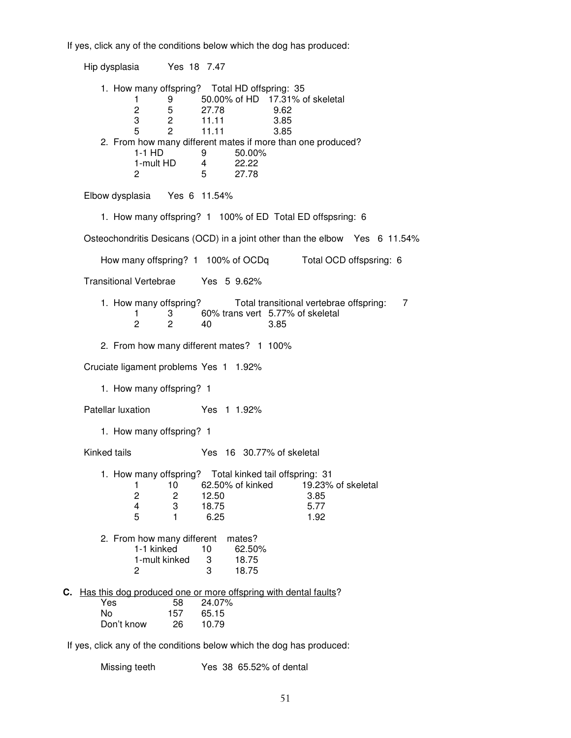If yes, click any of the conditions below which the dog has produced:

Hip dysplasia Yes 18 7.47

1. How many offspring? Total HD offspring: 35

| | | | |
|---|---|---|---|
| 1 | 9 | 50.00% of HD | 17.31% of skeletal |
| 2 | 5 | 27.78 | 9.62 |
| 3 | 2 | 11.11 | 3.85 |
| 5 | 2 | 11.11 | 3.85 |

2. From how many different mates if more than one produced?

| | | |
|---|---|---|
| 1-1 HD | 9 | 50.00% |
| 1-mult HD | 4 | 22.22 |
| 2 | 5 | 27.78 |

Elbow dysplasia Yes 6 11.54%

1. How many offspring? 1 100% of ED Total ED offspsring: 6

Osteochondritis Desicans (OCD) in a joint other than the elbow Yes 6 11.54%

How many offspring? 1 100% of OCDq Total OCD offspsring: 6

Transitional Vertebrae Yes 5 9.62%

1. How many offspring? Total transitional vertebrae offspring: 7

| | | | |
|---|---|---|---|
| 1 | 3 | 60% trans vert | 5.77% of skeletal |
| 2 | 2 | 40 | 3.85 |

2. From how many different mates? 1 100%

Cruciate ligament problems Yes 1 1.92%

1. How many offspring? 1

Patellar luxation Yes 1 1.92%

1. How many offspring? 1

Kinked tails Yes 16 30.77% of skeletal

1. How many offspring? Total kinked tail offspring: 31

| | | | |
|---|---|---|---|
| 1 | 10 | 62.50% of kinked | 19.23% of skeletal |
| 2 | 2 | 12.50 | 3.85 |
| 4 | 3 | 18.75 | 5.77 |
| 5 | 1 | 6.25 | 1.92 |

2. From how many different mates?

| | | |
|---|---|---|
| 1-1 kinked | 10 | 62.50% |
| 1-mult kinked | 3 | 18.75 |
| 2 | 3 | 18.75 |

**C.** Has this dog produced one or more offspring with dental faults?

| | | |
|---|---|---|
| Yes | 58 | 24.07% |
| No | 157 | 65.15 |
| Don't know | 26 | 10.79 |

If yes, click any of the conditions below which the dog has produced:

Missing teeth Yes 38 65.52% of dental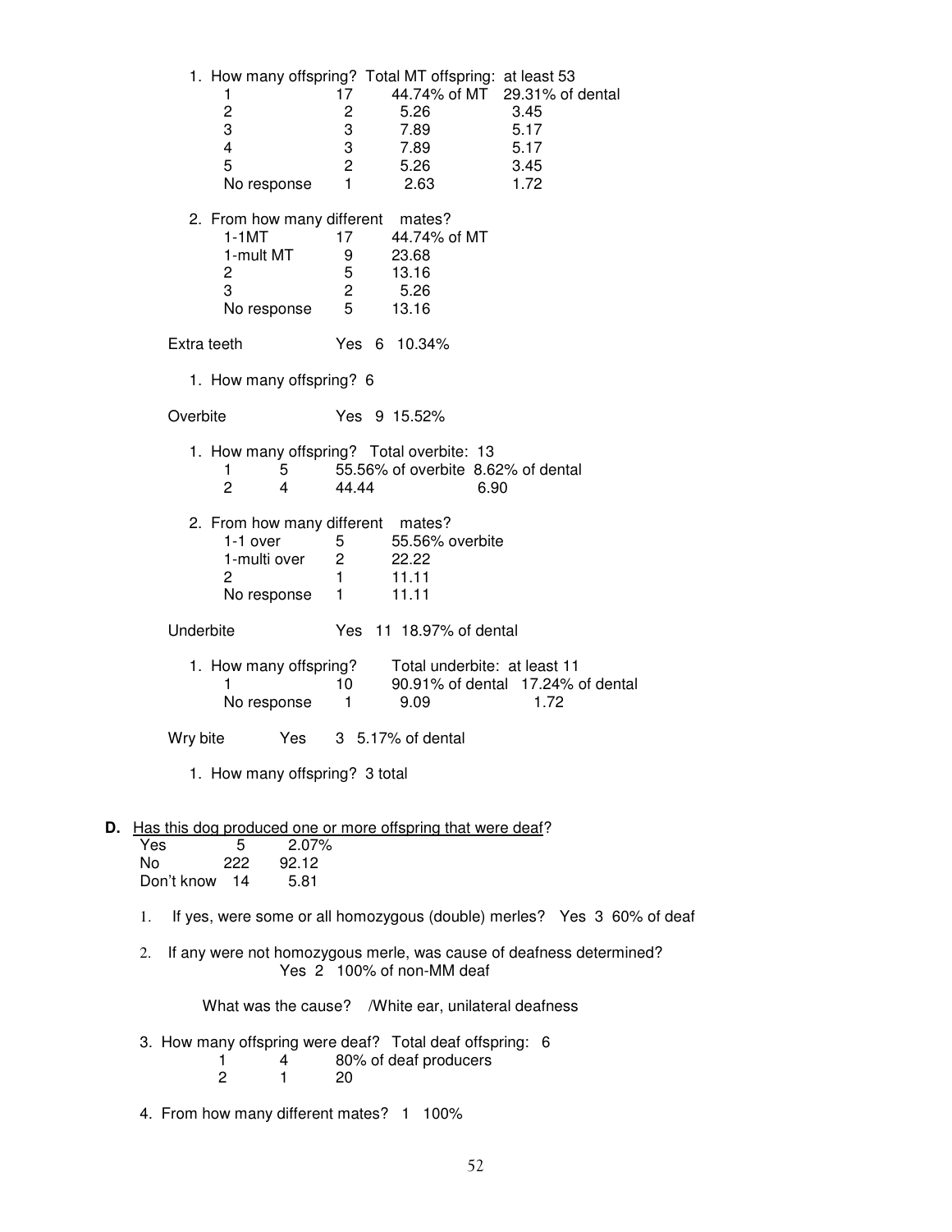1. How many offspring? Total MT offspring: at least 53

| | | | |
|---|---|---|---|
| 1 | 17 | 44.74% of MT | 29.31% of dental |
| 2 | 2 | 5.26 | 3.45 |
| 3 | 3 | 7.89 | 5.17 |
| 4 | 3 | 7.89 | 5.17 |
| 5 | 2 | 5.26 | 3.45 |
| No response | 1 | 2.63 | 1.72 |

2. From how many different mates?

| | | |
|---|---|---|
| 1-1MT | 17 | 44.74% of MT |
| 1-mult MT | 9 | 23.68 |
| 2 | 5 | 13.16 |
| 3 | 2 | 5.26 |
| No response | 5 | 13.16 |

Extra teeth Yes 6 10.34%

1. How many offspring? 6

Overbite Yes 9 15.52%

1. How many offspring? Total overbite: 13

| | | | |
|---|---|---|---|
| 1 | 5 | 55.56% of overbite | 8.62% of dental |
| 2 | 4 | 44.44 | 6.90 |

2. From how many different mates?

| | | |
|---|---|---|
| 1-1 over | 5 | 55.56% overbite |
| 1-multi over | 2 | 22.22 |
| 2 | 1 | 11.11 |
| No response | 1 | 11.11 |

Underbite Yes 11 18.97% of dental

1. How many offspring? Total underbite: at least 11

| | | | |
|---|---|---|---|
| 1 | 10 | 90.91% of dental | 17.24% of dental |
| No response | 1 | 9.09 | 1.72 |

Wry bite Yes 3 5.17% of dental

1. How many offspring? 3 total

**D.** Has this dog produced one or more offspring that were deaf?

| | | |
|---|---|---|
| Yes | 5 | 2.07% |
| No | 222 | 92.12 |
| Don't know | 14 | 5.81 |

1. If yes, were some or all homozygous (double) merles? Yes 3 60% of deaf
2. If any were not homozygous merle, was cause of deafness determined?
   Yes 2 100% of non-MM deaf

   What was the cause? /White ear, unilateral deafness

3. How many offspring were deaf? Total deaf offspring: 6

| | | |
|---|---|---|
| 1 | 4 | 80% of deaf producers |
| 2 | 1 | 20 |

4. From how many different mates? 1 100%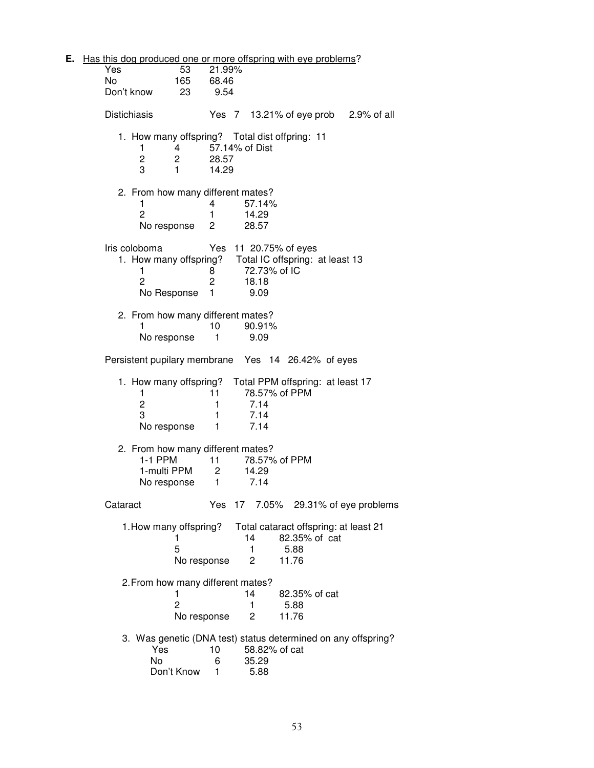**E.** Has this dog produced one or more offspring with eye problems?

| | | |
|---|---|---|
| Yes | 53 | 21.99% |
| No | 165 | 68.46 |
| Don't know | 23 | 9.54 |

Distichiasis Yes 7 13.21% of eye prob 2.9% of all

1. How many offspring? Total dist offpring: 11

| | | |
|---|---|---|
| 1 | 4 | 57.14% of Dist |
| 2 | 2 | 28.57 |
| 3 | 1 | 14.29 |

2. From how many different mates?

| | | |
|---|---|---|
| 1 | 4 | 57.14% |
| 2 | 1 | 14.29 |
| No response | 2 | 28.57 |

Iris coloboma Yes 11 20.75% of eyes

1. How many offspring? Total IC offspring: at least 13

| | | |
|---|---|---|
| 1 | 8 | 72.73% of IC |
| 2 | 2 | 18.18 |
| No Response | 1 | 9.09 |

2. From how many different mates?

| | | |
|---|---|---|
| 1 | 10 | 90.91% |
| No response | 1 | 9.09 |

Persistent pupilary membrane Yes 14 26.42% of eyes

1. How many offspring? Total PPM offspring: at least 17

| | | |
|---|---|---|
| 1 | 11 | 78.57% of PPM |
| 2 | 1 | 7.14 |
| 3 | 1 | 7.14 |
| No response | 1 | 7.14 |

2. From how many different mates?

| | | |
|---|---|---|
| 1-1 PPM | 11 | 78.57% of PPM |
| 1-multi PPM | 2 | 14.29 |
| No response | 1 | 7.14 |

Cataract Yes 17 7.05% 29.31% of eye problems

1. How many offspring? Total cataract offspring: at least 21

| | | |
|---|---|---|
| 1 | 14 | 82.35% of cat |
| 5 | 1 | 5.88 |
| No response | 2 | 11.76 |

2. From how many different mates?

| | | |
|---|---|---|
| 1 | 14 | 82.35% of cat |
| 2 | 1 | 5.88 |
| No response | 2 | 11.76 |

3. Was genetic (DNA test) status determined on any offspring?

| | | |
|---|---|---|
| Yes | 10 | 58.82% of cat |
| No | 6 | 35.29 |
| Don't Know | 1 | 5.88 |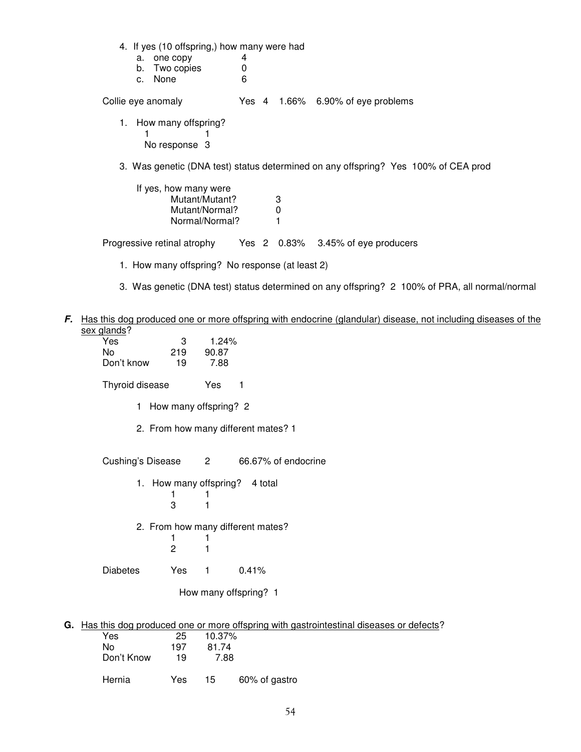4. If yes (10 offspring,) how many were had
   a. one copy 4
   b. Two copies 0
   c. None 6

Collie eye anomaly Yes 4 1.66% 6.90% of eye problems

1. How many offspring?
   1 1
   No response 3

3. Was genetic (DNA test) status determined on any offspring? Yes 100% of CEA prod

   If yes, how many were
   
   | | |
   |---|---|
   | Mutant/Mutant? | 3 |
   | Mutant/Normal? | 0 |
   | Normal/Normal? | 1 |

Progressive retinal atrophy Yes 2 0.83% 3.45% of eye producers

1. How many offspring? No response (at least 2)

3. Was genetic (DNA test) status determined on any offspring? 2 100% of PRA, all normal/normal

***F.*** Has this dog produced one or more offspring with endocrine (glandular) disease, not including diseases of the sex glands?

| | | |
|---|---|---|
| Yes | 3 | 1.24% |
| No | 219 | 90.87 |
| Don't know | 19 | 7.88 |

Thyroid disease Yes 1

1 How many offspring? 2

2. From how many different mates? 1

Cushing's Disease 2 66.67% of endocrine

1. How many offspring? 4 total

   | | |
   |---|---|
   | 1 | 1 |
   | 3 | 1 |

2. From how many different mates?

   | | |
   |---|---|
   | 1 | 1 |
   | 2 | 1 |

Diabetes Yes 1 0.41%

How many offspring? 1

**G.** Has this dog produced one or more offspring with gastrointestinal diseases or defects?

| | | |
|---|---|---|
| Yes | 25 | 10.37% |
| No | 197 | 81.74 |
| Don't Know | 19 | 7.88 |

Hernia Yes 15 60% of gastro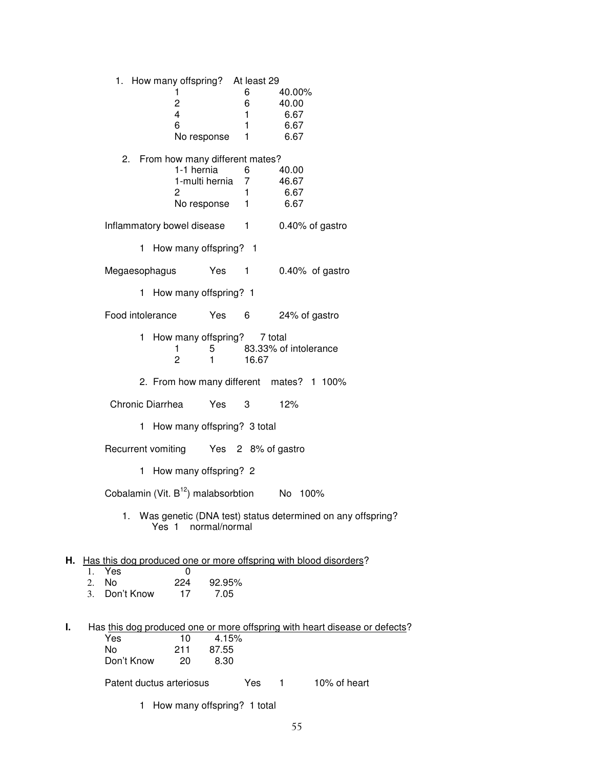1. How many offspring? At least 29

| | | |
|---|---|---|
| 1 | 6 | 40.00% |
| 2 | 6 | 40.00 |
| 4 | 1 | 6.67 |
| 6 | 1 | 6.67 |
| No response | 1 | 6.67 |

2. From how many different mates?

| | | |
|---|---|---|
| 1-1 hernia | 6 | 40.00 |
| 1-multi hernia | 7 | 46.67 |
| 2 | 1 | 6.67 |
| No response | 1 | 6.67 |

Inflammatory bowel disease 1 0.40% of gastro

1 How many offspring? 1

Megaesophagus Yes 1 0.40% of gastro

1 How many offspring? 1

Food intolerance Yes 6 24% of gastro

1 How many offspring? 7 total

| | | |
|---|---|---|
| 1 | 5 | 83.33% of intolerance |
| 2 | 1 | 16.67 |

2. From how many different mates? 1 100%

Chronic Diarrhea Yes 3 12%

1 How many offspring? 3 total

Recurrent vomiting Yes 2 8% of gastro

1 How many offspring? 2

Cobalamin (Vit. $B^{12}$) malabsorbtion No 100%

1. Was genetic (DNA test) status determined on any offspring?
   Yes 1 normal/normal

**H.** Has this dog produced one or more offspring with blood disorders?

| | | |
|---|---|---|
| 1. Yes | 0 | |
| 2. No | 224 | 92.95% |
| 3. Don't Know | 17 | 7.05 |

**I.** Has this dog produced one or more offspring with heart disease or defects?

| | | |
|---|---|---|
| Yes | 10 | 4.15% |
| No | 211 | 87.55 |
| Don't Know | 20 | 8.30 |

Patent ductus arteriosus Yes 1 10% of heart

1 How many offspring? 1 total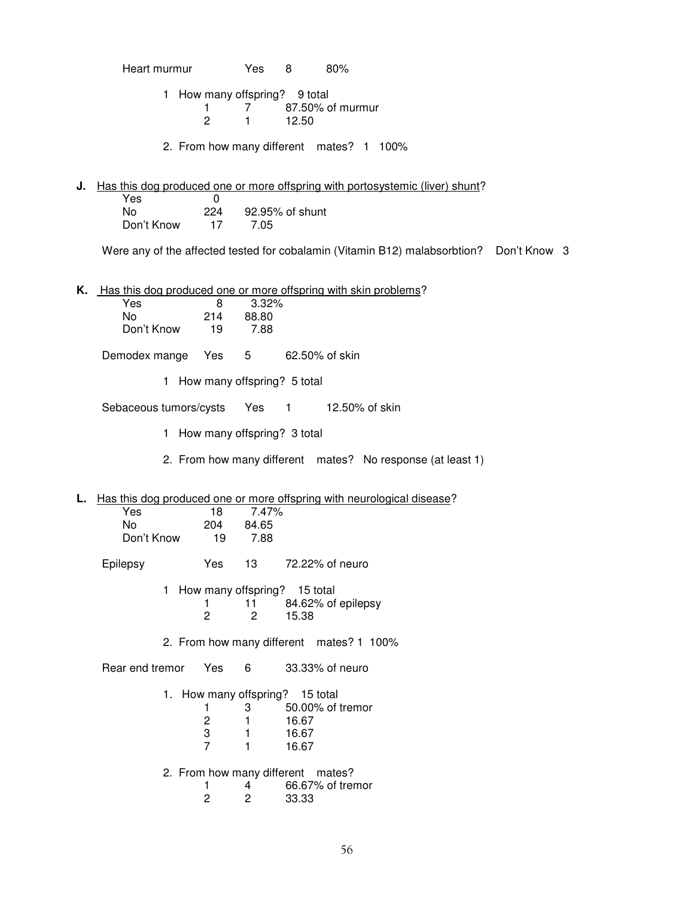Heart murmur  Yes  8  80%

1 How many offspring?  9 total

| | | |
|---|---|---|
| 1 | 7 | 87.50% of murmur |
| 2 | 1 | 12.50 |

2. From how many different mates?  1  100%

**J.** Has this dog produced one or more offspring with portosystemic (liver) shunt?

| | | |
|---|---|---|
| Yes | 0 | |
| No | 224 | 92.95% of shunt |
| Don't Know | 17 | 7.05 |

Were any of the affected tested for cobalamin (Vitamin B12) malabsorbtion?  Don't Know  3

**K.** Has this dog produced one or more offspring with skin problems?

| | | |
|---|---|---|
| Yes | 8 | 3.32% |
| No | 214 | 88.80 |
| Don't Know | 19 | 7.88 |

Demodex mange  Yes  5  62.50% of skin

1 How many offspring?  5 total

Sebaceous tumors/cysts  Yes  1  12.50% of skin

1 How many offspring?  3 total

2. From how many different mates?  No response (at least 1)

**L.** Has this dog produced one or more offspring with neurological disease?

| | | |
|---|---|---|
| Yes | 18 | 7.47% |
| No | 204 | 84.65 |
| Don't Know | 19 | 7.88 |

Epilepsy  Yes  13  72.22% of neuro

1 How many offspring?  15 total

| | | |
|---|---|---|
| 1 | 11 | 84.62% of epilepsy |
| 2 | 2 | 15.38 |

2. From how many different mates? 1  100%

Rear end tremor  Yes  6  33.33% of neuro

1. How many offspring?  15 total

| | | |
|---|---|---|
| 1 | 3 | 50.00% of tremor |
| 2 | 1 | 16.67 |
| 3 | 1 | 16.67 |
| 7 | 1 | 16.67 |

2. From how many different mates?

| | | |
|---|---|---|
| 1 | 4 | 66.67% of tremor |
| 2 | 2 | 33.33 |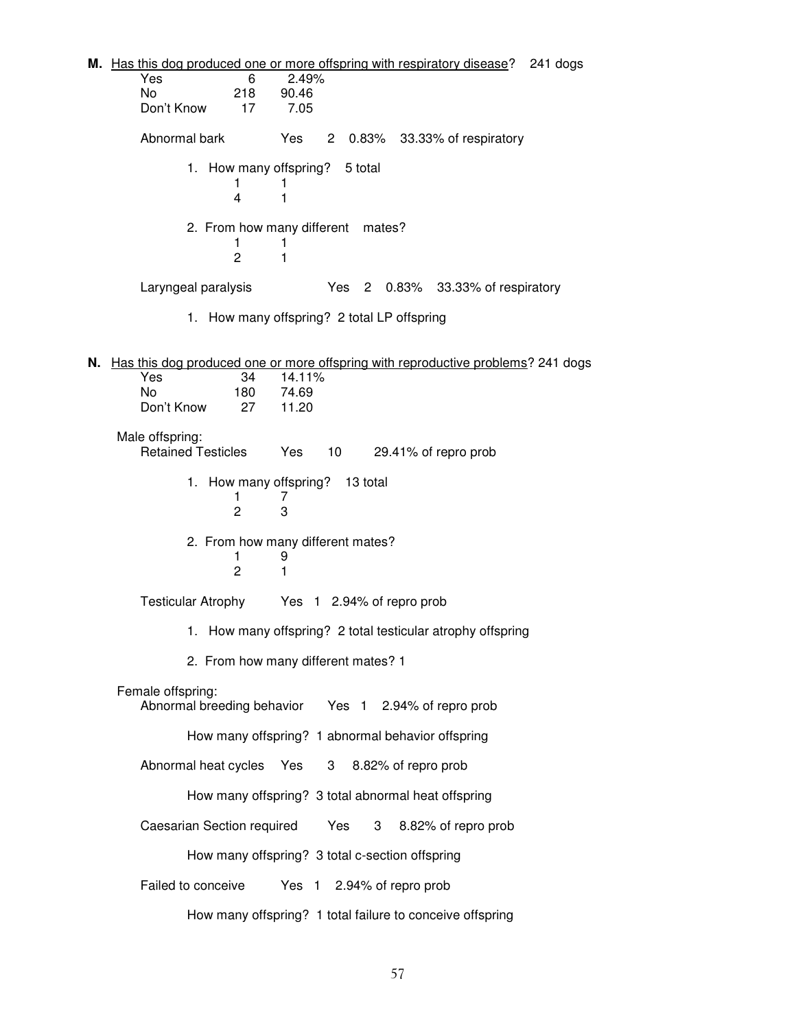**M.** Has this dog produced one or more offspring with respiratory disease? 241 dogs

| | | |
|---|---|---|
| Yes | 6 | 2.49% |
| No | 218 | 90.46 |
| Don't Know | 17 | 7.05 |

Abnormal bark Yes 2 0.83% 33.33% of respiratory

1. How many offspring? 5 total

| | |
|---|---|
| 1 | 1 |
| 4 | 1 |

2. From how many different mates?

| | |
|---|---|
| 1 | 1 |
| 2 | 1 |

Laryngeal paralysis Yes 2 0.83% 33.33% of respiratory

1. How many offspring? 2 total LP offspring

**N.** Has this dog produced one or more offspring with reproductive problems? 241 dogs

| | | |
|---|---|---|
| Yes | 34 | 14.11% |
| No | 180 | 74.69 |
| Don't Know | 27 | 11.20 |

Male offspring:

Retained Testicles Yes 10 29.41% of repro prob

1. How many offspring? 13 total

| | |
|---|---|
| 1 | 7 |
| 2 | 3 |

2. From how many different mates?

| | |
|---|---|
| 1 | 9 |
| 2 | 1 |

Testicular Atrophy Yes 1 2.94% of repro prob

1. How many offspring? 2 total testicular atrophy offspring

2. From how many different mates? 1

Female offspring:

Abnormal breeding behavior Yes 1 2.94% of repro prob

How many offspring? 1 abnormal behavior offspring

Abnormal heat cycles Yes 3 8.82% of repro prob

How many offspring? 3 total abnormal heat offspring

Caesarian Section required Yes 3 8.82% of repro prob

How many offspring? 3 total c-section offspring

Failed to conceive Yes 1 2.94% of repro prob

How many offspring? 1 total failure to conceive offspring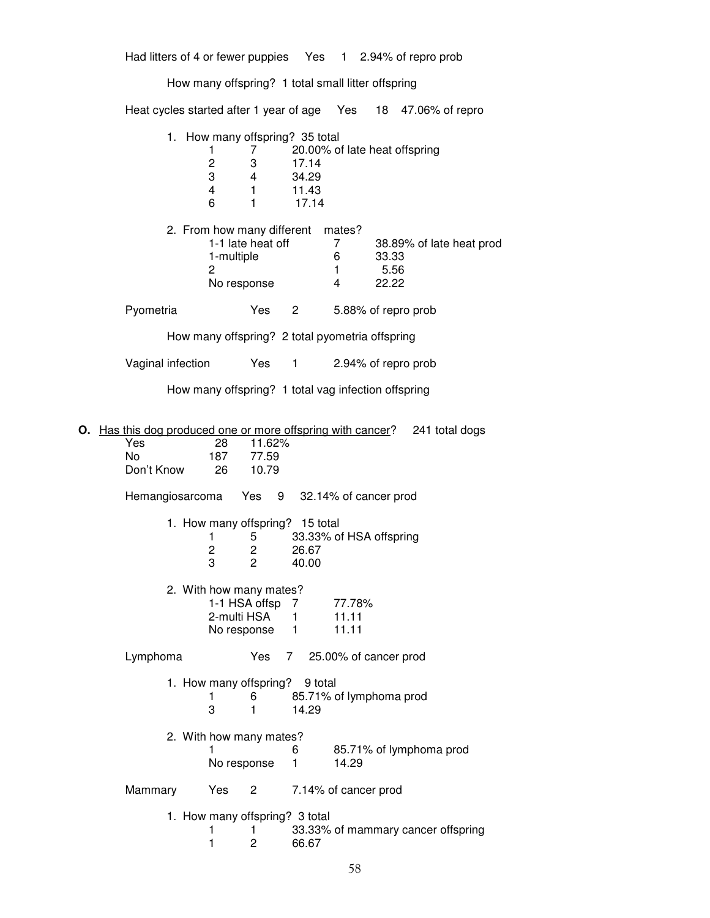Had litters of 4 or fewer puppies Yes 1 2.94% of repro prob

How many offspring? 1 total small litter offspring

Heat cycles started after 1 year of age Yes 18 47.06% of repro

1. How many offspring? 35 total

| | | |
|---|---|---|
| 1 | 7 | 20.00% of late heat offspring |
| 2 | 3 | 17.14 |
| 3 | 4 | 34.29 |
| 4 | 1 | 11.43 |
| 6 | 1 | 17.14 |

2. From how many different mates?

| | | |
|---|---|---|
| 1-1 late heat off | 7 | 38.89% of late heat prod |
| 1-multiple | 6 | 33.33 |
| 2 | 1 | 5.56 |
| No response | 4 | 22.22 |

Pyometria Yes 2 5.88% of repro prob

How many offspring? 2 total pyometria offspring

Vaginal infection Yes 1 2.94% of repro prob

How many offspring? 1 total vag infection offspring

**O.** <u>Has this dog produced one or more offspring with cancer</u>? 241 total dogs

| | | |
|---|---|---|
| Yes | 28 | 11.62% |
| No | 187 | 77.59 |
| Don't Know | 26 | 10.79 |

Hemangiosarcoma Yes 9 32.14% of cancer prod

1. How many offspring? 15 total

| | | |
|---|---|---|
| 1 | 5 | 33.33% of HSA offspring |
| 2 | 2 | 26.67 |
| 3 | 2 | 40.00 |

2. With how many mates?

| | | |
|---|---|---|
| 1-1 HSA offsp | 7 | 77.78% |
| 2-multi HSA | 1 | 11.11 |
| No response | 1 | 11.11 |

Lymphoma Yes 7 25.00% of cancer prod

1. How many offspring? 9 total

| | | |
|---|---|---|
| 1 | 6 | 85.71% of lymphoma prod |
| 3 | 1 | 14.29 |

2. With how many mates?

| | | |
|---|---|---|
| 1 | 6 | 85.71% of lymphoma prod |
| No response | 1 | 14.29 |

Mammary Yes 2 7.14% of cancer prod

1. How many offspring? 3 total

| | | |
|---|---|---|
| 1 | 1 | 33.33% of mammary cancer offspring |
| 1 | 2 | 66.67 |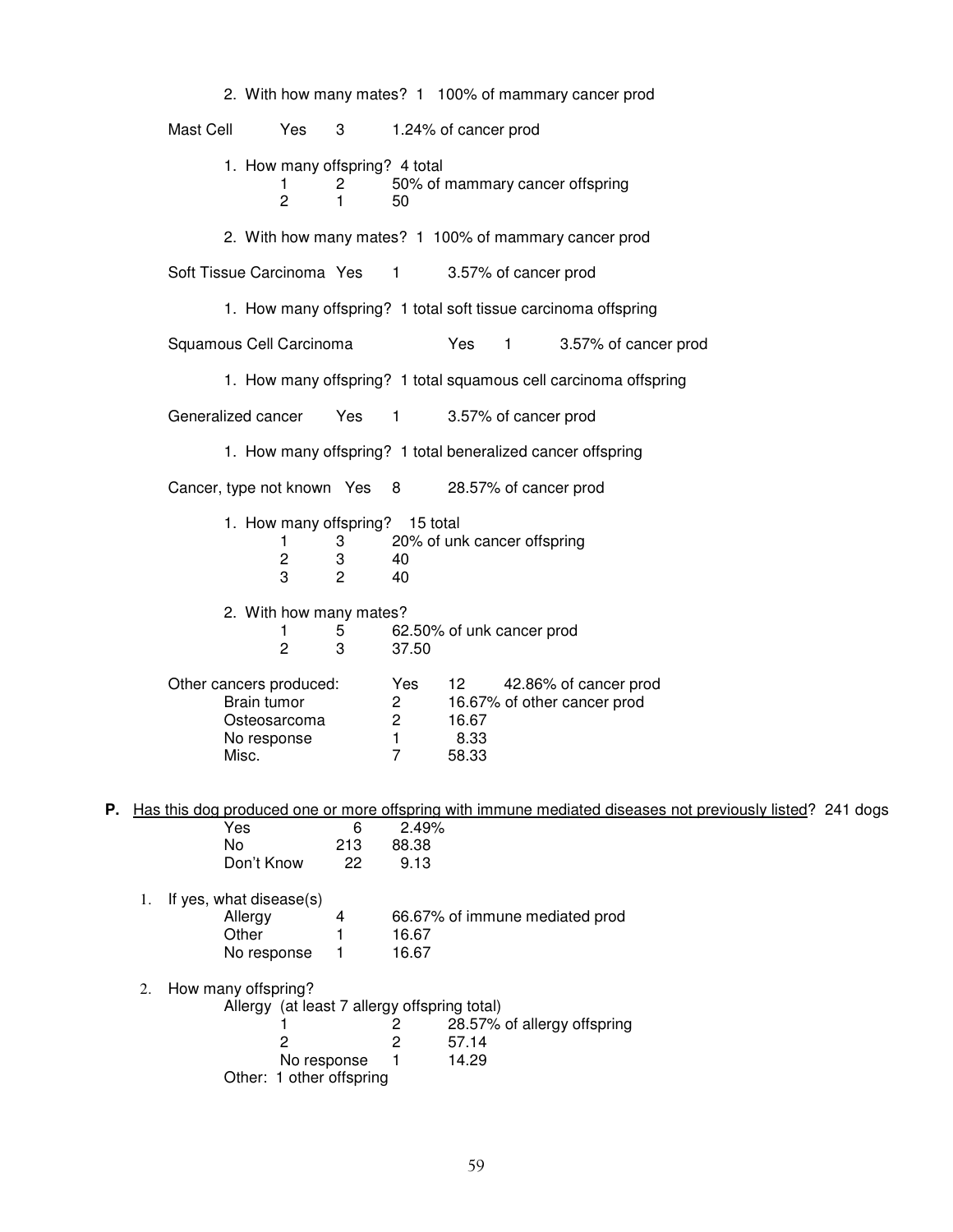2. With how many mates? 1 100% of mammary cancer prod

Mast Cell Yes 3 1.24% of cancer prod

1. How many offspring? 4 total

| | | |
|---|---|---|
| 1 | 2 | 50% of mammary cancer offspring |
| 2 | 1 | 50 |

2. With how many mates? 1 100% of mammary cancer prod

Soft Tissue Carcinoma Yes 1 3.57% of cancer prod

1. How many offspring? 1 total soft tissue carcinoma offspring

Squamous Cell Carcinoma Yes 1 3.57% of cancer prod

1. How many offspring? 1 total squamous cell carcinoma offspring

Generalized cancer Yes 1 3.57% of cancer prod

1. How many offspring? 1 total beneralized cancer offspring

Cancer, type not known Yes 8 28.57% of cancer prod

1. How many offspring? 15 total

| | | |
|---|---|---|
| 1 | 3 | 20% of unk cancer offspring |
| 2 | 3 | 40 |
| 3 | 2 | 40 |

2. With how many mates?

| | | |
|---|---|---|
| 1 | 5 | 62.50% of unk cancer prod |
| 2 | 3 | 37.50 |

| | | |
|---|---|---|
| Other cancers produced: Yes | 12 | 42.86% of cancer prod |
| Brain tumor | 2 | 16.67% of other cancer prod |
| Osteosarcoma | 2 | 16.67 |
| No response | 1 | 8.33 |
| Misc. | 7 | 58.33 |

**P.** Has this dog produced one or more offspring with immune mediated diseases not previously listed? 241 dogs

| | | |
|---|---|---|
| Yes | 6 | 2.49% |
| No | 213 | 88.38 |
| Don't Know | 22 | 9.13 |

1. If yes, what disease(s)

| | | |
|---|---|---|
| Allergy | 4 | 66.67% of immune mediated prod |
| Other | 1 | 16.67 |
| No response | 1 | 16.67 |

2. How many offspring?

Allergy (at least 7 allergy offspring total)

| | | |
|---|---|---|
| 1 | 2 | 28.57% of allergy offspring |
| 2 | 2 | 57.14 |
| No response | 1 | 14.29 |

Other: 1 other offspring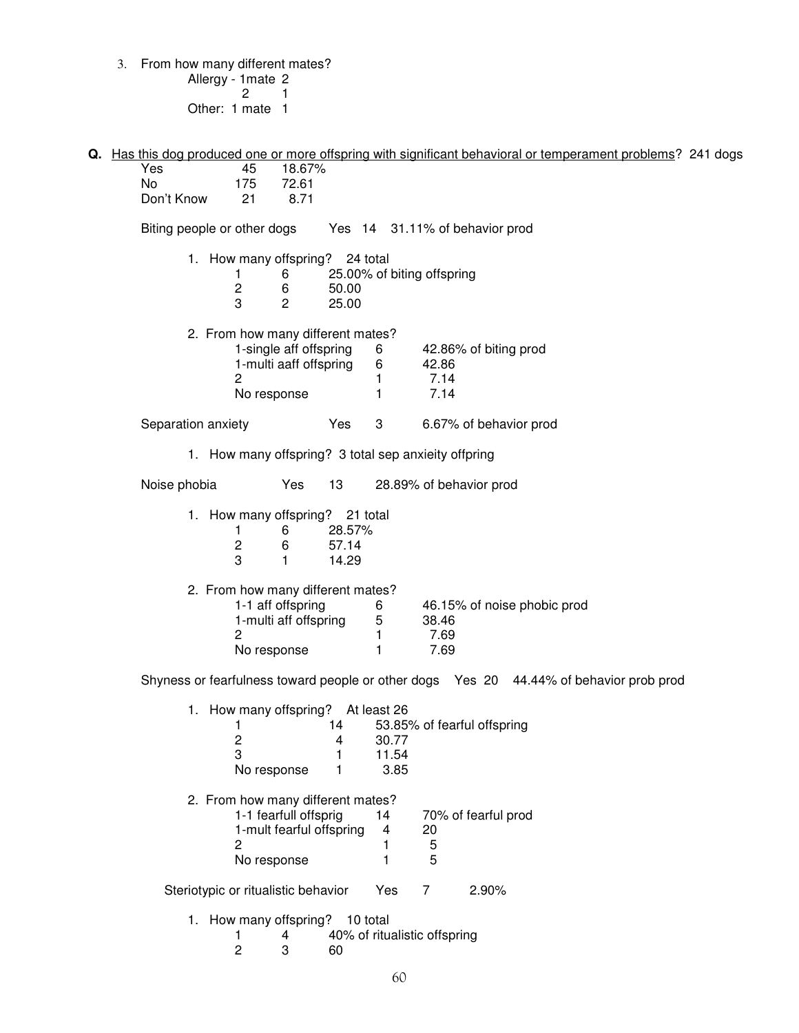3. From how many different mates?

| | |
|---|---|
| Allergy - 1mate | 2 |
| 2 | 1 |
| Other: 1 mate | 1 |

**Q.** <u>Has this dog produced one or more offspring with significant behavioral or temperament problems</u>? 241 dogs

| | | |
|---|---|---|
| Yes | 45 | 18.67% |
| No | 175 | 72.61 |
| Don't Know | 21 | 8.71 |

Biting people or other dogs Yes 14 31.11% of behavior prod

1. How many offspring? 24 total

| | | |
|---|---|---|
| 1 | 6 | 25.00% of biting offspring |
| 2 | 6 | 50.00 |
| 3 | 2 | 25.00 |

2. From how many different mates?

| | | |
|---|---|---|
| 1-single aff offspring | 6 | 42.86% of biting prod |
| 1-multi aaff offspring | 6 | 42.86 |
| 2 | 1 | 7.14 |
| No response | 1 | 7.14 |

Separation anxiety Yes 3 6.67% of behavior prod

1. How many offspring? 3 total sep anxieity offpring

Noise phobia Yes 13 28.89% of behavior prod

1. How many offspring? 21 total

| | | |
|---|---|---|
| 1 | 6 | 28.57% |
| 2 | 6 | 57.14 |
| 3 | 1 | 14.29 |

2. From how many different mates?

| | | |
|---|---|---|
| 1-1 aff offspring | 6 | 46.15% of noise phobic prod |
| 1-multi aff offspring | 5 | 38.46 |
| 2 | 1 | 7.69 |
| No response | 1 | 7.69 |

Shyness or fearfulness toward people or other dogs Yes 20 44.44% of behavior prob prod

1. How many offspring? At least 26

| | | |
|---|---|---|
| 1 | 14 | 53.85% of fearful offspring |
| 2 | 4 | 30.77 |
| 3 | 1 | 11.54 |
| No response | 1 | 3.85 |

2. From how many different mates?

| | | |
|---|---|---|
| 1-1 fearfull offsprig | 14 | 70% of fearful prod |
| 1-mult fearful offspring | 4 | 20 |
| 2 | 1 | 5 |
| No response | 1 | 5 |

Steriotypic or ritualistic behavior Yes 7 2.90%

1. How many offspring? 10 total

| | | |
|---|---|---|
| 1 | 4 | 40% of ritualistic offspring |
| 2 | 3 | 60 |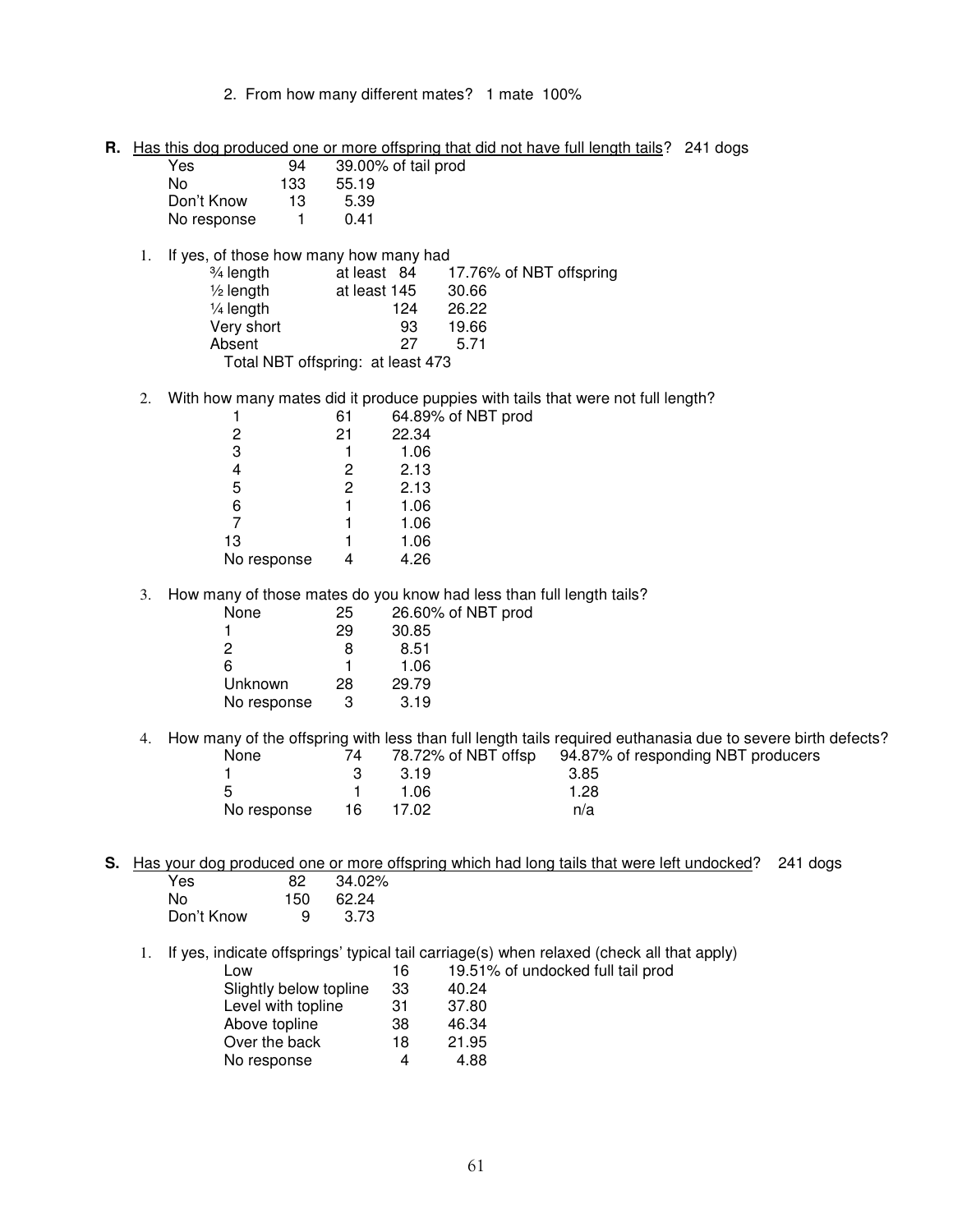2. From how many different mates? 1 mate 100%

**R.** Has this dog produced one or more offspring that did not have full length tails? 241 dogs

| | | |
|---|---|---|
| Yes | 94 | 39.00% of tail prod |
| No | 133 | 55.19 |
| Don't Know | 13 | 5.39 |
| No response | 1 | 0.41 |

1. If yes, of those how many how many had

| | | |
|---|---|---|
| ¾ length | at least 84 | 17.76% of NBT offspring |
| ½ length | at least 145 | 30.66 |
| ¼ length | 124 | 26.22 |
| Very short | 93 | 19.66 |
| Absent | 27 | 5.71 |

Total NBT offspring: at least 473

2. With how many mates did it produce puppies with tails that were not full length?

| | | |
|---|---|---|
| 1 | 61 | 64.89% of NBT prod |
| 2 | 21 | 22.34 |
| 3 | 1 | 1.06 |
| 4 | 2 | 2.13 |
| 5 | 2 | 2.13 |
| 6 | 1 | 1.06 |
| 7 | 1 | 1.06 |
| 13 | 1 | 1.06 |
| No response | 4 | 4.26 |

3. How many of those mates do you know had less than full length tails?

| | | |
|---|---|---|
| None | 25 | 26.60% of NBT prod |
| 1 | 29 | 30.85 |
| 2 | 8 | 8.51 |
| 6 | 1 | 1.06 |
| Unknown | 28 | 29.79 |
| No response | 3 | 3.19 |

4. How many of the offspring with less than full length tails required euthanasia due to severe birth defects?

| | | | |
|---|---|---|---|
| None | 74 | 78.72% of NBT offsp | 94.87% of responding NBT producers |
| 1 | 3 | 3.19 | 3.85 |
| 5 | 1 | 1.06 | 1.28 |
| No response | 16 | 17.02 | n/a |

**S.** Has your dog produced one or more offspring which had long tails that were left undocked? 241 dogs

| | | |
|---|---|---|
| Yes | 82 | 34.02% |
| No | 150 | 62.24 |
| Don't Know | 9 | 3.73 |

1. If yes, indicate offsprings' typical tail carriage(s) when relaxed (check all that apply)

| | | |
|---|---|---|
| Low | 16 | 19.51% of undocked full tail prod |
| Slightly below topline | 33 | 40.24 |
| Level with topline | 31 | 37.80 |
| Above topline | 38 | 46.34 |
| Over the back | 18 | 21.95 |
| No response | 4 | 4.88 |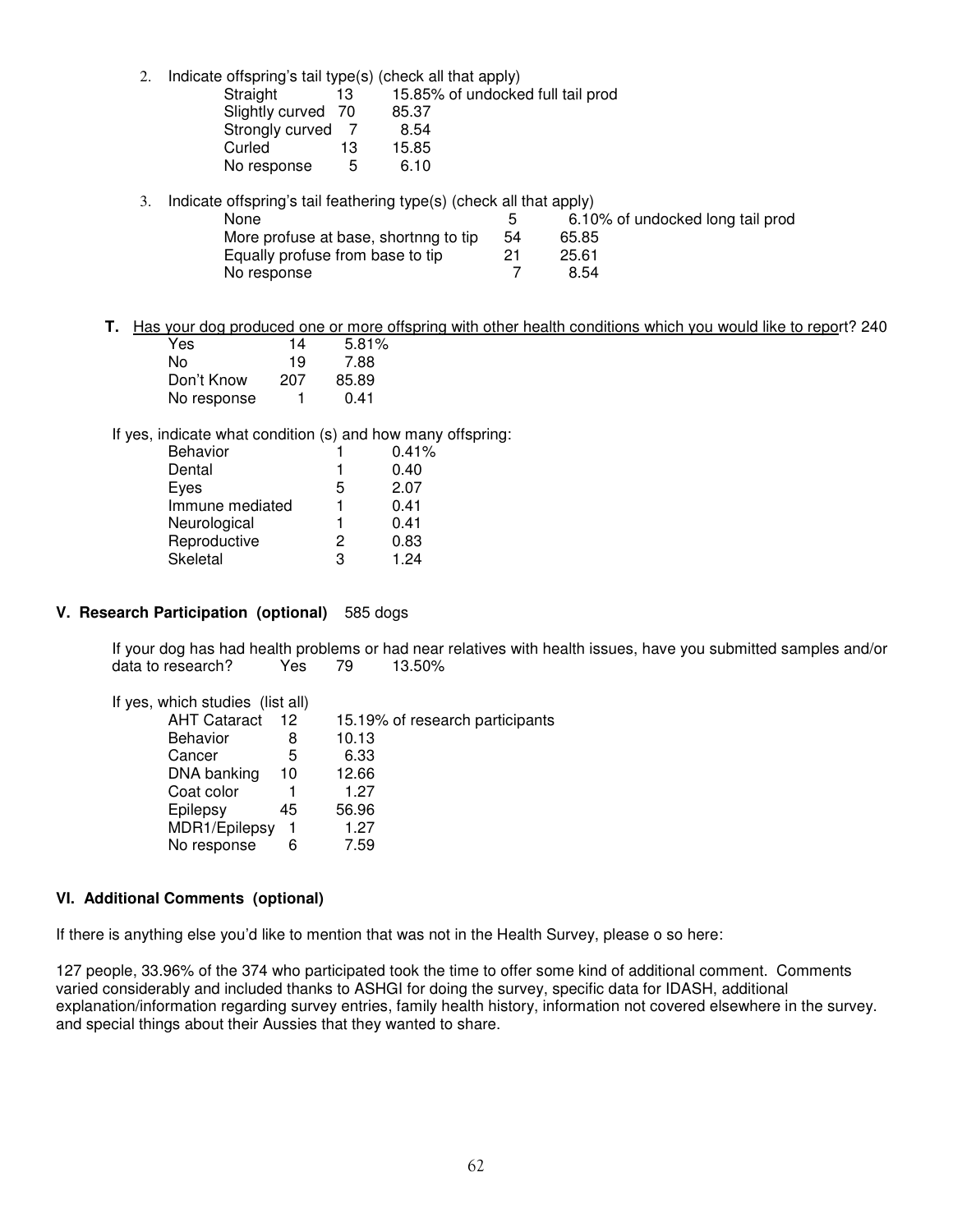2. Indicate offspring's tail type(s) (check all that apply)

| | | |
|---|---|---|
| Straight | 13 | 15.85% of undocked full tail prod |
| Slightly curved | 70 | 85.37 |
| Strongly curved | 7 | 8.54 |
| Curled | 13 | 15.85 |
| No response | 5 | 6.10 |

3. Indicate offspring's tail feathering type(s) (check all that apply)

| | | |
|---|---|---|
| None | 5 | 6.10% of undocked long tail prod |
| More profuse at base, shortnng to tip | 54 | 65.85 |
| Equally profuse from base to tip | 21 | 25.61 |
| No response | 7 | 8.54 |

**T.** Has your dog produced one or more offspring with other health conditions which you would like to report? 240

| | | |
|---|---|---|
| Yes | 14 | 5.81% |
| No | 19 | 7.88 |
| Don't Know | 207 | 85.89 |
| No response | 1 | 0.41 |

If yes, indicate what condition (s) and how many offspring:

| | | |
|---|---|---|
| Behavior | 1 | 0.41% |
| Dental | 1 | 0.40 |
| Eyes | 5 | 2.07 |
| Immune mediated | 1 | 0.41 |
| Neurological | 1 | 0.41 |
| Reproductive | 2 | 0.83 |
| Skeletal | 3 | 1.24 |

## V. Research Participation (optional) 585 dogs

If your dog has had health problems or had near relatives with health issues, have you submitted samples and/or data to research? Yes 79 13.50%

If yes, which studies (list all)

| | | |
|---|---|---|
| AHT Cataract | 12 | 15.19% of research participants |
| Behavior | 8 | 10.13 |
| Cancer | 5 | 6.33 |
| DNA banking | 10 | 12.66 |
| Coat color | 1 | 1.27 |
| Epilepsy | 45 | 56.96 |
| MDR1/Epilepsy | 1 | 1.27 |
| No response | 6 | 7.59 |

## VI. Additional Comments (optional)

If there is anything else you'd like to mention that was not in the Health Survey, please o so here:

127 people, 33.96% of the 374 who participated took the time to offer some kind of additional comment. Comments varied considerably and included thanks to ASHGI for doing the survey, specific data for IDASH, additional explanation/information regarding survey entries, family health history, information not covered elsewhere in the survey. and special things about their Aussies that they wanted to share.